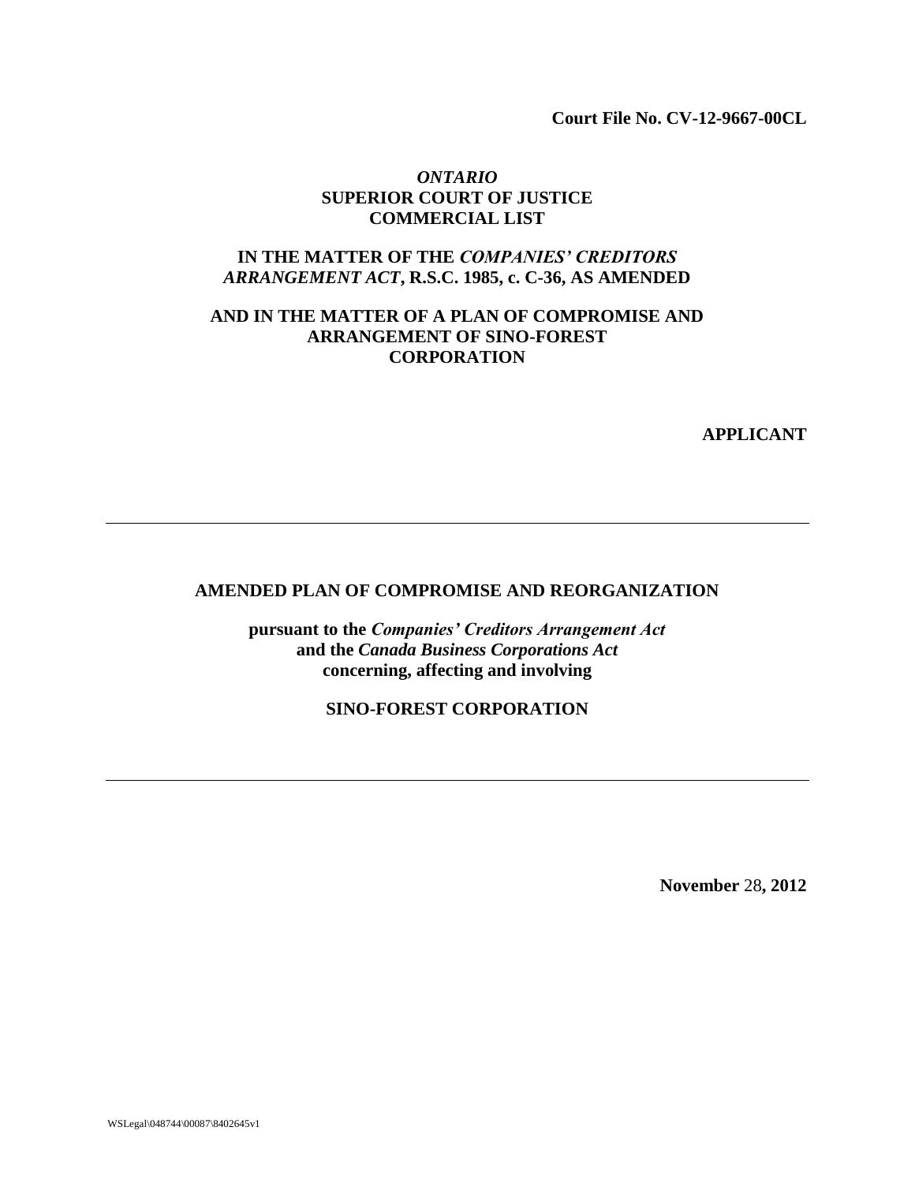**Court File No. CV-12-9667-00CL**

*ONTARIO*
**SUPERIOR COURT OF JUSTICE**
**COMMERCIAL LIST**

**IN THE MATTER OF THE *COMPANIES' CREDITORS ARRANGEMENT ACT*, R.S.C. 1985, c. C-36, AS AMENDED**

**AND IN THE MATTER OF A PLAN OF COMPROMISE AND ARRANGEMENT OF SINO-FOREST CORPORATION**

**APPLICANT**

---

# AMENDED PLAN OF COMPROMISE AND REORGANIZATION

**pursuant to the *Companies' Creditors Arrangement Act* and the *Canada Business Corporations Act* concerning, affecting and involving**

**SINO-FOREST CORPORATION**

---

**November 28, 2012**

WSLegal\048744\00087\8402645v1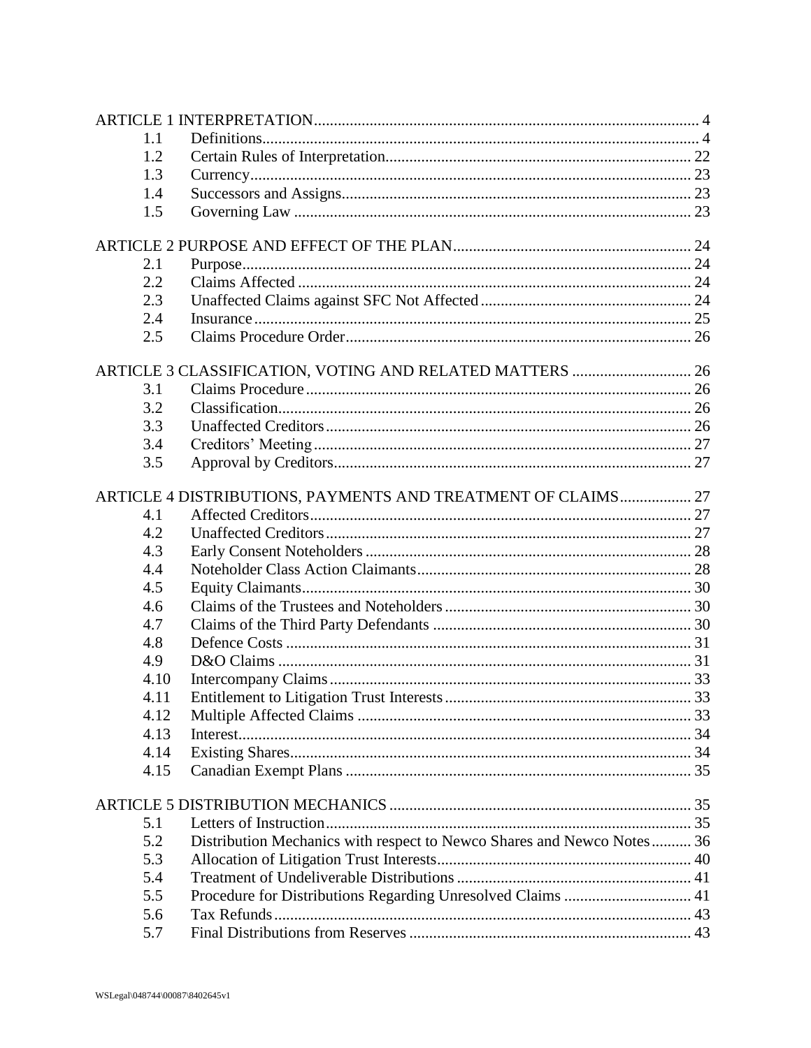| | | |
|---|---|---|
| ARTICLE 1 INTERPRETATION | | 4 |
| 1.1 | Definitions | 4 |
| 1.2 | Certain Rules of Interpretation | 22 |
| 1.3 | Currency | 23 |
| 1.4 | Successors and Assigns | 23 |
| 1.5 | Governing Law | 23 |
| ARTICLE 2 PURPOSE AND EFFECT OF THE PLAN | | 24 |
| 2.1 | Purpose | 24 |
| 2.2 | Claims Affected | 24 |
| 2.3 | Unaffected Claims against SFC Not Affected | 24 |
| 2.4 | Insurance | 25 |
| 2.5 | Claims Procedure Order | 26 |
| ARTICLE 3 CLASSIFICATION, VOTING AND RELATED MATTERS | | 26 |
| 3.1 | Claims Procedure | 26 |
| 3.2 | Classification | 26 |
| 3.3 | Unaffected Creditors | 26 |
| 3.4 | Creditors' Meeting | 27 |
| 3.5 | Approval by Creditors | 27 |
| ARTICLE 4 DISTRIBUTIONS, PAYMENTS AND TREATMENT OF CLAIMS | | 27 |
| 4.1 | Affected Creditors | 27 |
| 4.2 | Unaffected Creditors | 27 |
| 4.3 | Early Consent Noteholders | 28 |
| 4.4 | Noteholder Class Action Claimants | 28 |
| 4.5 | Equity Claimants | 30 |
| 4.6 | Claims of the Trustees and Noteholders | 30 |
| 4.7 | Claims of the Third Party Defendants | 30 |
| 4.8 | Defence Costs | 31 |
| 4.9 | D&O Claims | 31 |
| 4.10 | Intercompany Claims | 33 |
| 4.11 | Entitlement to Litigation Trust Interests | 33 |
| 4.12 | Multiple Affected Claims | 33 |
| 4.13 | Interest | 34 |
| 4.14 | Existing Shares | 34 |
| 4.15 | Canadian Exempt Plans | 35 |
| ARTICLE 5 DISTRIBUTION MECHANICS | | 35 |
| 5.1 | Letters of Instruction | 35 |
| 5.2 | Distribution Mechanics with respect to Newco Shares and Newco Notes | 36 |
| 5.3 | Allocation of Litigation Trust Interests | 40 |
| 5.4 | Treatment of Undeliverable Distributions | 41 |
| 5.5 | Procedure for Distributions Regarding Unresolved Claims | 41 |
| 5.6 | Tax Refunds | 43 |
| 5.7 | Final Distributions from Reserves | 43 |

WSLegal\048744\00087\8402645v1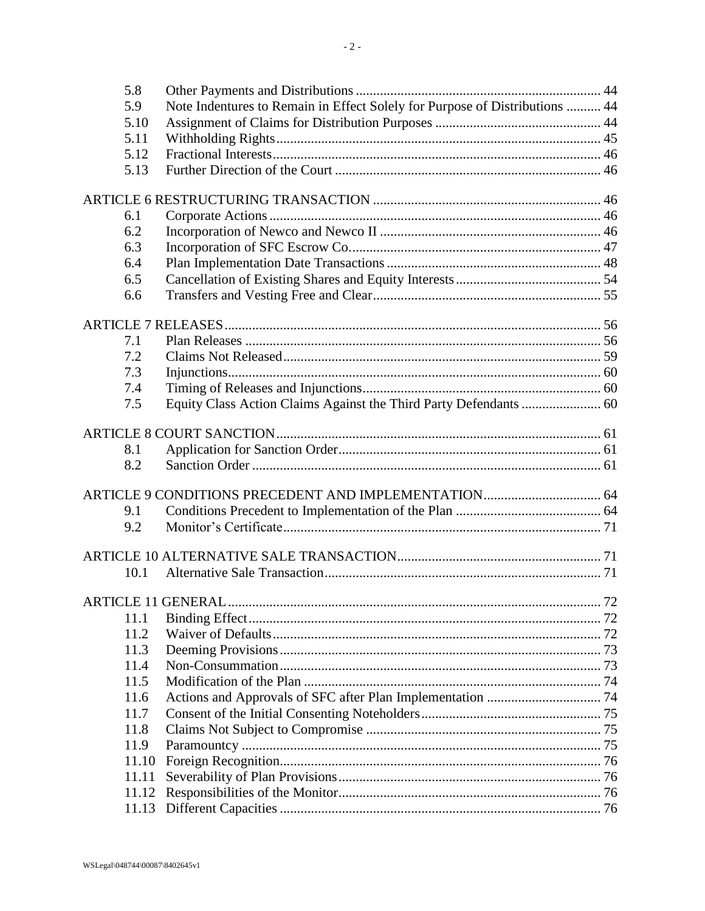| | | |
|---|---|---|
| 5.8 | Other Payments and Distributions | 44 |
| 5.9 | Note Indentures to Remain in Effect Solely for Purpose of Distributions | 44 |
| 5.10 | Assignment of Claims for Distribution Purposes | 44 |
| 5.11 | Withholding Rights | 45 |
| 5.12 | Fractional Interests | 46 |
| 5.13 | Further Direction of the Court | 46 |
| ARTICLE 6 RESTRUCTURING TRANSACTION | | 46 |
| 6.1 | Corporate Actions | 46 |
| 6.2 | Incorporation of Newco and Newco II | 46 |
| 6.3 | Incorporation of SFC Escrow Co. | 47 |
| 6.4 | Plan Implementation Date Transactions | 48 |
| 6.5 | Cancellation of Existing Shares and Equity Interests | 54 |
| 6.6 | Transfers and Vesting Free and Clear | 55 |
| ARTICLE 7 RELEASES | | 56 |
| 7.1 | Plan Releases | 56 |
| 7.2 | Claims Not Released | 59 |
| 7.3 | Injunctions | 60 |
| 7.4 | Timing of Releases and Injunctions | 60 |
| 7.5 | Equity Class Action Claims Against the Third Party Defendants | 60 |
| ARTICLE 8 COURT SANCTION | | 61 |
| 8.1 | Application for Sanction Order | 61 |
| 8.2 | Sanction Order | 61 |
| ARTICLE 9 CONDITIONS PRECEDENT AND IMPLEMENTATION | | 64 |
| 9.1 | Conditions Precedent to Implementation of the Plan | 64 |
| 9.2 | Monitor's Certificate | 71 |
| ARTICLE 10 ALTERNATIVE SALE TRANSACTION | | 71 |
| 10.1 | Alternative Sale Transaction | 71 |
| ARTICLE 11 GENERAL | | 72 |
| 11.1 | Binding Effect | 72 |
| 11.2 | Waiver of Defaults | 72 |
| 11.3 | Deeming Provisions | 73 |
| 11.4 | Non-Consummation | 73 |
| 11.5 | Modification of the Plan | 74 |
| 11.6 | Actions and Approvals of SFC after Plan Implementation | 74 |
| 11.7 | Consent of the Initial Consenting Noteholders | 75 |
| 11.8 | Claims Not Subject to Compromise | 75 |
| 11.9 | Paramountcy | 75 |
| 11.10 | Foreign Recognition | 76 |
| 11.11 | Severability of Plan Provisions | 76 |
| 11.12 | Responsibilities of the Monitor | 76 |
| 11.13 | Different Capacities | 76 |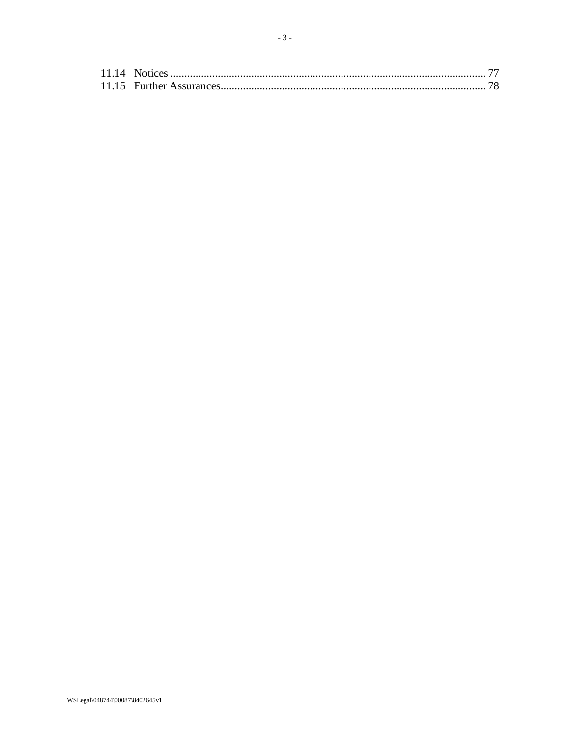11.14 Notices ........................................................................................................... 77
11.15 Further Assurances........................................................................................... 78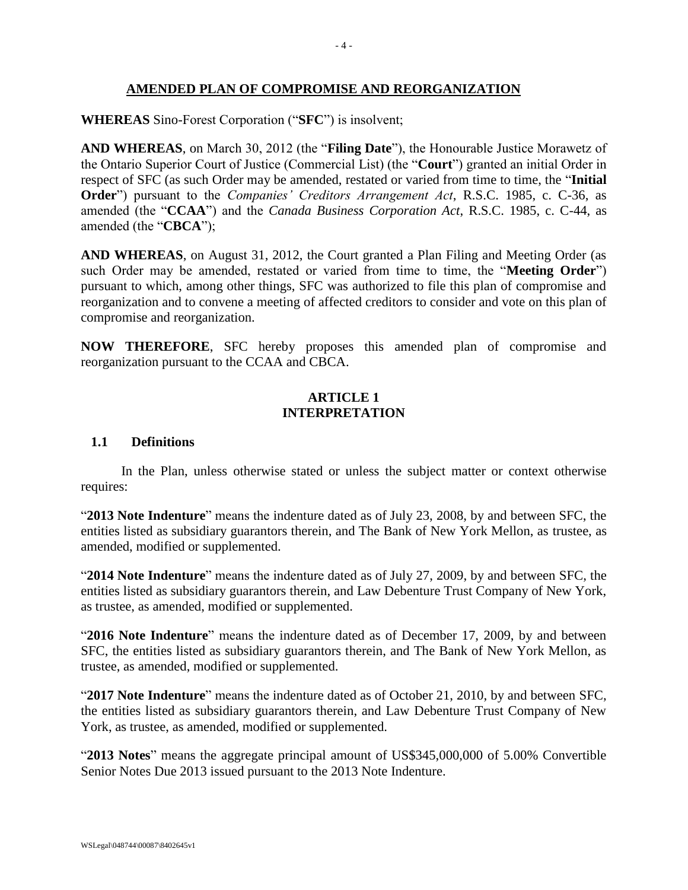## AMENDED PLAN OF COMPROMISE AND REORGANIZATION

**WHEREAS** Sino-Forest Corporation ("**SFC**") is insolvent;

**AND WHEREAS**, on March 30, 2012 (the "**Filing Date**"), the Honourable Justice Morawetz of the Ontario Superior Court of Justice (Commercial List) (the "**Court**") granted an initial Order in respect of SFC (as such Order may be amended, restated or varied from time to time, the "**Initial Order**") pursuant to the *Companies' Creditors Arrangement Act*, R.S.C. 1985, c. C-36, as amended (the "**CCAA**") and the *Canada Business Corporation Act*, R.S.C. 1985, c. C-44, as amended (the "**CBCA**");

**AND WHEREAS**, on August 31, 2012, the Court granted a Plan Filing and Meeting Order (as such Order may be amended, restated or varied from time to time, the "**Meeting Order**") pursuant to which, among other things, SFC was authorized to file this plan of compromise and reorganization and to convene a meeting of affected creditors to consider and vote on this plan of compromise and reorganization.

**NOW THEREFORE**, SFC hereby proposes this amended plan of compromise and reorganization pursuant to the CCAA and CBCA.

## ARTICLE 1
## INTERPRETATION

### 1.1 Definitions

In the Plan, unless otherwise stated or unless the subject matter or context otherwise requires:

"**2013 Note Indenture**" means the indenture dated as of July 23, 2008, by and between SFC, the entities listed as subsidiary guarantors therein, and The Bank of New York Mellon, as trustee, as amended, modified or supplemented.

"**2014 Note Indenture**" means the indenture dated as of July 27, 2009, by and between SFC, the entities listed as subsidiary guarantors therein, and Law Debenture Trust Company of New York, as trustee, as amended, modified or supplemented.

"**2016 Note Indenture**" means the indenture dated as of December 17, 2009, by and between SFC, the entities listed as subsidiary guarantors therein, and The Bank of New York Mellon, as trustee, as amended, modified or supplemented.

"**2017 Note Indenture**" means the indenture dated as of October 21, 2010, by and between SFC, the entities listed as subsidiary guarantors therein, and Law Debenture Trust Company of New York, as trustee, as amended, modified or supplemented.

"**2013 Notes**" means the aggregate principal amount of US$345,000,000 of 5.00% Convertible Senior Notes Due 2013 issued pursuant to the 2013 Note Indenture.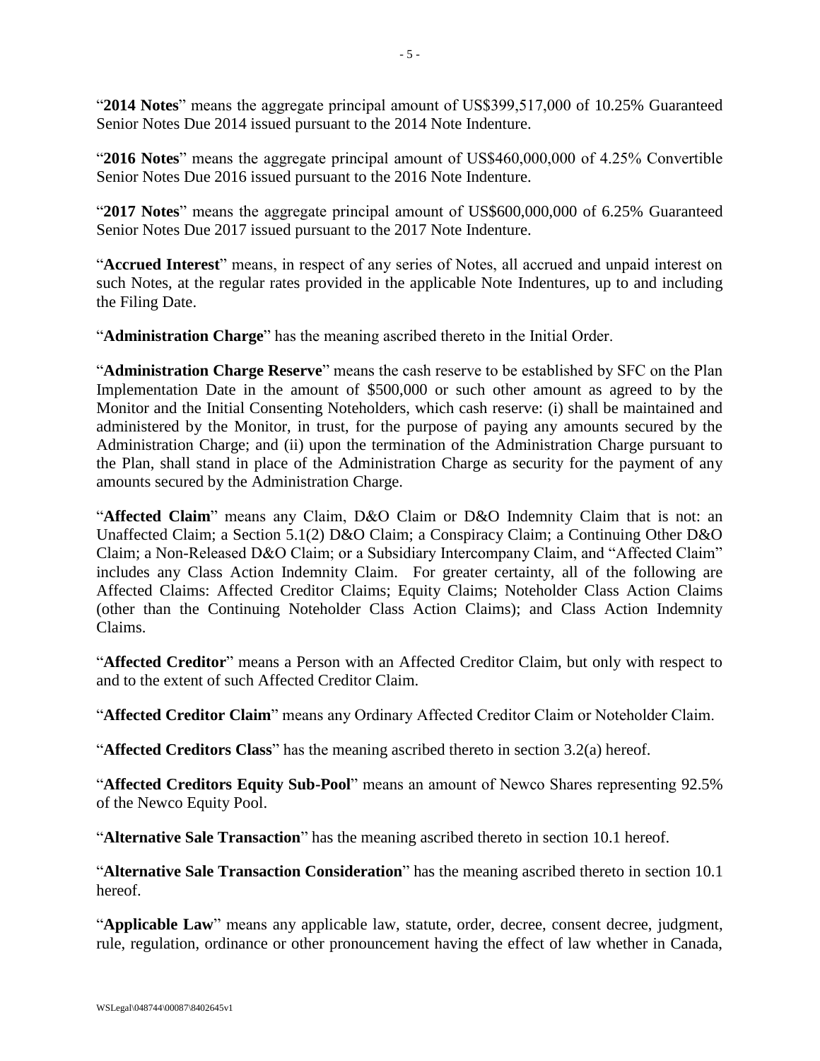"**2014 Notes**" means the aggregate principal amount of US$399,517,000 of 10.25% Guaranteed Senior Notes Due 2014 issued pursuant to the 2014 Note Indenture.

"**2016 Notes**" means the aggregate principal amount of US$460,000,000 of 4.25% Convertible Senior Notes Due 2016 issued pursuant to the 2016 Note Indenture.

"**2017 Notes**" means the aggregate principal amount of US$600,000,000 of 6.25% Guaranteed Senior Notes Due 2017 issued pursuant to the 2017 Note Indenture.

"**Accrued Interest**" means, in respect of any series of Notes, all accrued and unpaid interest on such Notes, at the regular rates provided in the applicable Note Indentures, up to and including the Filing Date.

"**Administration Charge**" has the meaning ascribed thereto in the Initial Order.

"**Administration Charge Reserve**" means the cash reserve to be established by SFC on the Plan Implementation Date in the amount of $500,000 or such other amount as agreed to by the Monitor and the Initial Consenting Noteholders, which cash reserve: (i) shall be maintained and administered by the Monitor, in trust, for the purpose of paying any amounts secured by the Administration Charge; and (ii) upon the termination of the Administration Charge pursuant to the Plan, shall stand in place of the Administration Charge as security for the payment of any amounts secured by the Administration Charge.

"**Affected Claim**" means any Claim, D&O Claim or D&O Indemnity Claim that is not: an Unaffected Claim; a Section 5.1(2) D&O Claim; a Conspiracy Claim; a Continuing Other D&O Claim; a Non-Released D&O Claim; or a Subsidiary Intercompany Claim, and "Affected Claim" includes any Class Action Indemnity Claim. For greater certainty, all of the following are Affected Claims: Affected Creditor Claims; Equity Claims; Noteholder Class Action Claims (other than the Continuing Noteholder Class Action Claims); and Class Action Indemnity Claims.

"**Affected Creditor**" means a Person with an Affected Creditor Claim, but only with respect to and to the extent of such Affected Creditor Claim.

"**Affected Creditor Claim**" means any Ordinary Affected Creditor Claim or Noteholder Claim.

"**Affected Creditors Class**" has the meaning ascribed thereto in section 3.2(a) hereof.

"**Affected Creditors Equity Sub-Pool**" means an amount of Newco Shares representing 92.5% of the Newco Equity Pool.

"**Alternative Sale Transaction**" has the meaning ascribed thereto in section 10.1 hereof.

"**Alternative Sale Transaction Consideration**" has the meaning ascribed thereto in section 10.1 hereof.

"**Applicable Law**" means any applicable law, statute, order, decree, consent decree, judgment, rule, regulation, ordinance or other pronouncement having the effect of law whether in Canada,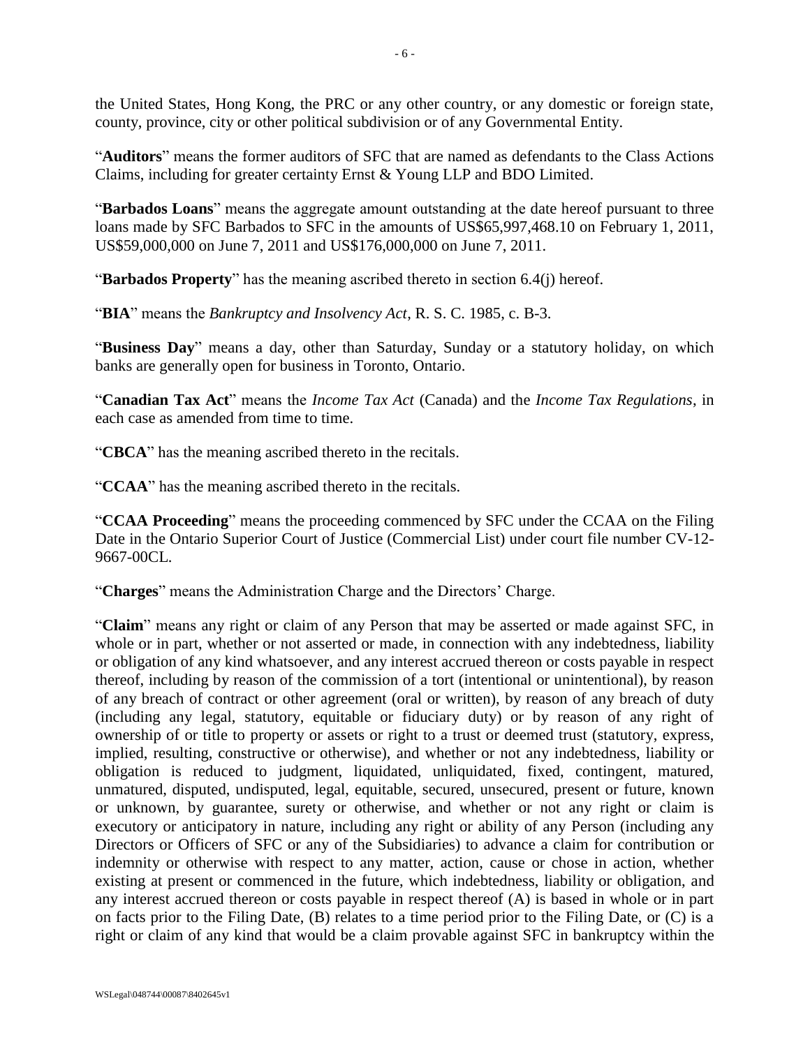the United States, Hong Kong, the PRC or any other country, or any domestic or foreign state, county, province, city or other political subdivision or of any Governmental Entity.

"**Auditors**" means the former auditors of SFC that are named as defendants to the Class Actions Claims, including for greater certainty Ernst & Young LLP and BDO Limited.

"**Barbados Loans**" means the aggregate amount outstanding at the date hereof pursuant to three loans made by SFC Barbados to SFC in the amounts of US$65,997,468.10 on February 1, 2011, US$59,000,000 on June 7, 2011 and US$176,000,000 on June 7, 2011.

"**Barbados Property**" has the meaning ascribed thereto in section 6.4(j) hereof.

"**BIA**" means the *Bankruptcy and Insolvency Act*, R. S. C. 1985, c. B-3.

"**Business Day**" means a day, other than Saturday, Sunday or a statutory holiday, on which banks are generally open for business in Toronto, Ontario.

"**Canadian Tax Act**" means the *Income Tax Act* (Canada) and the *Income Tax Regulations*, in each case as amended from time to time.

"**CBCA**" has the meaning ascribed thereto in the recitals.

"**CCAA**" has the meaning ascribed thereto in the recitals.

"**CCAA Proceeding**" means the proceeding commenced by SFC under the CCAA on the Filing Date in the Ontario Superior Court of Justice (Commercial List) under court file number CV-12-9667-00CL.

"**Charges**" means the Administration Charge and the Directors' Charge.

"**Claim**" means any right or claim of any Person that may be asserted or made against SFC, in whole or in part, whether or not asserted or made, in connection with any indebtedness, liability or obligation of any kind whatsoever, and any interest accrued thereon or costs payable in respect thereof, including by reason of the commission of a tort (intentional or unintentional), by reason of any breach of contract or other agreement (oral or written), by reason of any breach of duty (including any legal, statutory, equitable or fiduciary duty) or by reason of any right of ownership of or title to property or assets or right to a trust or deemed trust (statutory, express, implied, resulting, constructive or otherwise), and whether or not any indebtedness, liability or obligation is reduced to judgment, liquidated, unliquidated, fixed, contingent, matured, unmatured, disputed, undisputed, legal, equitable, secured, unsecured, present or future, known or unknown, by guarantee, surety or otherwise, and whether or not any right or claim is executory or anticipatory in nature, including any right or ability of any Person (including any Directors or Officers of SFC or any of the Subsidiaries) to advance a claim for contribution or indemnity or otherwise with respect to any matter, action, cause or chose in action, whether existing at present or commenced in the future, which indebtedness, liability or obligation, and any interest accrued thereon or costs payable in respect thereof (A) is based in whole or in part on facts prior to the Filing Date, (B) relates to a time period prior to the Filing Date, or (C) is a right or claim of any kind that would be a claim provable against SFC in bankruptcy within the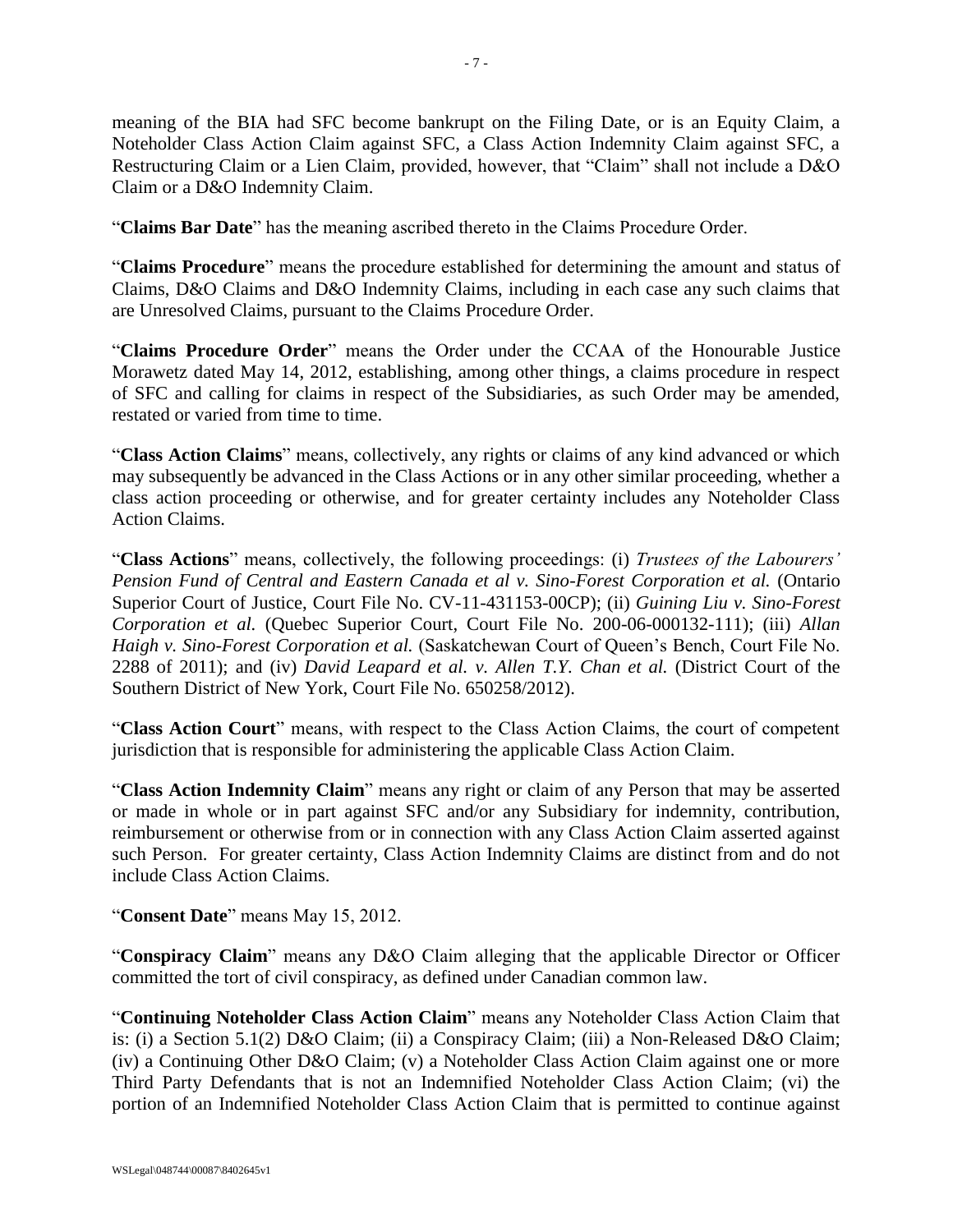meaning of the BIA had SFC become bankrupt on the Filing Date, or is an Equity Claim, a Noteholder Class Action Claim against SFC, a Class Action Indemnity Claim against SFC, a Restructuring Claim or a Lien Claim, provided, however, that "Claim" shall not include a D&O Claim or a D&O Indemnity Claim.

"**Claims Bar Date**" has the meaning ascribed thereto in the Claims Procedure Order.

"**Claims Procedure**" means the procedure established for determining the amount and status of Claims, D&O Claims and D&O Indemnity Claims, including in each case any such claims that are Unresolved Claims, pursuant to the Claims Procedure Order.

"**Claims Procedure Order**" means the Order under the CCAA of the Honourable Justice Morawetz dated May 14, 2012, establishing, among other things, a claims procedure in respect of SFC and calling for claims in respect of the Subsidiaries, as such Order may be amended, restated or varied from time to time.

"**Class Action Claims**" means, collectively, any rights or claims of any kind advanced or which may subsequently be advanced in the Class Actions or in any other similar proceeding, whether a class action proceeding or otherwise, and for greater certainty includes any Noteholder Class Action Claims.

"**Class Actions**" means, collectively, the following proceedings: (i) *Trustees of the Labourers' Pension Fund of Central and Eastern Canada et al v. Sino-Forest Corporation et al.* (Ontario Superior Court of Justice, Court File No. CV-11-431153-00CP); (ii) *Guining Liu v. Sino-Forest Corporation et al.* (Quebec Superior Court, Court File No. 200-06-000132-111); (iii) *Allan Haigh v. Sino-Forest Corporation et al.* (Saskatchewan Court of Queen's Bench, Court File No. 2288 of 2011); and (iv) *David Leapard et al. v. Allen T.Y. Chan et al.* (District Court of the Southern District of New York, Court File No. 650258/2012).

"**Class Action Court**" means, with respect to the Class Action Claims, the court of competent jurisdiction that is responsible for administering the applicable Class Action Claim.

"**Class Action Indemnity Claim**" means any right or claim of any Person that may be asserted or made in whole or in part against SFC and/or any Subsidiary for indemnity, contribution, reimbursement or otherwise from or in connection with any Class Action Claim asserted against such Person. For greater certainty, Class Action Indemnity Claims are distinct from and do not include Class Action Claims.

"**Consent Date**" means May 15, 2012.

"**Conspiracy Claim**" means any D&O Claim alleging that the applicable Director or Officer committed the tort of civil conspiracy, as defined under Canadian common law.

"**Continuing Noteholder Class Action Claim**" means any Noteholder Class Action Claim that is: (i) a Section 5.1(2) D&O Claim; (ii) a Conspiracy Claim; (iii) a Non-Released D&O Claim; (iv) a Continuing Other D&O Claim; (v) a Noteholder Class Action Claim against one or more Third Party Defendants that is not an Indemnified Noteholder Class Action Claim; (vi) the portion of an Indemnified Noteholder Class Action Claim that is permitted to continue against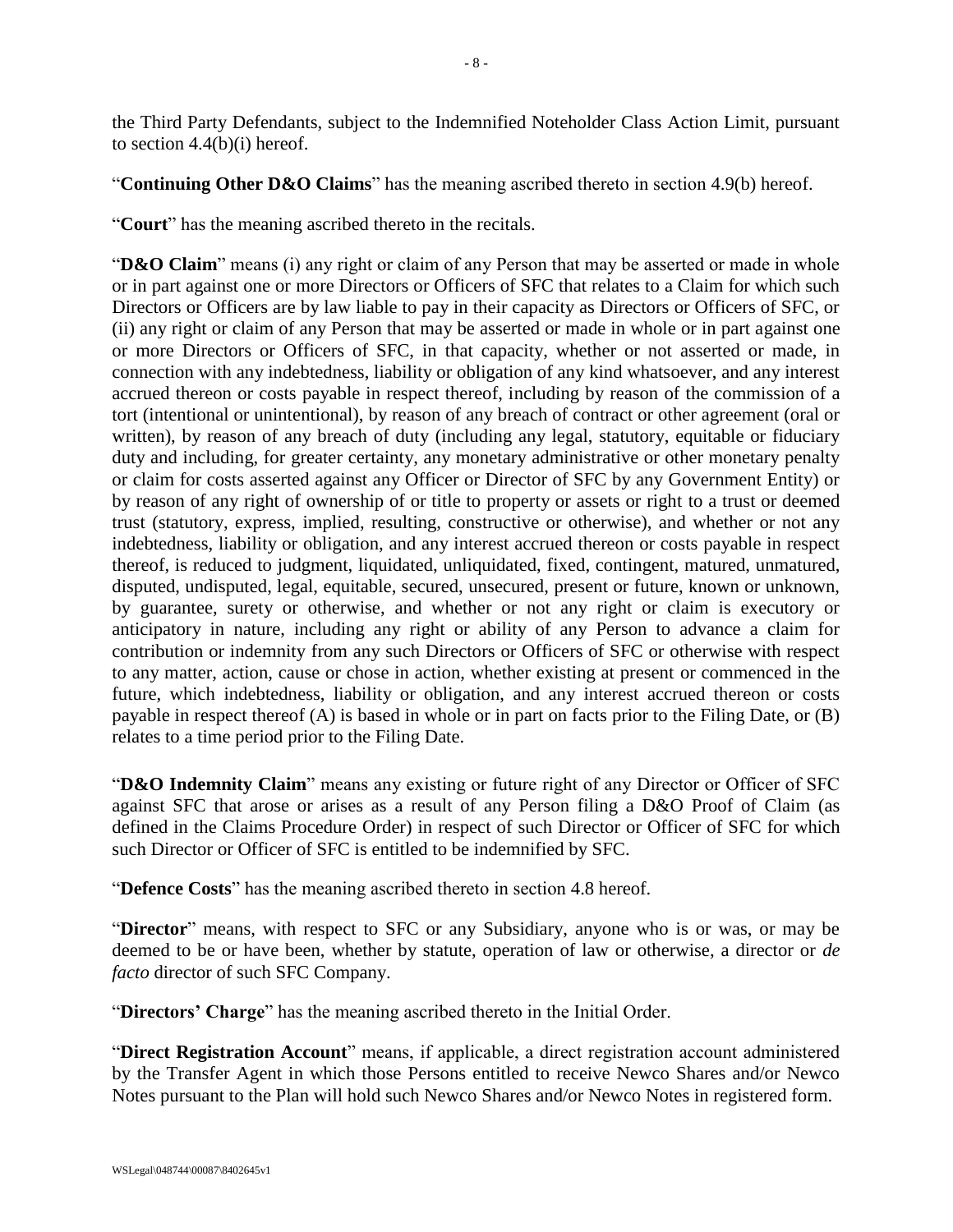the Third Party Defendants, subject to the Indemnified Noteholder Class Action Limit, pursuant to section 4.4(b)(i) hereof.

"**Continuing Other D&O Claims**" has the meaning ascribed thereto in section 4.9(b) hereof.

"**Court**" has the meaning ascribed thereto in the recitals.

"**D&O Claim**" means (i) any right or claim of any Person that may be asserted or made in whole or in part against one or more Directors or Officers of SFC that relates to a Claim for which such Directors or Officers are by law liable to pay in their capacity as Directors or Officers of SFC, or (ii) any right or claim of any Person that may be asserted or made in whole or in part against one or more Directors or Officers of SFC, in that capacity, whether or not asserted or made, in connection with any indebtedness, liability or obligation of any kind whatsoever, and any interest accrued thereon or costs payable in respect thereof, including by reason of the commission of a tort (intentional or unintentional), by reason of any breach of contract or other agreement (oral or written), by reason of any breach of duty (including any legal, statutory, equitable or fiduciary duty and including, for greater certainty, any monetary administrative or other monetary penalty or claim for costs asserted against any Officer or Director of SFC by any Government Entity) or by reason of any right of ownership of or title to property or assets or right to a trust or deemed trust (statutory, express, implied, resulting, constructive or otherwise), and whether or not any indebtedness, liability or obligation, and any interest accrued thereon or costs payable in respect thereof, is reduced to judgment, liquidated, unliquidated, fixed, contingent, matured, unmatured, disputed, undisputed, legal, equitable, secured, unsecured, present or future, known or unknown, by guarantee, surety or otherwise, and whether or not any right or claim is executory or anticipatory in nature, including any right or ability of any Person to advance a claim for contribution or indemnity from any such Directors or Officers of SFC or otherwise with respect to any matter, action, cause or chose in action, whether existing at present or commenced in the future, which indebtedness, liability or obligation, and any interest accrued thereon or costs payable in respect thereof (A) is based in whole or in part on facts prior to the Filing Date, or (B) relates to a time period prior to the Filing Date.

"**D&O Indemnity Claim**" means any existing or future right of any Director or Officer of SFC against SFC that arose or arises as a result of any Person filing a D&O Proof of Claim (as defined in the Claims Procedure Order) in respect of such Director or Officer of SFC for which such Director or Officer of SFC is entitled to be indemnified by SFC.

"**Defence Costs**" has the meaning ascribed thereto in section 4.8 hereof.

"**Director**" means, with respect to SFC or any Subsidiary, anyone who is or was, or may be deemed to be or have been, whether by statute, operation of law or otherwise, a director or *de facto* director of such SFC Company.

"**Directors' Charge**" has the meaning ascribed thereto in the Initial Order.

"**Direct Registration Account**" means, if applicable, a direct registration account administered by the Transfer Agent in which those Persons entitled to receive Newco Shares and/or Newco Notes pursuant to the Plan will hold such Newco Shares and/or Newco Notes in registered form.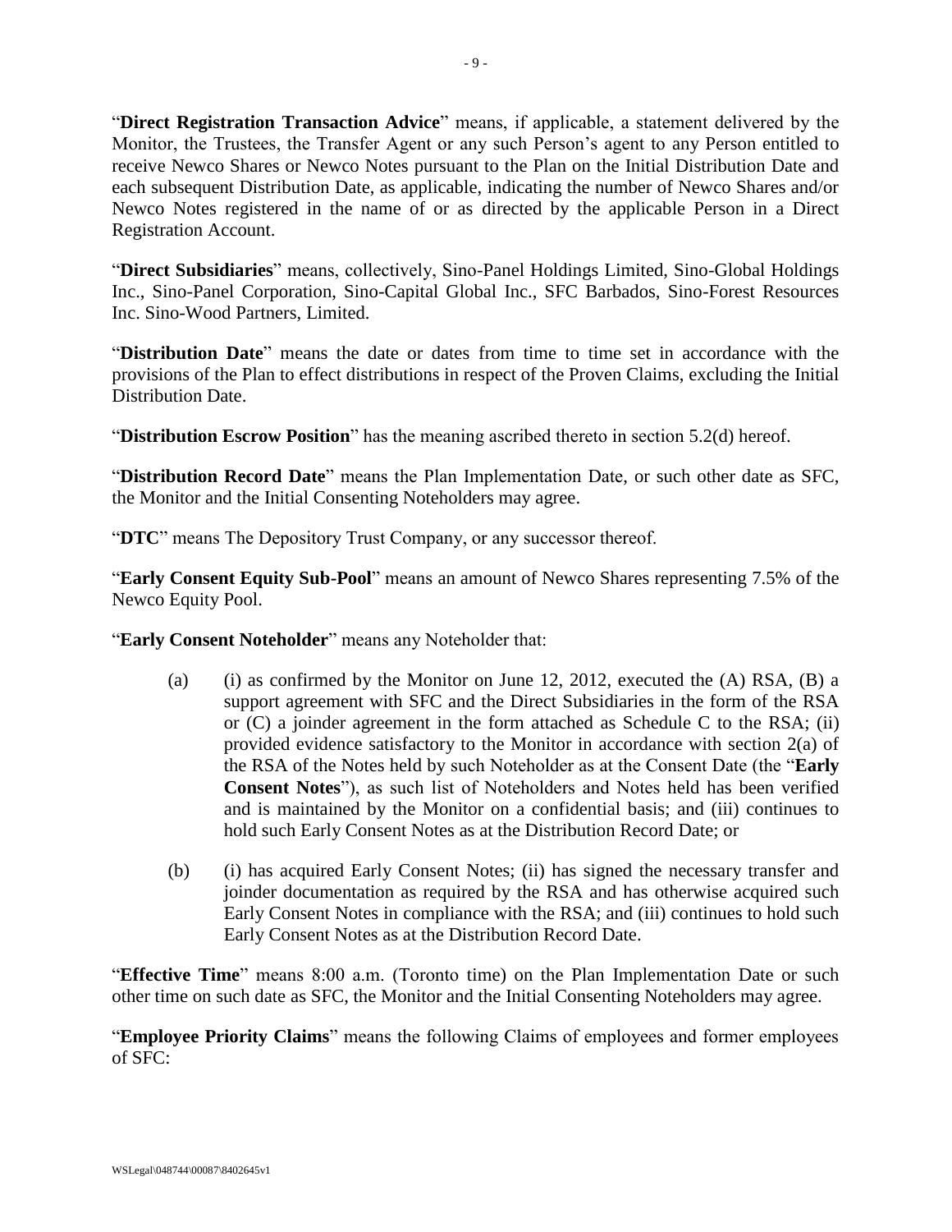"**Direct Registration Transaction Advice**" means, if applicable, a statement delivered by the Monitor, the Trustees, the Transfer Agent or any such Person's agent to any Person entitled to receive Newco Shares or Newco Notes pursuant to the Plan on the Initial Distribution Date and each subsequent Distribution Date, as applicable, indicating the number of Newco Shares and/or Newco Notes registered in the name of or as directed by the applicable Person in a Direct Registration Account.

"**Direct Subsidiaries**" means, collectively, Sino-Panel Holdings Limited, Sino-Global Holdings Inc., Sino-Panel Corporation, Sino-Capital Global Inc., SFC Barbados, Sino-Forest Resources Inc. Sino-Wood Partners, Limited.

"**Distribution Date**" means the date or dates from time to time set in accordance with the provisions of the Plan to effect distributions in respect of the Proven Claims, excluding the Initial Distribution Date.

"**Distribution Escrow Position**" has the meaning ascribed thereto in section 5.2(d) hereof.

"**Distribution Record Date**" means the Plan Implementation Date, or such other date as SFC, the Monitor and the Initial Consenting Noteholders may agree.

"**DTC**" means The Depository Trust Company, or any successor thereof.

"**Early Consent Equity Sub-Pool**" means an amount of Newco Shares representing 7.5% of the Newco Equity Pool.

"**Early Consent Noteholder**" means any Noteholder that:

(a) (i) as confirmed by the Monitor on June 12, 2012, executed the (A) RSA, (B) a support agreement with SFC and the Direct Subsidiaries in the form of the RSA or (C) a joinder agreement in the form attached as Schedule C to the RSA; (ii) provided evidence satisfactory to the Monitor in accordance with section 2(a) of the RSA of the Notes held by such Noteholder as at the Consent Date (the "**Early Consent Notes**"), as such list of Noteholders and Notes held has been verified and is maintained by the Monitor on a confidential basis; and (iii) continues to hold such Early Consent Notes as at the Distribution Record Date; or

(b) (i) has acquired Early Consent Notes; (ii) has signed the necessary transfer and joinder documentation as required by the RSA and has otherwise acquired such Early Consent Notes in compliance with the RSA; and (iii) continues to hold such Early Consent Notes as at the Distribution Record Date.

"**Effective Time**" means 8:00 a.m. (Toronto time) on the Plan Implementation Date or such other time on such date as SFC, the Monitor and the Initial Consenting Noteholders may agree.

"**Employee Priority Claims**" means the following Claims of employees and former employees of SFC: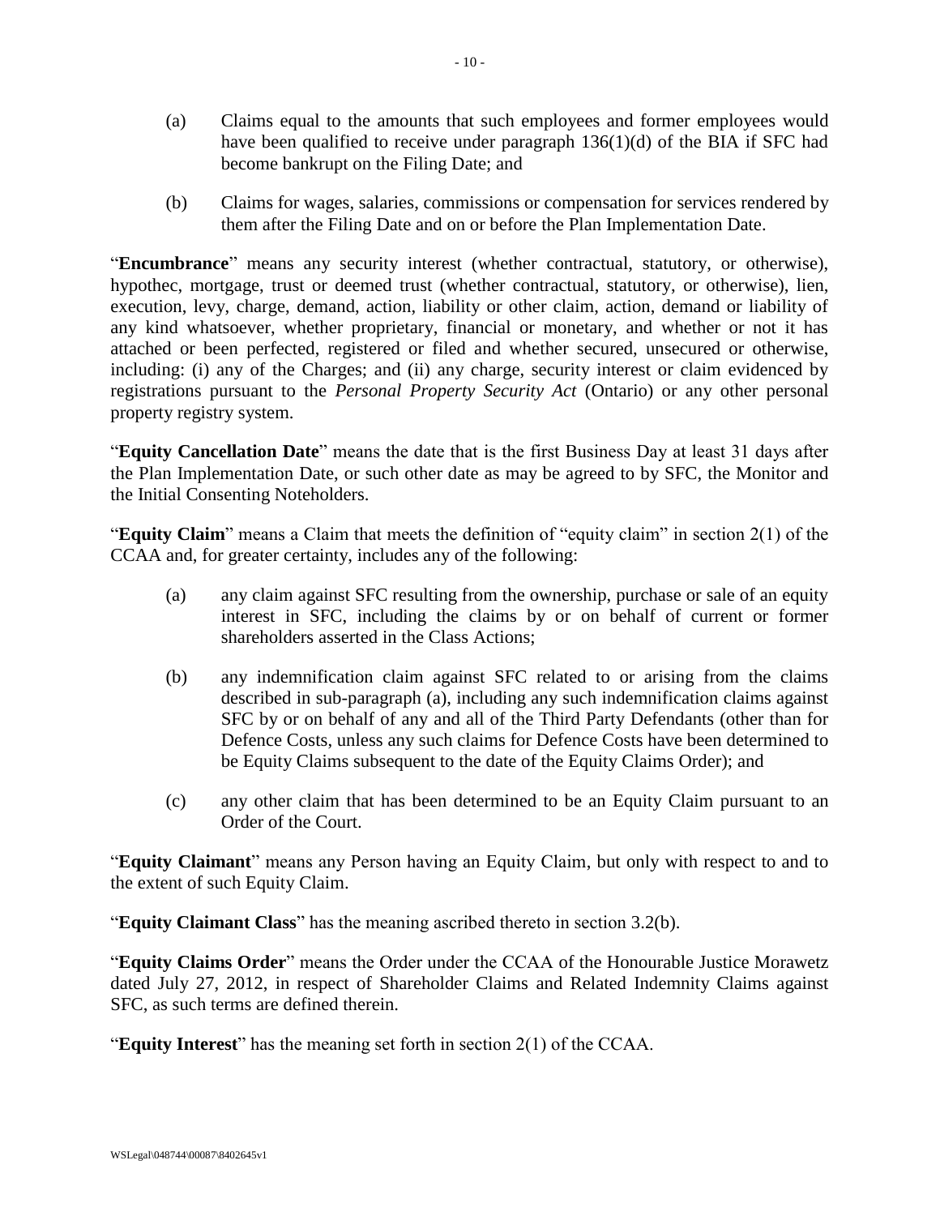(a) Claims equal to the amounts that such employees and former employees would have been qualified to receive under paragraph 136(1)(d) of the BIA if SFC had become bankrupt on the Filing Date; and

(b) Claims for wages, salaries, commissions or compensation for services rendered by them after the Filing Date and on or before the Plan Implementation Date.

"**Encumbrance**" means any security interest (whether contractual, statutory, or otherwise), hypothec, mortgage, trust or deemed trust (whether contractual, statutory, or otherwise), lien, execution, levy, charge, demand, action, liability or other claim, action, demand or liability of any kind whatsoever, whether proprietary, financial or monetary, and whether or not it has attached or been perfected, registered or filed and whether secured, unsecured or otherwise, including: (i) any of the Charges; and (ii) any charge, security interest or claim evidenced by registrations pursuant to the *Personal Property Security Act* (Ontario) or any other personal property registry system.

"**Equity Cancellation Date**" means the date that is the first Business Day at least 31 days after the Plan Implementation Date, or such other date as may be agreed to by SFC, the Monitor and the Initial Consenting Noteholders.

"**Equity Claim**" means a Claim that meets the definition of "equity claim" in section 2(1) of the CCAA and, for greater certainty, includes any of the following:

(a) any claim against SFC resulting from the ownership, purchase or sale of an equity interest in SFC, including the claims by or on behalf of current or former shareholders asserted in the Class Actions;

(b) any indemnification claim against SFC related to or arising from the claims described in sub-paragraph (a), including any such indemnification claims against SFC by or on behalf of any and all of the Third Party Defendants (other than for Defence Costs, unless any such claims for Defence Costs have been determined to be Equity Claims subsequent to the date of the Equity Claims Order); and

(c) any other claim that has been determined to be an Equity Claim pursuant to an Order of the Court.

"**Equity Claimant**" means any Person having an Equity Claim, but only with respect to and to the extent of such Equity Claim.

"**Equity Claimant Class**" has the meaning ascribed thereto in section 3.2(b).

"**Equity Claims Order**" means the Order under the CCAA of the Honourable Justice Morawetz dated July 27, 2012, in respect of Shareholder Claims and Related Indemnity Claims against SFC, as such terms are defined therein.

"**Equity Interest**" has the meaning set forth in section 2(1) of the CCAA.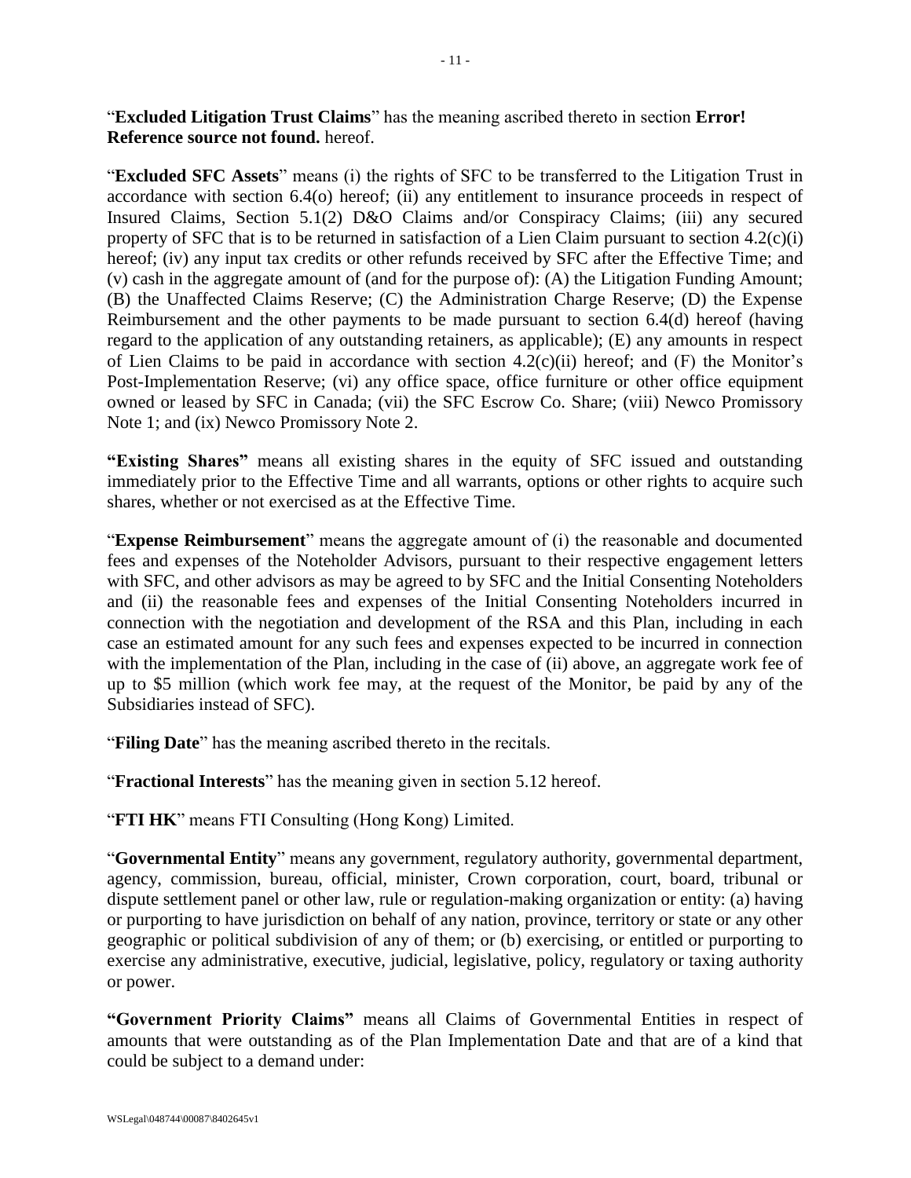"**Excluded Litigation Trust Claims**" has the meaning ascribed thereto in section **Error! Reference source not found.** hereof.

"**Excluded SFC Assets**" means (i) the rights of SFC to be transferred to the Litigation Trust in accordance with section 6.4(o) hereof; (ii) any entitlement to insurance proceeds in respect of Insured Claims, Section 5.1(2) D&O Claims and/or Conspiracy Claims; (iii) any secured property of SFC that is to be returned in satisfaction of a Lien Claim pursuant to section 4.2(c)(i) hereof; (iv) any input tax credits or other refunds received by SFC after the Effective Time; and (v) cash in the aggregate amount of (and for the purpose of): (A) the Litigation Funding Amount; (B) the Unaffected Claims Reserve; (C) the Administration Charge Reserve; (D) the Expense Reimbursement and the other payments to be made pursuant to section 6.4(d) hereof (having regard to the application of any outstanding retainers, as applicable); (E) any amounts in respect of Lien Claims to be paid in accordance with section 4.2(c)(ii) hereof; and (F) the Monitor's Post-Implementation Reserve; (vi) any office space, office furniture or other office equipment owned or leased by SFC in Canada; (vii) the SFC Escrow Co. Share; (viii) Newco Promissory Note 1; and (ix) Newco Promissory Note 2.

**"Existing Shares"** means all existing shares in the equity of SFC issued and outstanding immediately prior to the Effective Time and all warrants, options or other rights to acquire such shares, whether or not exercised as at the Effective Time.

"**Expense Reimbursement**" means the aggregate amount of (i) the reasonable and documented fees and expenses of the Noteholder Advisors, pursuant to their respective engagement letters with SFC, and other advisors as may be agreed to by SFC and the Initial Consenting Noteholders and (ii) the reasonable fees and expenses of the Initial Consenting Noteholders incurred in connection with the negotiation and development of the RSA and this Plan, including in each case an estimated amount for any such fees and expenses expected to be incurred in connection with the implementation of the Plan, including in the case of (ii) above, an aggregate work fee of up to $5 million (which work fee may, at the request of the Monitor, be paid by any of the Subsidiaries instead of SFC).

"**Filing Date**" has the meaning ascribed thereto in the recitals.

"**Fractional Interests**" has the meaning given in section 5.12 hereof.

"**FTI HK**" means FTI Consulting (Hong Kong) Limited.

"**Governmental Entity**" means any government, regulatory authority, governmental department, agency, commission, bureau, official, minister, Crown corporation, court, board, tribunal or dispute settlement panel or other law, rule or regulation-making organization or entity: (a) having or purporting to have jurisdiction on behalf of any nation, province, territory or state or any other geographic or political subdivision of any of them; or (b) exercising, or entitled or purporting to exercise any administrative, executive, judicial, legislative, policy, regulatory or taxing authority or power.

**"Government Priority Claims"** means all Claims of Governmental Entities in respect of amounts that were outstanding as of the Plan Implementation Date and that are of a kind that could be subject to a demand under: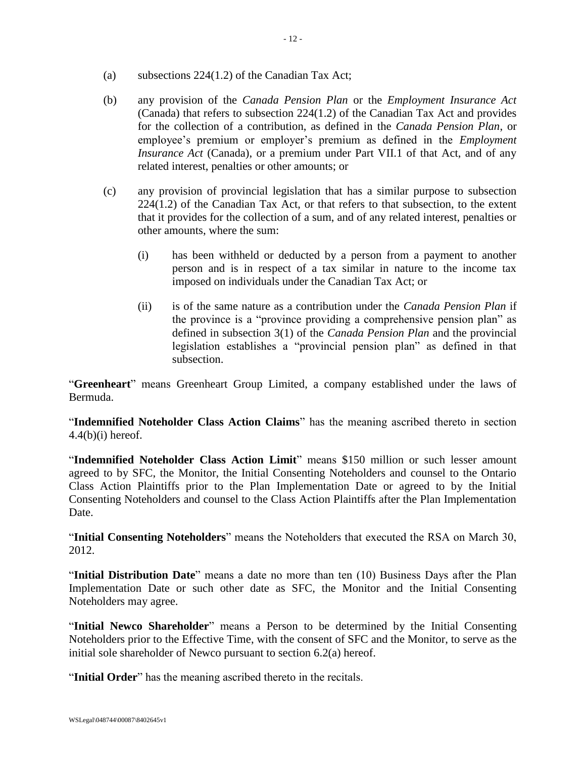(a) subsections 224(1.2) of the Canadian Tax Act;

(b) any provision of the *Canada Pension Plan* or the *Employment Insurance Act* (Canada) that refers to subsection 224(1.2) of the Canadian Tax Act and provides for the collection of a contribution, as defined in the *Canada Pension Plan*, or employee's premium or employer's premium as defined in the *Employment Insurance Act* (Canada), or a premium under Part VII.1 of that Act, and of any related interest, penalties or other amounts; or

(c) any provision of provincial legislation that has a similar purpose to subsection 224(1.2) of the Canadian Tax Act, or that refers to that subsection, to the extent that it provides for the collection of a sum, and of any related interest, penalties or other amounts, where the sum:

   (i) has been withheld or deducted by a person from a payment to another person and is in respect of a tax similar in nature to the income tax imposed on individuals under the Canadian Tax Act; or

   (ii) is of the same nature as a contribution under the *Canada Pension Plan* if the province is a "province providing a comprehensive pension plan" as defined in subsection 3(1) of the *Canada Pension Plan* and the provincial legislation establishes a "provincial pension plan" as defined in that subsection.

"**Greenheart**" means Greenheart Group Limited, a company established under the laws of Bermuda.

"**Indemnified Noteholder Class Action Claims**" has the meaning ascribed thereto in section 4.4(b)(i) hereof.

"**Indemnified Noteholder Class Action Limit**" means $150 million or such lesser amount agreed to by SFC, the Monitor, the Initial Consenting Noteholders and counsel to the Ontario Class Action Plaintiffs prior to the Plan Implementation Date or agreed to by the Initial Consenting Noteholders and counsel to the Class Action Plaintiffs after the Plan Implementation Date.

"**Initial Consenting Noteholders**" means the Noteholders that executed the RSA on March 30, 2012.

"**Initial Distribution Date**" means a date no more than ten (10) Business Days after the Plan Implementation Date or such other date as SFC, the Monitor and the Initial Consenting Noteholders may agree.

"**Initial Newco Shareholder**" means a Person to be determined by the Initial Consenting Noteholders prior to the Effective Time, with the consent of SFC and the Monitor, to serve as the initial sole shareholder of Newco pursuant to section 6.2(a) hereof.

"**Initial Order**" has the meaning ascribed thereto in the recitals.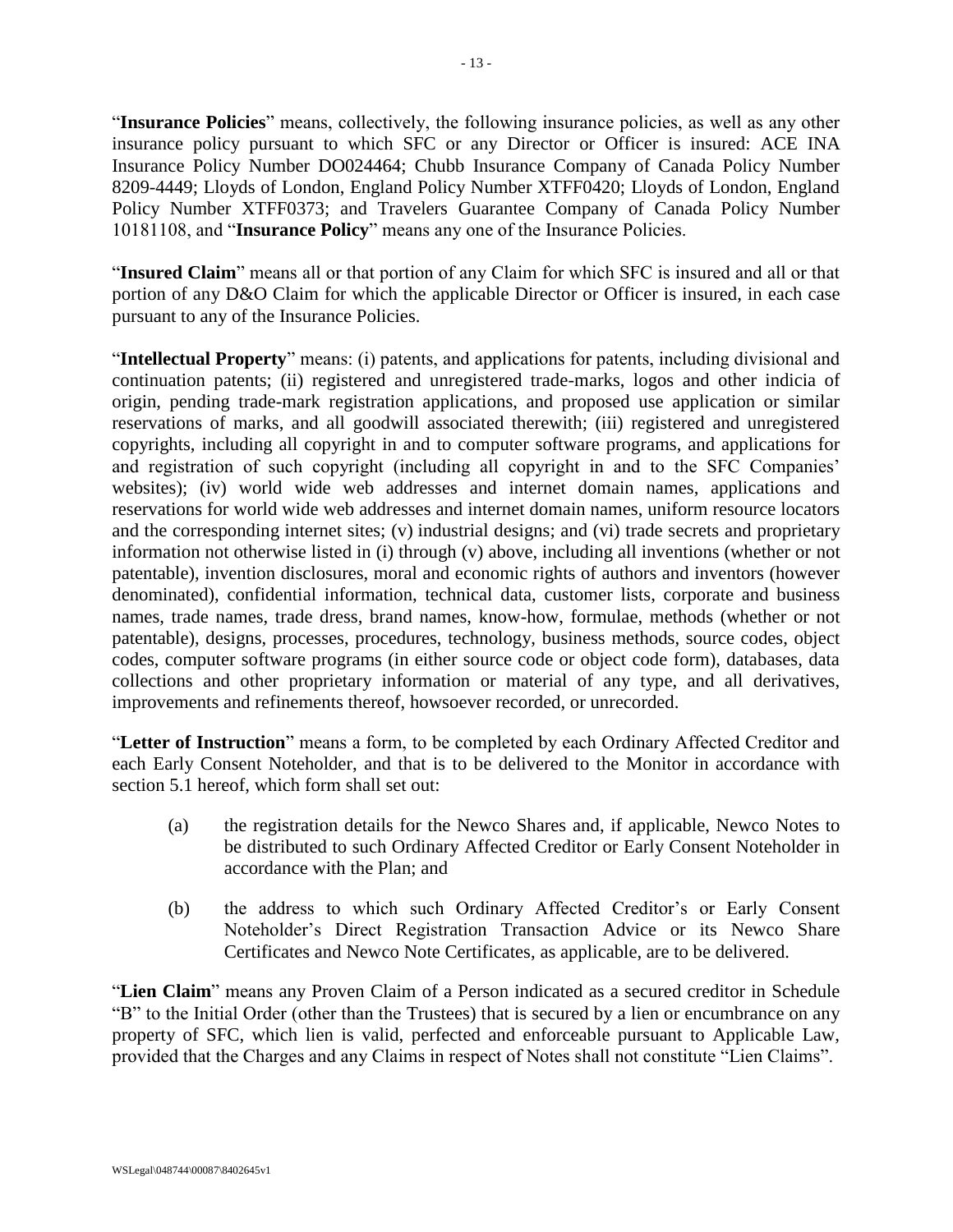"**Insurance Policies**" means, collectively, the following insurance policies, as well as any other insurance policy pursuant to which SFC or any Director or Officer is insured: ACE INA Insurance Policy Number DO024464; Chubb Insurance Company of Canada Policy Number 8209-4449; Lloyds of London, England Policy Number XTFF0420; Lloyds of London, England Policy Number XTFF0373; and Travelers Guarantee Company of Canada Policy Number 10181108, and "**Insurance Policy**" means any one of the Insurance Policies.

"**Insured Claim**" means all or that portion of any Claim for which SFC is insured and all or that portion of any D&O Claim for which the applicable Director or Officer is insured, in each case pursuant to any of the Insurance Policies.

"**Intellectual Property**" means: (i) patents, and applications for patents, including divisional and continuation patents; (ii) registered and unregistered trade-marks, logos and other indicia of origin, pending trade-mark registration applications, and proposed use application or similar reservations of marks, and all goodwill associated therewith; (iii) registered and unregistered copyrights, including all copyright in and to computer software programs, and applications for and registration of such copyright (including all copyright in and to the SFC Companies' websites); (iv) world wide web addresses and internet domain names, applications and reservations for world wide web addresses and internet domain names, uniform resource locators and the corresponding internet sites; (v) industrial designs; and (vi) trade secrets and proprietary information not otherwise listed in (i) through (v) above, including all inventions (whether or not patentable), invention disclosures, moral and economic rights of authors and inventors (however denominated), confidential information, technical data, customer lists, corporate and business names, trade names, trade dress, brand names, know-how, formulae, methods (whether or not patentable), designs, processes, procedures, technology, business methods, source codes, object codes, computer software programs (in either source code or object code form), databases, data collections and other proprietary information or material of any type, and all derivatives, improvements and refinements thereof, howsoever recorded, or unrecorded.

"**Letter of Instruction**" means a form, to be completed by each Ordinary Affected Creditor and each Early Consent Noteholder, and that is to be delivered to the Monitor in accordance with section 5.1 hereof, which form shall set out:

(a) the registration details for the Newco Shares and, if applicable, Newco Notes to be distributed to such Ordinary Affected Creditor or Early Consent Noteholder in accordance with the Plan; and

(b) the address to which such Ordinary Affected Creditor's or Early Consent Noteholder's Direct Registration Transaction Advice or its Newco Share Certificates and Newco Note Certificates, as applicable, are to be delivered.

"**Lien Claim**" means any Proven Claim of a Person indicated as a secured creditor in Schedule "B" to the Initial Order (other than the Trustees) that is secured by a lien or encumbrance on any property of SFC, which lien is valid, perfected and enforceable pursuant to Applicable Law, provided that the Charges and any Claims in respect of Notes shall not constitute "Lien Claims".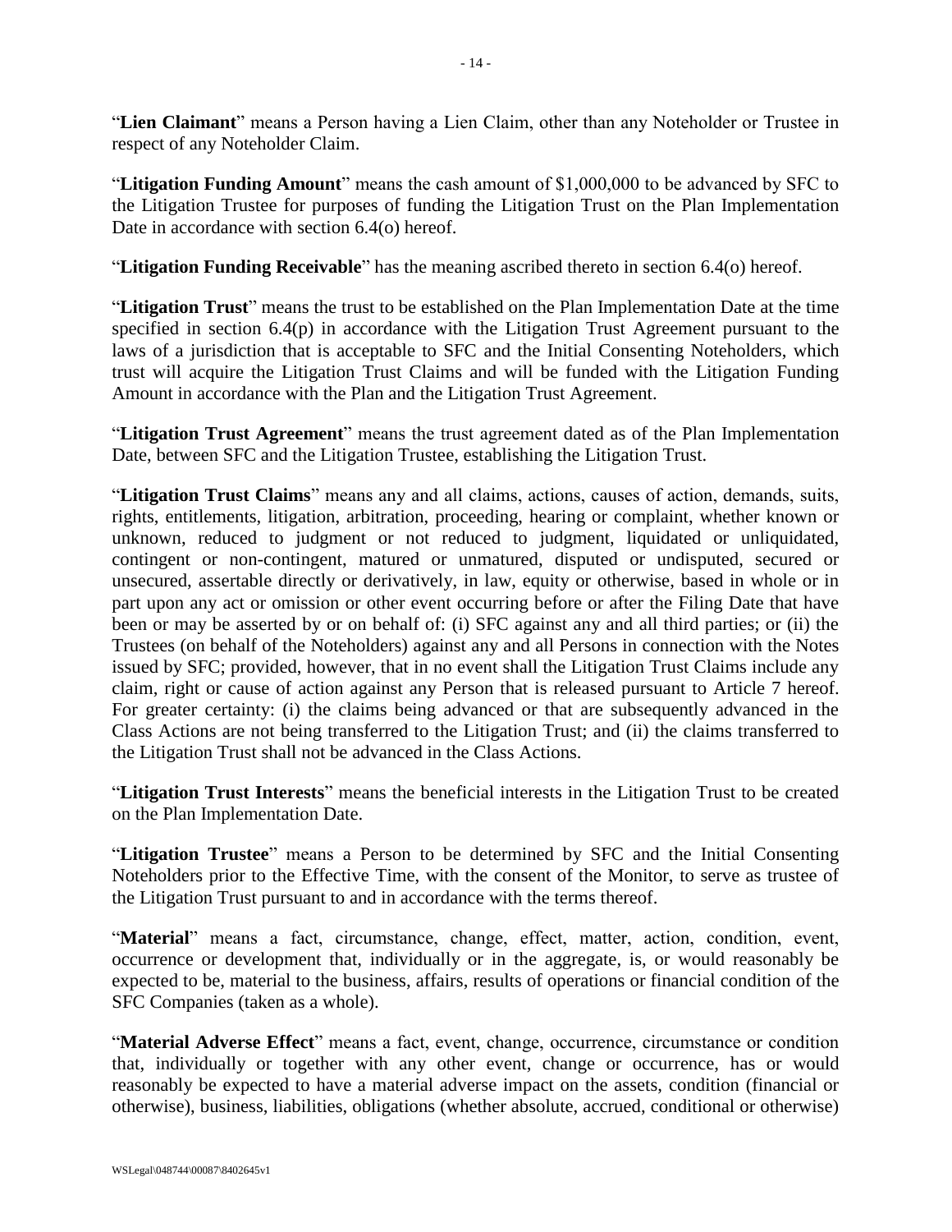"**Lien Claimant**" means a Person having a Lien Claim, other than any Noteholder or Trustee in respect of any Noteholder Claim.

"**Litigation Funding Amount**" means the cash amount of $1,000,000 to be advanced by SFC to the Litigation Trustee for purposes of funding the Litigation Trust on the Plan Implementation Date in accordance with section 6.4(o) hereof.

"**Litigation Funding Receivable**" has the meaning ascribed thereto in section 6.4(o) hereof.

"**Litigation Trust**" means the trust to be established on the Plan Implementation Date at the time specified in section 6.4(p) in accordance with the Litigation Trust Agreement pursuant to the laws of a jurisdiction that is acceptable to SFC and the Initial Consenting Noteholders, which trust will acquire the Litigation Trust Claims and will be funded with the Litigation Funding Amount in accordance with the Plan and the Litigation Trust Agreement.

"**Litigation Trust Agreement**" means the trust agreement dated as of the Plan Implementation Date, between SFC and the Litigation Trustee, establishing the Litigation Trust.

"**Litigation Trust Claims**" means any and all claims, actions, causes of action, demands, suits, rights, entitlements, litigation, arbitration, proceeding, hearing or complaint, whether known or unknown, reduced to judgment or not reduced to judgment, liquidated or unliquidated, contingent or non-contingent, matured or unmatured, disputed or undisputed, secured or unsecured, assertable directly or derivatively, in law, equity or otherwise, based in whole or in part upon any act or omission or other event occurring before or after the Filing Date that have been or may be asserted by or on behalf of: (i) SFC against any and all third parties; or (ii) the Trustees (on behalf of the Noteholders) against any and all Persons in connection with the Notes issued by SFC; provided, however, that in no event shall the Litigation Trust Claims include any claim, right or cause of action against any Person that is released pursuant to Article 7 hereof. For greater certainty: (i) the claims being advanced or that are subsequently advanced in the Class Actions are not being transferred to the Litigation Trust; and (ii) the claims transferred to the Litigation Trust shall not be advanced in the Class Actions.

"**Litigation Trust Interests**" means the beneficial interests in the Litigation Trust to be created on the Plan Implementation Date.

"**Litigation Trustee**" means a Person to be determined by SFC and the Initial Consenting Noteholders prior to the Effective Time, with the consent of the Monitor, to serve as trustee of the Litigation Trust pursuant to and in accordance with the terms thereof.

"**Material**" means a fact, circumstance, change, effect, matter, action, condition, event, occurrence or development that, individually or in the aggregate, is, or would reasonably be expected to be, material to the business, affairs, results of operations or financial condition of the SFC Companies (taken as a whole).

"**Material Adverse Effect**" means a fact, event, change, occurrence, circumstance or condition that, individually or together with any other event, change or occurrence, has or would reasonably be expected to have a material adverse impact on the assets, condition (financial or otherwise), business, liabilities, obligations (whether absolute, accrued, conditional or otherwise)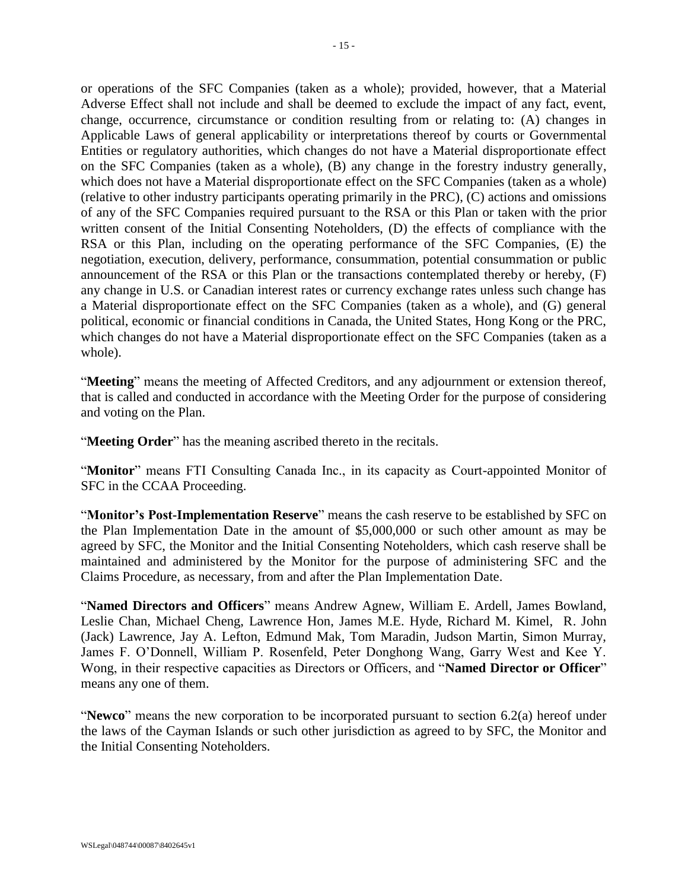or operations of the SFC Companies (taken as a whole); provided, however, that a Material Adverse Effect shall not include and shall be deemed to exclude the impact of any fact, event, change, occurrence, circumstance or condition resulting from or relating to: (A) changes in Applicable Laws of general applicability or interpretations thereof by courts or Governmental Entities or regulatory authorities, which changes do not have a Material disproportionate effect on the SFC Companies (taken as a whole), (B) any change in the forestry industry generally, which does not have a Material disproportionate effect on the SFC Companies (taken as a whole) (relative to other industry participants operating primarily in the PRC), (C) actions and omissions of any of the SFC Companies required pursuant to the RSA or this Plan or taken with the prior written consent of the Initial Consenting Noteholders, (D) the effects of compliance with the RSA or this Plan, including on the operating performance of the SFC Companies, (E) the negotiation, execution, delivery, performance, consummation, potential consummation or public announcement of the RSA or this Plan or the transactions contemplated thereby or hereby, (F) any change in U.S. or Canadian interest rates or currency exchange rates unless such change has a Material disproportionate effect on the SFC Companies (taken as a whole), and (G) general political, economic or financial conditions in Canada, the United States, Hong Kong or the PRC, which changes do not have a Material disproportionate effect on the SFC Companies (taken as a whole).

"**Meeting**" means the meeting of Affected Creditors, and any adjournment or extension thereof, that is called and conducted in accordance with the Meeting Order for the purpose of considering and voting on the Plan.

"**Meeting Order**" has the meaning ascribed thereto in the recitals.

"**Monitor**" means FTI Consulting Canada Inc., in its capacity as Court-appointed Monitor of SFC in the CCAA Proceeding.

"**Monitor's Post-Implementation Reserve**" means the cash reserve to be established by SFC on the Plan Implementation Date in the amount of $5,000,000 or such other amount as may be agreed by SFC, the Monitor and the Initial Consenting Noteholders, which cash reserve shall be maintained and administered by the Monitor for the purpose of administering SFC and the Claims Procedure, as necessary, from and after the Plan Implementation Date.

"**Named Directors and Officers**" means Andrew Agnew, William E. Ardell, James Bowland, Leslie Chan, Michael Cheng, Lawrence Hon, James M.E. Hyde, Richard M. Kimel, R. John (Jack) Lawrence, Jay A. Lefton, Edmund Mak, Tom Maradin, Judson Martin, Simon Murray, James F. O'Donnell, William P. Rosenfeld, Peter Donghong Wang, Garry West and Kee Y. Wong, in their respective capacities as Directors or Officers, and "**Named Director or Officer**" means any one of them.

"**Newco**" means the new corporation to be incorporated pursuant to section 6.2(a) hereof under the laws of the Cayman Islands or such other jurisdiction as agreed to by SFC, the Monitor and the Initial Consenting Noteholders.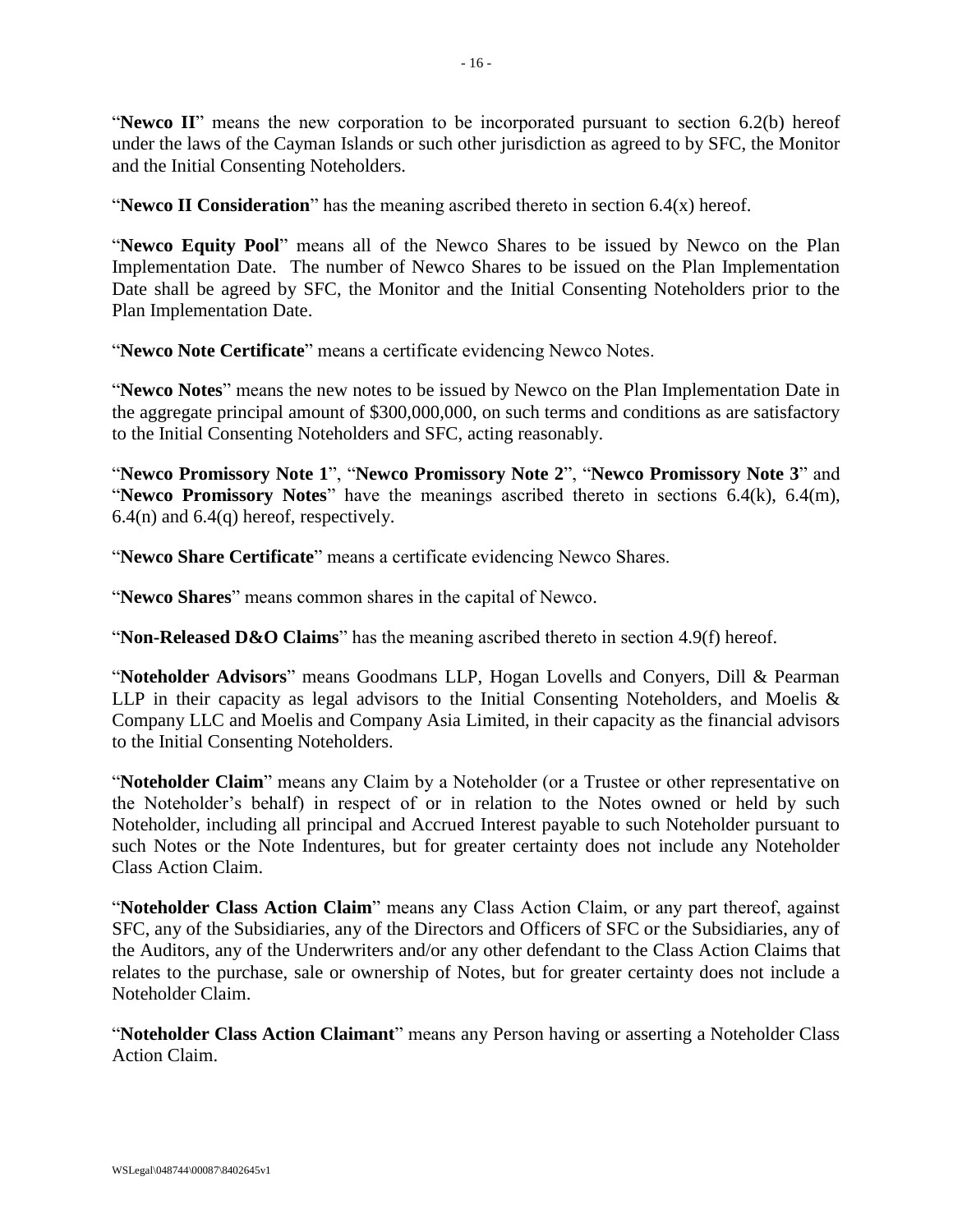"**Newco II**" means the new corporation to be incorporated pursuant to section 6.2(b) hereof under the laws of the Cayman Islands or such other jurisdiction as agreed to by SFC, the Monitor and the Initial Consenting Noteholders.

"**Newco II Consideration**" has the meaning ascribed thereto in section 6.4(x) hereof.

"**Newco Equity Pool**" means all of the Newco Shares to be issued by Newco on the Plan Implementation Date. The number of Newco Shares to be issued on the Plan Implementation Date shall be agreed by SFC, the Monitor and the Initial Consenting Noteholders prior to the Plan Implementation Date.

"**Newco Note Certificate**" means a certificate evidencing Newco Notes.

"**Newco Notes**" means the new notes to be issued by Newco on the Plan Implementation Date in the aggregate principal amount of $300,000,000, on such terms and conditions as are satisfactory to the Initial Consenting Noteholders and SFC, acting reasonably.

"**Newco Promissory Note 1**", "**Newco Promissory Note 2**", "**Newco Promissory Note 3**" and "**Newco Promissory Notes**" have the meanings ascribed thereto in sections 6.4(k), 6.4(m), 6.4(n) and 6.4(q) hereof, respectively.

"**Newco Share Certificate**" means a certificate evidencing Newco Shares.

"**Newco Shares**" means common shares in the capital of Newco.

"**Non-Released D&O Claims**" has the meaning ascribed thereto in section 4.9(f) hereof.

"**Noteholder Advisors**" means Goodmans LLP, Hogan Lovells and Conyers, Dill & Pearman LLP in their capacity as legal advisors to the Initial Consenting Noteholders, and Moelis & Company LLC and Moelis and Company Asia Limited, in their capacity as the financial advisors to the Initial Consenting Noteholders.

"**Noteholder Claim**" means any Claim by a Noteholder (or a Trustee or other representative on the Noteholder's behalf) in respect of or in relation to the Notes owned or held by such Noteholder, including all principal and Accrued Interest payable to such Noteholder pursuant to such Notes or the Note Indentures, but for greater certainty does not include any Noteholder Class Action Claim.

"**Noteholder Class Action Claim**" means any Class Action Claim, or any part thereof, against SFC, any of the Subsidiaries, any of the Directors and Officers of SFC or the Subsidiaries, any of the Auditors, any of the Underwriters and/or any other defendant to the Class Action Claims that relates to the purchase, sale or ownership of Notes, but for greater certainty does not include a Noteholder Claim.

"**Noteholder Class Action Claimant**" means any Person having or asserting a Noteholder Class Action Claim.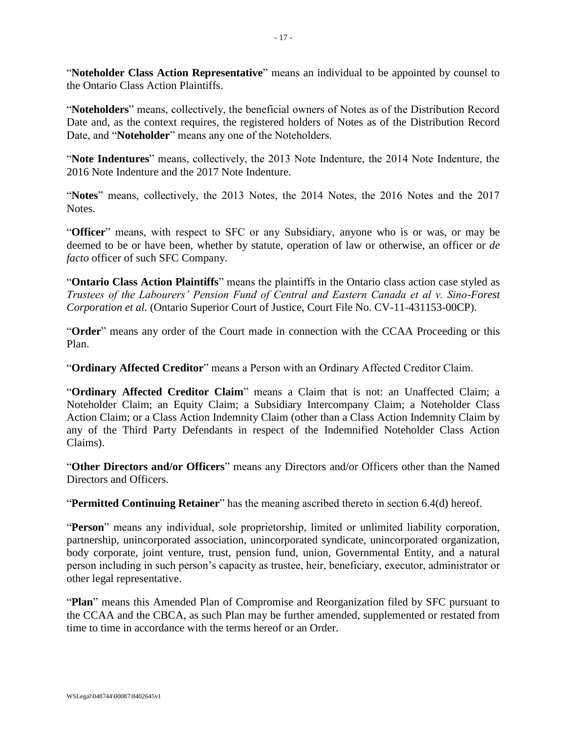"**Noteholder Class Action Representative**" means an individual to be appointed by counsel to the Ontario Class Action Plaintiffs.

"**Noteholders**" means, collectively, the beneficial owners of Notes as of the Distribution Record Date and, as the context requires, the registered holders of Notes as of the Distribution Record Date, and "**Noteholder**" means any one of the Noteholders.

"**Note Indentures**" means, collectively, the 2013 Note Indenture, the 2014 Note Indenture, the 2016 Note Indenture and the 2017 Note Indenture.

"**Notes**" means, collectively, the 2013 Notes, the 2014 Notes, the 2016 Notes and the 2017 Notes.

"**Officer**" means, with respect to SFC or any Subsidiary, anyone who is or was, or may be deemed to be or have been, whether by statute, operation of law or otherwise, an officer or *de facto* officer of such SFC Company.

"**Ontario Class Action Plaintiffs**" means the plaintiffs in the Ontario class action case styled as *Trustees of the Labourers' Pension Fund of Central and Eastern Canada et al v. Sino-Forest Corporation et al.* (Ontario Superior Court of Justice, Court File No. CV-11-431153-00CP).

"**Order**" means any order of the Court made in connection with the CCAA Proceeding or this Plan.

"**Ordinary Affected Creditor**" means a Person with an Ordinary Affected Creditor Claim.

"**Ordinary Affected Creditor Claim**" means a Claim that is not: an Unaffected Claim; a Noteholder Claim; an Equity Claim; a Subsidiary Intercompany Claim; a Noteholder Class Action Claim; or a Class Action Indemnity Claim (other than a Class Action Indemnity Claim by any of the Third Party Defendants in respect of the Indemnified Noteholder Class Action Claims).

"**Other Directors and/or Officers**" means any Directors and/or Officers other than the Named Directors and Officers.

"**Permitted Continuing Retainer**" has the meaning ascribed thereto in section 6.4(d) hereof.

"**Person**" means any individual, sole proprietorship, limited or unlimited liability corporation, partnership, unincorporated association, unincorporated syndicate, unincorporated organization, body corporate, joint venture, trust, pension fund, union, Governmental Entity, and a natural person including in such person's capacity as trustee, heir, beneficiary, executor, administrator or other legal representative.

"**Plan**" means this Amended Plan of Compromise and Reorganization filed by SFC pursuant to the CCAA and the CBCA, as such Plan may be further amended, supplemented or restated from time to time in accordance with the terms hereof or an Order.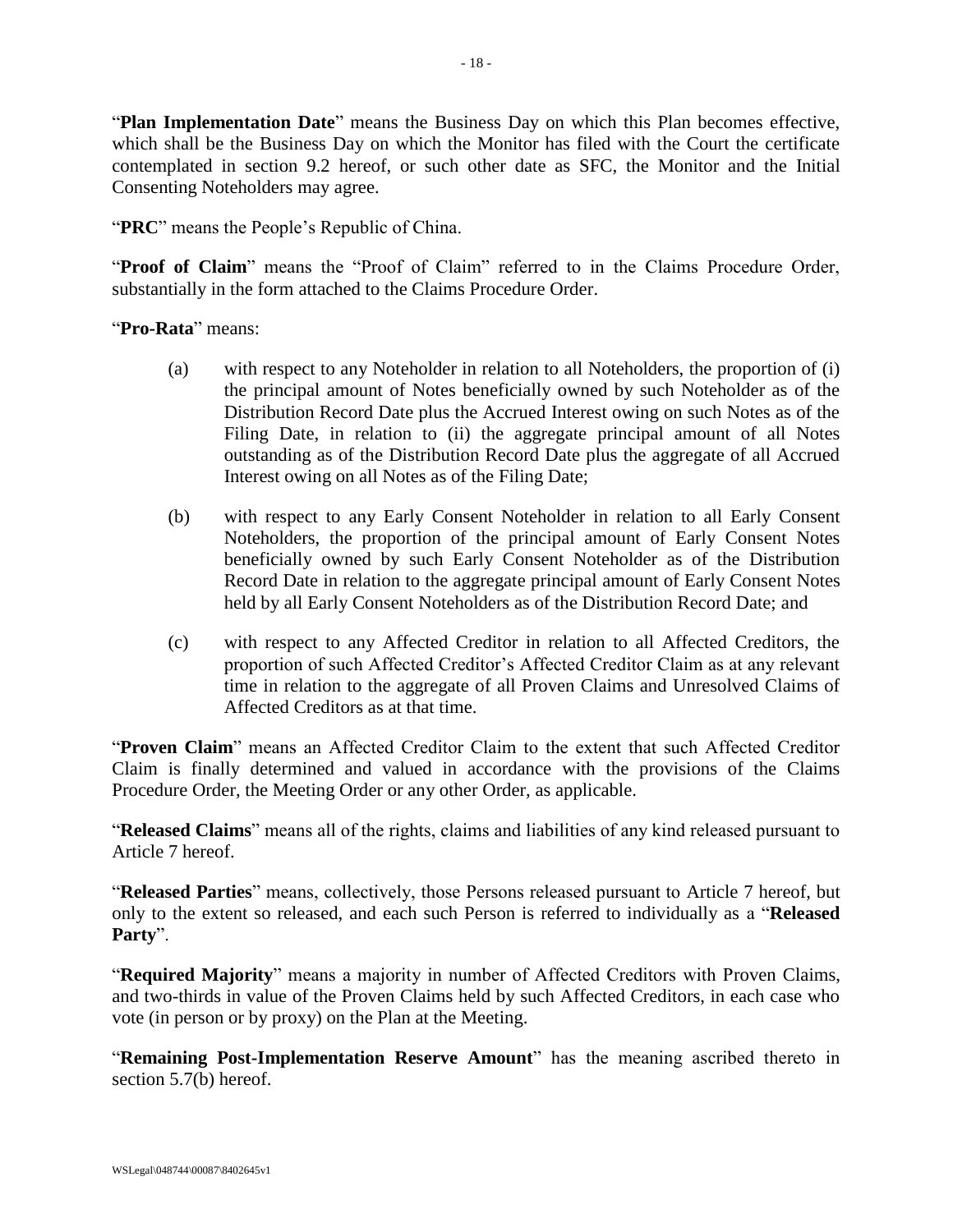"**Plan Implementation Date**" means the Business Day on which this Plan becomes effective, which shall be the Business Day on which the Monitor has filed with the Court the certificate contemplated in section 9.2 hereof, or such other date as SFC, the Monitor and the Initial Consenting Noteholders may agree.

"**PRC**" means the People's Republic of China.

"**Proof of Claim**" means the "Proof of Claim" referred to in the Claims Procedure Order, substantially in the form attached to the Claims Procedure Order.

"**Pro-Rata**" means:

(a) with respect to any Noteholder in relation to all Noteholders, the proportion of (i) the principal amount of Notes beneficially owned by such Noteholder as of the Distribution Record Date plus the Accrued Interest owing on such Notes as of the Filing Date, in relation to (ii) the aggregate principal amount of all Notes outstanding as of the Distribution Record Date plus the aggregate of all Accrued Interest owing on all Notes as of the Filing Date;

(b) with respect to any Early Consent Noteholder in relation to all Early Consent Noteholders, the proportion of the principal amount of Early Consent Notes beneficially owned by such Early Consent Noteholder as of the Distribution Record Date in relation to the aggregate principal amount of Early Consent Notes held by all Early Consent Noteholders as of the Distribution Record Date; and

(c) with respect to any Affected Creditor in relation to all Affected Creditors, the proportion of such Affected Creditor's Affected Creditor Claim as at any relevant time in relation to the aggregate of all Proven Claims and Unresolved Claims of Affected Creditors as at that time.

"**Proven Claim**" means an Affected Creditor Claim to the extent that such Affected Creditor Claim is finally determined and valued in accordance with the provisions of the Claims Procedure Order, the Meeting Order or any other Order, as applicable.

"**Released Claims**" means all of the rights, claims and liabilities of any kind released pursuant to Article 7 hereof.

"**Released Parties**" means, collectively, those Persons released pursuant to Article 7 hereof, but only to the extent so released, and each such Person is referred to individually as a "**Released Party**".

"**Required Majority**" means a majority in number of Affected Creditors with Proven Claims, and two-thirds in value of the Proven Claims held by such Affected Creditors, in each case who vote (in person or by proxy) on the Plan at the Meeting.

"**Remaining Post-Implementation Reserve Amount**" has the meaning ascribed thereto in section 5.7(b) hereof.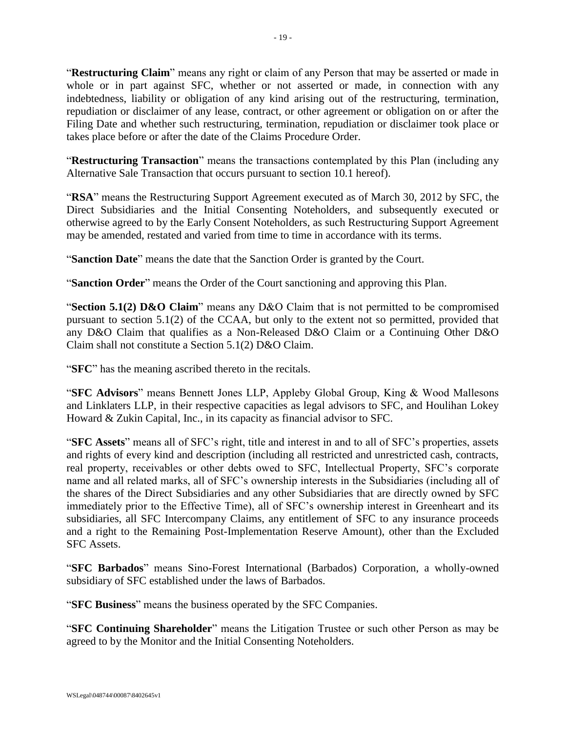"**Restructuring Claim**" means any right or claim of any Person that may be asserted or made in whole or in part against SFC, whether or not asserted or made, in connection with any indebtedness, liability or obligation of any kind arising out of the restructuring, termination, repudiation or disclaimer of any lease, contract, or other agreement or obligation on or after the Filing Date and whether such restructuring, termination, repudiation or disclaimer took place or takes place before or after the date of the Claims Procedure Order.

"**Restructuring Transaction**" means the transactions contemplated by this Plan (including any Alternative Sale Transaction that occurs pursuant to section 10.1 hereof).

"**RSA**" means the Restructuring Support Agreement executed as of March 30, 2012 by SFC, the Direct Subsidiaries and the Initial Consenting Noteholders, and subsequently executed or otherwise agreed to by the Early Consent Noteholders, as such Restructuring Support Agreement may be amended, restated and varied from time to time in accordance with its terms.

"**Sanction Date**" means the date that the Sanction Order is granted by the Court.

"**Sanction Order**" means the Order of the Court sanctioning and approving this Plan.

"**Section 5.1(2) D&O Claim**" means any D&O Claim that is not permitted to be compromised pursuant to section 5.1(2) of the CCAA, but only to the extent not so permitted, provided that any D&O Claim that qualifies as a Non-Released D&O Claim or a Continuing Other D&O Claim shall not constitute a Section 5.1(2) D&O Claim.

"**SFC**" has the meaning ascribed thereto in the recitals.

"**SFC Advisors**" means Bennett Jones LLP, Appleby Global Group, King & Wood Mallesons and Linklaters LLP, in their respective capacities as legal advisors to SFC, and Houlihan Lokey Howard & Zukin Capital, Inc., in its capacity as financial advisor to SFC.

"**SFC Assets**" means all of SFC's right, title and interest in and to all of SFC's properties, assets and rights of every kind and description (including all restricted and unrestricted cash, contracts, real property, receivables or other debts owed to SFC, Intellectual Property, SFC's corporate name and all related marks, all of SFC's ownership interests in the Subsidiaries (including all of the shares of the Direct Subsidiaries and any other Subsidiaries that are directly owned by SFC immediately prior to the Effective Time), all of SFC's ownership interest in Greenheart and its subsidiaries, all SFC Intercompany Claims, any entitlement of SFC to any insurance proceeds and a right to the Remaining Post-Implementation Reserve Amount), other than the Excluded SFC Assets.

"**SFC Barbados**" means Sino-Forest International (Barbados) Corporation, a wholly-owned subsidiary of SFC established under the laws of Barbados.

"**SFC Business**" means the business operated by the SFC Companies.

"**SFC Continuing Shareholder**" means the Litigation Trustee or such other Person as may be agreed to by the Monitor and the Initial Consenting Noteholders.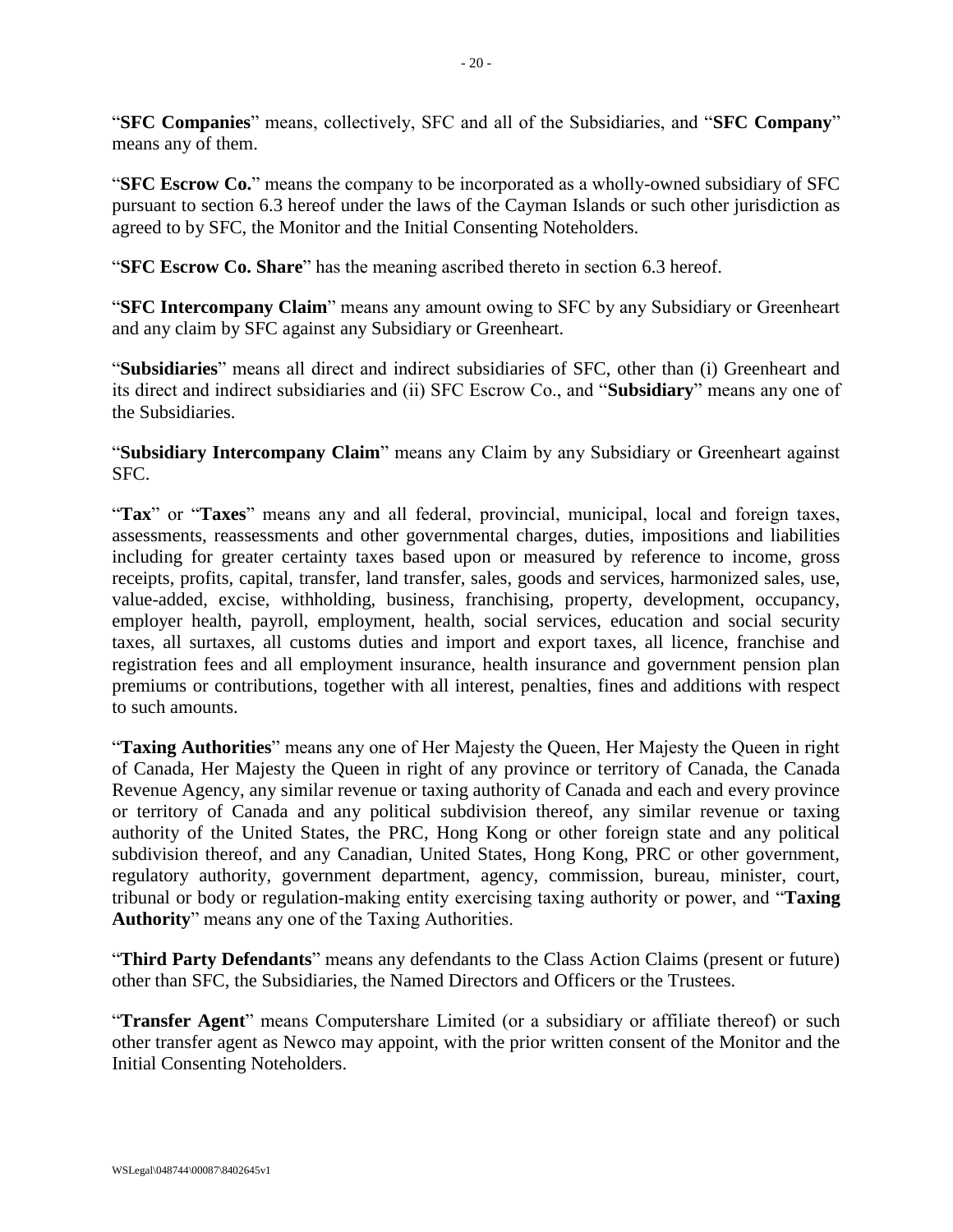"**SFC Companies**" means, collectively, SFC and all of the Subsidiaries, and "**SFC Company**" means any of them.

"**SFC Escrow Co.**" means the company to be incorporated as a wholly-owned subsidiary of SFC pursuant to section 6.3 hereof under the laws of the Cayman Islands or such other jurisdiction as agreed to by SFC, the Monitor and the Initial Consenting Noteholders.

"**SFC Escrow Co. Share**" has the meaning ascribed thereto in section 6.3 hereof.

"**SFC Intercompany Claim**" means any amount owing to SFC by any Subsidiary or Greenheart and any claim by SFC against any Subsidiary or Greenheart.

"**Subsidiaries**" means all direct and indirect subsidiaries of SFC, other than (i) Greenheart and its direct and indirect subsidiaries and (ii) SFC Escrow Co., and "**Subsidiary**" means any one of the Subsidiaries.

"**Subsidiary Intercompany Claim**" means any Claim by any Subsidiary or Greenheart against SFC.

"**Tax**" or "**Taxes**" means any and all federal, provincial, municipal, local and foreign taxes, assessments, reassessments and other governmental charges, duties, impositions and liabilities including for greater certainty taxes based upon or measured by reference to income, gross receipts, profits, capital, transfer, land transfer, sales, goods and services, harmonized sales, use, value-added, excise, withholding, business, franchising, property, development, occupancy, employer health, payroll, employment, health, social services, education and social security taxes, all surtaxes, all customs duties and import and export taxes, all licence, franchise and registration fees and all employment insurance, health insurance and government pension plan premiums or contributions, together with all interest, penalties, fines and additions with respect to such amounts.

"**Taxing Authorities**" means any one of Her Majesty the Queen, Her Majesty the Queen in right of Canada, Her Majesty the Queen in right of any province or territory of Canada, the Canada Revenue Agency, any similar revenue or taxing authority of Canada and each and every province or territory of Canada and any political subdivision thereof, any similar revenue or taxing authority of the United States, the PRC, Hong Kong or other foreign state and any political subdivision thereof, and any Canadian, United States, Hong Kong, PRC or other government, regulatory authority, government department, agency, commission, bureau, minister, court, tribunal or body or regulation-making entity exercising taxing authority or power, and "**Taxing Authority**" means any one of the Taxing Authorities.

"**Third Party Defendants**" means any defendants to the Class Action Claims (present or future) other than SFC, the Subsidiaries, the Named Directors and Officers or the Trustees.

"**Transfer Agent**" means Computershare Limited (or a subsidiary or affiliate thereof) or such other transfer agent as Newco may appoint, with the prior written consent of the Monitor and the Initial Consenting Noteholders.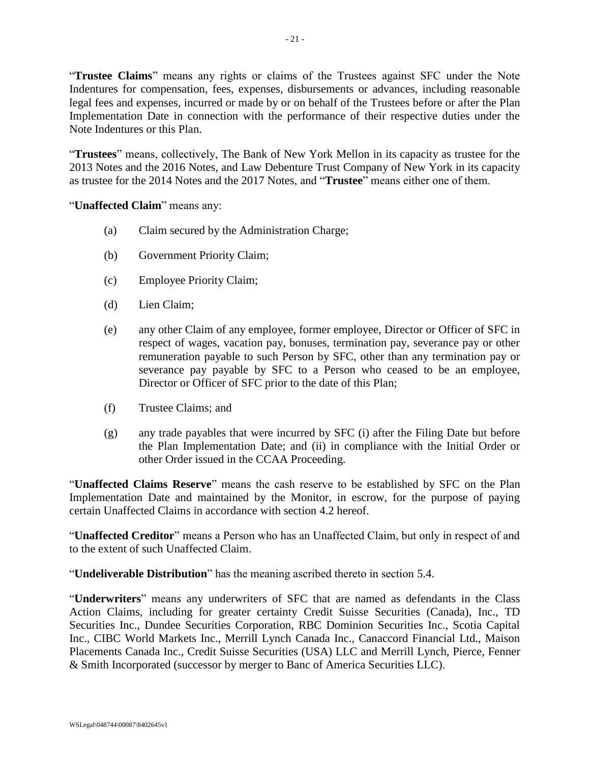"**Trustee Claims**" means any rights or claims of the Trustees against SFC under the Note Indentures for compensation, fees, expenses, disbursements or advances, including reasonable legal fees and expenses, incurred or made by or on behalf of the Trustees before or after the Plan Implementation Date in connection with the performance of their respective duties under the Note Indentures or this Plan.

"**Trustees**" means, collectively, The Bank of New York Mellon in its capacity as trustee for the 2013 Notes and the 2016 Notes, and Law Debenture Trust Company of New York in its capacity as trustee for the 2014 Notes and the 2017 Notes, and "**Trustee**" means either one of them.

"**Unaffected Claim**" means any:

(a) Claim secured by the Administration Charge;

(b) Government Priority Claim;

(c) Employee Priority Claim;

(d) Lien Claim;

(e) any other Claim of any employee, former employee, Director or Officer of SFC in respect of wages, vacation pay, bonuses, termination pay, severance pay or other remuneration payable to such Person by SFC, other than any termination pay or severance pay payable by SFC to a Person who ceased to be an employee, Director or Officer of SFC prior to the date of this Plan;

(f) Trustee Claims; and

(g) any trade payables that were incurred by SFC (i) after the Filing Date but before the Plan Implementation Date; and (ii) in compliance with the Initial Order or other Order issued in the CCAA Proceeding.

"**Unaffected Claims Reserve**" means the cash reserve to be established by SFC on the Plan Implementation Date and maintained by the Monitor, in escrow, for the purpose of paying certain Unaffected Claims in accordance with section 4.2 hereof.

"**Unaffected Creditor**" means a Person who has an Unaffected Claim, but only in respect of and to the extent of such Unaffected Claim.

"**Undeliverable Distribution**" has the meaning ascribed thereto in section 5.4.

"**Underwriters**" means any underwriters of SFC that are named as defendants in the Class Action Claims, including for greater certainty Credit Suisse Securities (Canada), Inc., TD Securities Inc., Dundee Securities Corporation, RBC Dominion Securities Inc., Scotia Capital Inc., CIBC World Markets Inc., Merrill Lynch Canada Inc., Canaccord Financial Ltd., Maison Placements Canada Inc., Credit Suisse Securities (USA) LLC and Merrill Lynch, Pierce, Fenner & Smith Incorporated (successor by merger to Banc of America Securities LLC).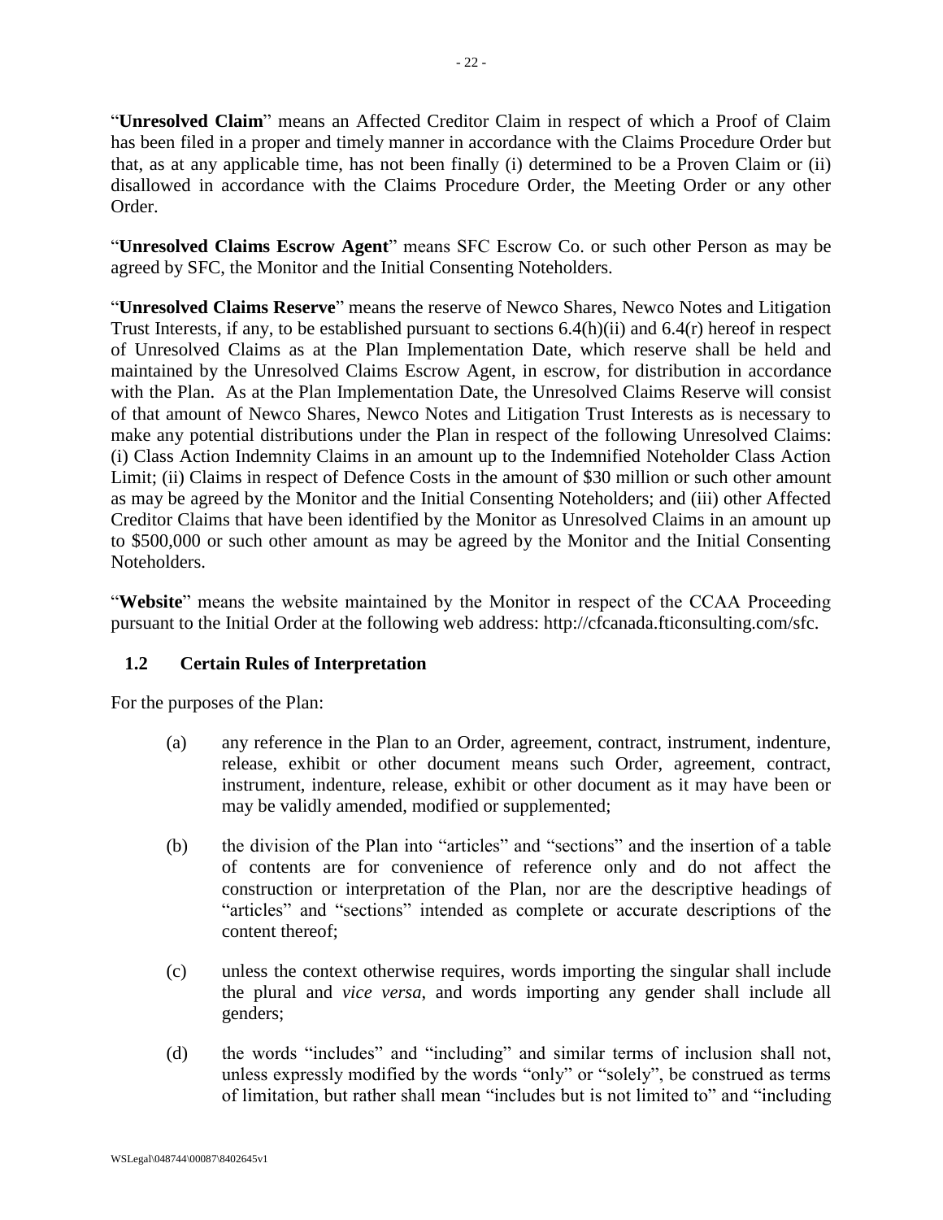"**Unresolved Claim**" means an Affected Creditor Claim in respect of which a Proof of Claim has been filed in a proper and timely manner in accordance with the Claims Procedure Order but that, as at any applicable time, has not been finally (i) determined to be a Proven Claim or (ii) disallowed in accordance with the Claims Procedure Order, the Meeting Order or any other Order.

"**Unresolved Claims Escrow Agent**" means SFC Escrow Co. or such other Person as may be agreed by SFC, the Monitor and the Initial Consenting Noteholders.

"**Unresolved Claims Reserve**" means the reserve of Newco Shares, Newco Notes and Litigation Trust Interests, if any, to be established pursuant to sections 6.4(h)(ii) and 6.4(r) hereof in respect of Unresolved Claims as at the Plan Implementation Date, which reserve shall be held and maintained by the Unresolved Claims Escrow Agent, in escrow, for distribution in accordance with the Plan. As at the Plan Implementation Date, the Unresolved Claims Reserve will consist of that amount of Newco Shares, Newco Notes and Litigation Trust Interests as is necessary to make any potential distributions under the Plan in respect of the following Unresolved Claims: (i) Class Action Indemnity Claims in an amount up to the Indemnified Noteholder Class Action Limit; (ii) Claims in respect of Defence Costs in the amount of $30 million or such other amount as may be agreed by the Monitor and the Initial Consenting Noteholders; and (iii) other Affected Creditor Claims that have been identified by the Monitor as Unresolved Claims in an amount up to $500,000 or such other amount as may be agreed by the Monitor and the Initial Consenting Noteholders.

"**Website**" means the website maintained by the Monitor in respect of the CCAA Proceeding pursuant to the Initial Order at the following web address: http://cfcanada.fticonsulting.com/sfc.

### 1.2 Certain Rules of Interpretation

For the purposes of the Plan:

(a) any reference in the Plan to an Order, agreement, contract, instrument, indenture, release, exhibit or other document means such Order, agreement, contract, instrument, indenture, release, exhibit or other document as it may have been or may be validly amended, modified or supplemented;

(b) the division of the Plan into "articles" and "sections" and the insertion of a table of contents are for convenience of reference only and do not affect the construction or interpretation of the Plan, nor are the descriptive headings of "articles" and "sections" intended as complete or accurate descriptions of the content thereof;

(c) unless the context otherwise requires, words importing the singular shall include the plural and *vice versa*, and words importing any gender shall include all genders;

(d) the words "includes" and "including" and similar terms of inclusion shall not, unless expressly modified by the words "only" or "solely", be construed as terms of limitation, but rather shall mean "includes but is not limited to" and "including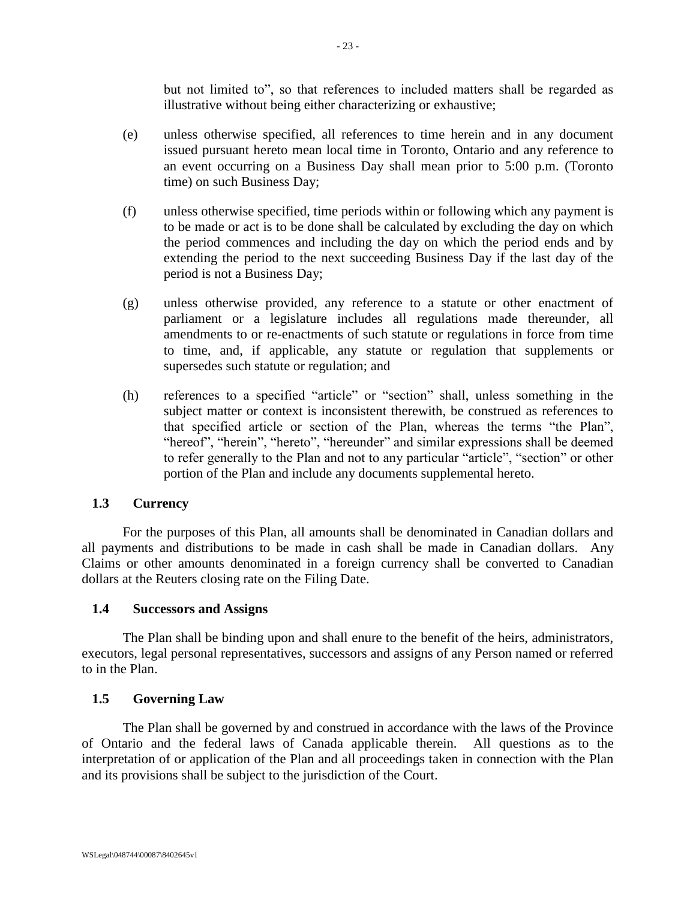but not limited to", so that references to included matters shall be regarded as illustrative without being either characterizing or exhaustive;

(e) unless otherwise specified, all references to time herein and in any document issued pursuant hereto mean local time in Toronto, Ontario and any reference to an event occurring on a Business Day shall mean prior to 5:00 p.m. (Toronto time) on such Business Day;

(f) unless otherwise specified, time periods within or following which any payment is to be made or act is to be done shall be calculated by excluding the day on which the period commences and including the day on which the period ends and by extending the period to the next succeeding Business Day if the last day of the period is not a Business Day;

(g) unless otherwise provided, any reference to a statute or other enactment of parliament or a legislature includes all regulations made thereunder, all amendments to or re-enactments of such statute or regulations in force from time to time, and, if applicable, any statute or regulation that supplements or supersedes such statute or regulation; and

(h) references to a specified "article" or "section" shall, unless something in the subject matter or context is inconsistent therewith, be construed as references to that specified article or section of the Plan, whereas the terms "the Plan", "hereof", "herein", "hereto", "hereunder" and similar expressions shall be deemed to refer generally to the Plan and not to any particular "article", "section" or other portion of the Plan and include any documents supplemental hereto.

### 1.3 Currency

For the purposes of this Plan, all amounts shall be denominated in Canadian dollars and all payments and distributions to be made in cash shall be made in Canadian dollars. Any Claims or other amounts denominated in a foreign currency shall be converted to Canadian dollars at the Reuters closing rate on the Filing Date.

### 1.4 Successors and Assigns

The Plan shall be binding upon and shall enure to the benefit of the heirs, administrators, executors, legal personal representatives, successors and assigns of any Person named or referred to in the Plan.

### 1.5 Governing Law

The Plan shall be governed by and construed in accordance with the laws of the Province of Ontario and the federal laws of Canada applicable therein. All questions as to the interpretation of or application of the Plan and all proceedings taken in connection with the Plan and its provisions shall be subject to the jurisdiction of the Court.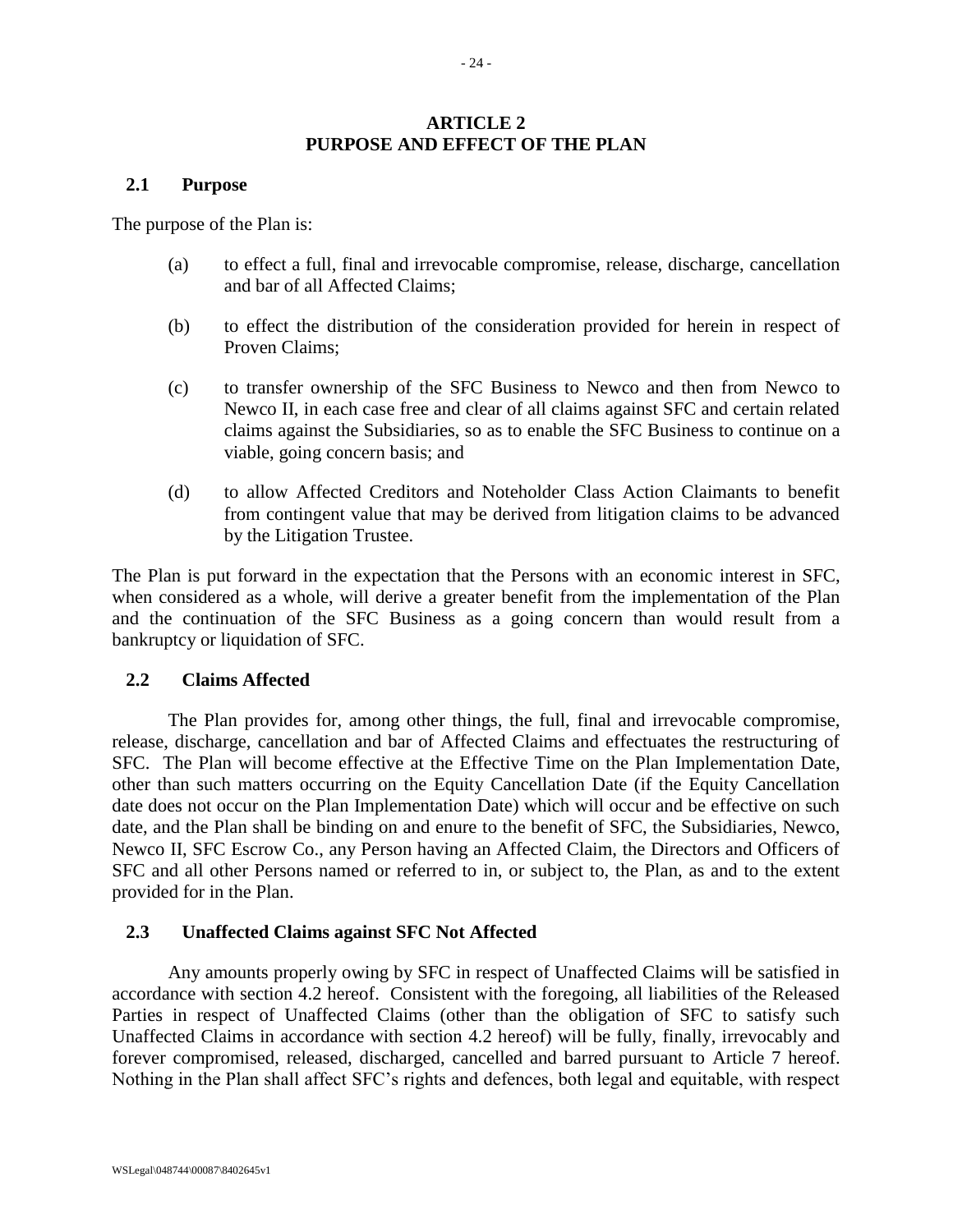# ARTICLE 2
# PURPOSE AND EFFECT OF THE PLAN

## 2.1 Purpose

The purpose of the Plan is:

(a) to effect a full, final and irrevocable compromise, release, discharge, cancellation and bar of all Affected Claims;

(b) to effect the distribution of the consideration provided for herein in respect of Proven Claims;

(c) to transfer ownership of the SFC Business to Newco and then from Newco to Newco II, in each case free and clear of all claims against SFC and certain related claims against the Subsidiaries, so as to enable the SFC Business to continue on a viable, going concern basis; and

(d) to allow Affected Creditors and Noteholder Class Action Claimants to benefit from contingent value that may be derived from litigation claims to be advanced by the Litigation Trustee.

The Plan is put forward in the expectation that the Persons with an economic interest in SFC, when considered as a whole, will derive a greater benefit from the implementation of the Plan and the continuation of the SFC Business as a going concern than would result from a bankruptcy or liquidation of SFC.

## 2.2 Claims Affected

The Plan provides for, among other things, the full, final and irrevocable compromise, release, discharge, cancellation and bar of Affected Claims and effectuates the restructuring of SFC. The Plan will become effective at the Effective Time on the Plan Implementation Date, other than such matters occurring on the Equity Cancellation Date (if the Equity Cancellation date does not occur on the Plan Implementation Date) which will occur and be effective on such date, and the Plan shall be binding on and enure to the benefit of SFC, the Subsidiaries, Newco, Newco II, SFC Escrow Co., any Person having an Affected Claim, the Directors and Officers of SFC and all other Persons named or referred to in, or subject to, the Plan, as and to the extent provided for in the Plan.

## 2.3 Unaffected Claims against SFC Not Affected

Any amounts properly owing by SFC in respect of Unaffected Claims will be satisfied in accordance with section 4.2 hereof. Consistent with the foregoing, all liabilities of the Released Parties in respect of Unaffected Claims (other than the obligation of SFC to satisfy such Unaffected Claims in accordance with section 4.2 hereof) will be fully, finally, irrevocably and forever compromised, released, discharged, cancelled and barred pursuant to Article 7 hereof. Nothing in the Plan shall affect SFC's rights and defences, both legal and equitable, with respect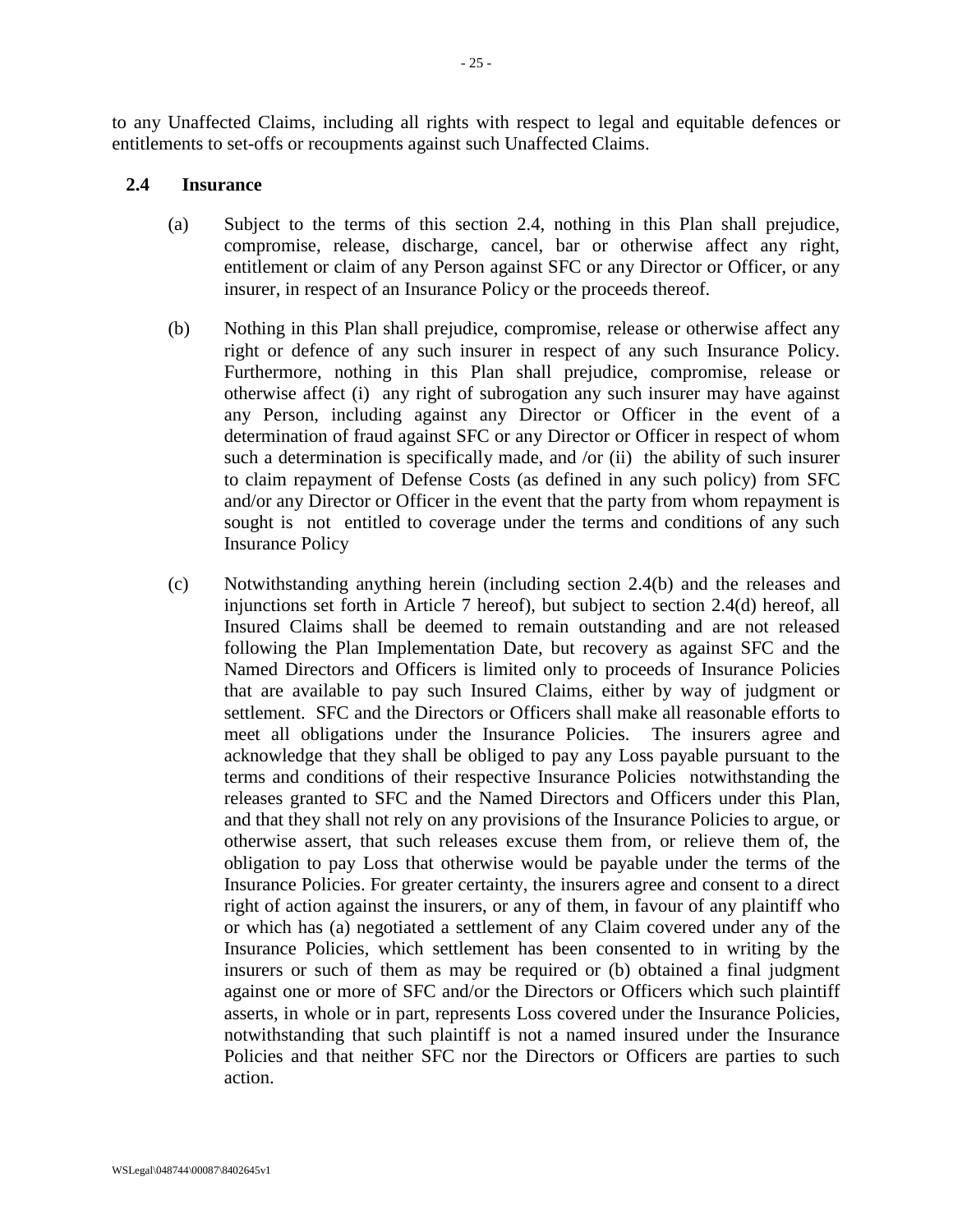to any Unaffected Claims, including all rights with respect to legal and equitable defences or entitlements to set-offs or recoupments against such Unaffected Claims.

**2.4 Insurance**

(a) Subject to the terms of this section 2.4, nothing in this Plan shall prejudice, compromise, release, discharge, cancel, bar or otherwise affect any right, entitlement or claim of any Person against SFC or any Director or Officer, or any insurer, in respect of an Insurance Policy or the proceeds thereof.

(b) Nothing in this Plan shall prejudice, compromise, release or otherwise affect any right or defence of any such insurer in respect of any such Insurance Policy. Furthermore, nothing in this Plan shall prejudice, compromise, release or otherwise affect (i) any right of subrogation any such insurer may have against any Person, including against any Director or Officer in the event of a determination of fraud against SFC or any Director or Officer in respect of whom such a determination is specifically made, and /or (ii) the ability of such insurer to claim repayment of Defense Costs (as defined in any such policy) from SFC and/or any Director or Officer in the event that the party from whom repayment is sought is not entitled to coverage under the terms and conditions of any such Insurance Policy

(c) Notwithstanding anything herein (including section 2.4(b) and the releases and injunctions set forth in Article 7 hereof), but subject to section 2.4(d) hereof, all Insured Claims shall be deemed to remain outstanding and are not released following the Plan Implementation Date, but recovery as against SFC and the Named Directors and Officers is limited only to proceeds of Insurance Policies that are available to pay such Insured Claims, either by way of judgment or settlement. SFC and the Directors or Officers shall make all reasonable efforts to meet all obligations under the Insurance Policies. The insurers agree and acknowledge that they shall be obliged to pay any Loss payable pursuant to the terms and conditions of their respective Insurance Policies notwithstanding the releases granted to SFC and the Named Directors and Officers under this Plan, and that they shall not rely on any provisions of the Insurance Policies to argue, or otherwise assert, that such releases excuse them from, or relieve them of, the obligation to pay Loss that otherwise would be payable under the terms of the Insurance Policies. For greater certainty, the insurers agree and consent to a direct right of action against the insurers, or any of them, in favour of any plaintiff who or which has (a) negotiated a settlement of any Claim covered under any of the Insurance Policies, which settlement has been consented to in writing by the insurers or such of them as may be required or (b) obtained a final judgment against one or more of SFC and/or the Directors or Officers which such plaintiff asserts, in whole or in part, represents Loss covered under the Insurance Policies, notwithstanding that such plaintiff is not a named insured under the Insurance Policies and that neither SFC nor the Directors or Officers are parties to such action.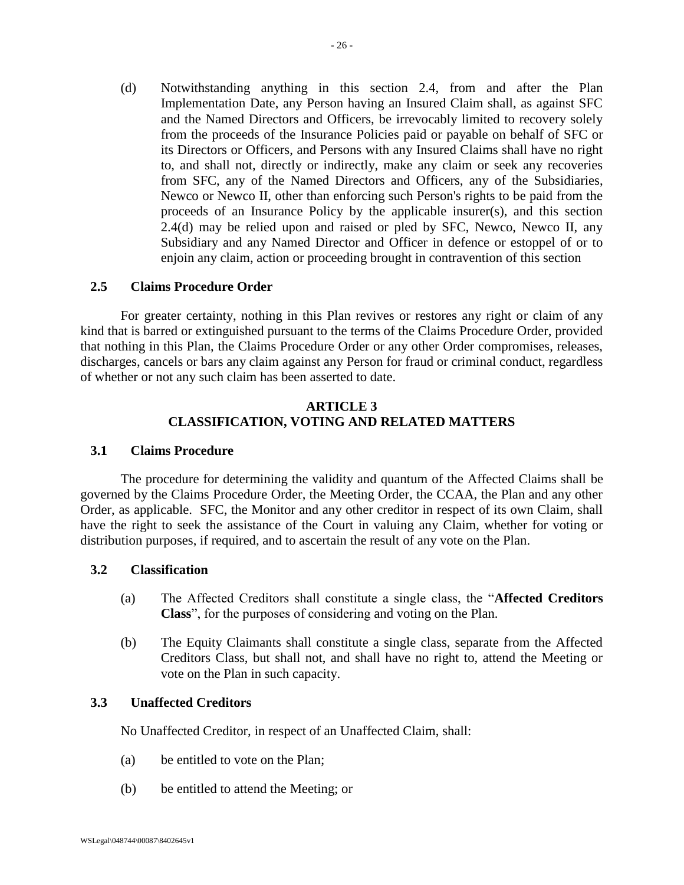(d) Notwithstanding anything in this section 2.4, from and after the Plan Implementation Date, any Person having an Insured Claim shall, as against SFC and the Named Directors and Officers, be irrevocably limited to recovery solely from the proceeds of the Insurance Policies paid or payable on behalf of SFC or its Directors or Officers, and Persons with any Insured Claims shall have no right to, and shall not, directly or indirectly, make any claim or seek any recoveries from SFC, any of the Named Directors and Officers, any of the Subsidiaries, Newco or Newco II, other than enforcing such Person's rights to be paid from the proceeds of an Insurance Policy by the applicable insurer(s), and this section 2.4(d) may be relied upon and raised or pled by SFC, Newco, Newco II, any Subsidiary and any Named Director and Officer in defence or estoppel of or to enjoin any claim, action or proceeding brought in contravention of this section

### 2.5 Claims Procedure Order

For greater certainty, nothing in this Plan revives or restores any right or claim of any kind that is barred or extinguished pursuant to the terms of the Claims Procedure Order, provided that nothing in this Plan, the Claims Procedure Order or any other Order compromises, releases, discharges, cancels or bars any claim against any Person for fraud or criminal conduct, regardless of whether or not any such claim has been asserted to date.

## ARTICLE 3
## CLASSIFICATION, VOTING AND RELATED MATTERS

### 3.1 Claims Procedure

The procedure for determining the validity and quantum of the Affected Claims shall be governed by the Claims Procedure Order, the Meeting Order, the CCAA, the Plan and any other Order, as applicable. SFC, the Monitor and any other creditor in respect of its own Claim, shall have the right to seek the assistance of the Court in valuing any Claim, whether for voting or distribution purposes, if required, and to ascertain the result of any vote on the Plan.

### 3.2 Classification

(a) The Affected Creditors shall constitute a single class, the "**Affected Creditors Class**", for the purposes of considering and voting on the Plan.

(b) The Equity Claimants shall constitute a single class, separate from the Affected Creditors Class, but shall not, and shall have no right to, attend the Meeting or vote on the Plan in such capacity.

### 3.3 Unaffected Creditors

No Unaffected Creditor, in respect of an Unaffected Claim, shall:

(a) be entitled to vote on the Plan;

(b) be entitled to attend the Meeting; or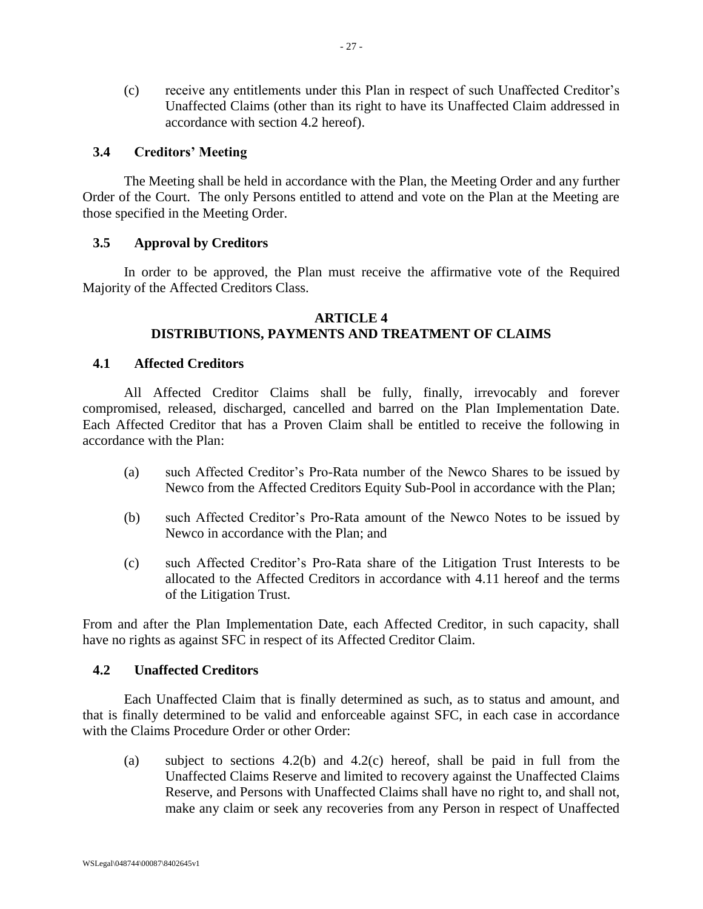(c) receive any entitlements under this Plan in respect of such Unaffected Creditor's Unaffected Claims (other than its right to have its Unaffected Claim addressed in accordance with section 4.2 hereof).

### 3.4 Creditors' Meeting

The Meeting shall be held in accordance with the Plan, the Meeting Order and any further Order of the Court. The only Persons entitled to attend and vote on the Plan at the Meeting are those specified in the Meeting Order.

### 3.5 Approval by Creditors

In order to be approved, the Plan must receive the affirmative vote of the Required Majority of the Affected Creditors Class.

## ARTICLE 4
## DISTRIBUTIONS, PAYMENTS AND TREATMENT OF CLAIMS

### 4.1 Affected Creditors

All Affected Creditor Claims shall be fully, finally, irrevocably and forever compromised, released, discharged, cancelled and barred on the Plan Implementation Date. Each Affected Creditor that has a Proven Claim shall be entitled to receive the following in accordance with the Plan:

(a) such Affected Creditor's Pro-Rata number of the Newco Shares to be issued by Newco from the Affected Creditors Equity Sub-Pool in accordance with the Plan;

(b) such Affected Creditor's Pro-Rata amount of the Newco Notes to be issued by Newco in accordance with the Plan; and

(c) such Affected Creditor's Pro-Rata share of the Litigation Trust Interests to be allocated to the Affected Creditors in accordance with 4.11 hereof and the terms of the Litigation Trust.

From and after the Plan Implementation Date, each Affected Creditor, in such capacity, shall have no rights as against SFC in respect of its Affected Creditor Claim.

### 4.2 Unaffected Creditors

Each Unaffected Claim that is finally determined as such, as to status and amount, and that is finally determined to be valid and enforceable against SFC, in each case in accordance with the Claims Procedure Order or other Order:

(a) subject to sections 4.2(b) and 4.2(c) hereof, shall be paid in full from the Unaffected Claims Reserve and limited to recovery against the Unaffected Claims Reserve, and Persons with Unaffected Claims shall have no right to, and shall not, make any claim or seek any recoveries from any Person in respect of Unaffected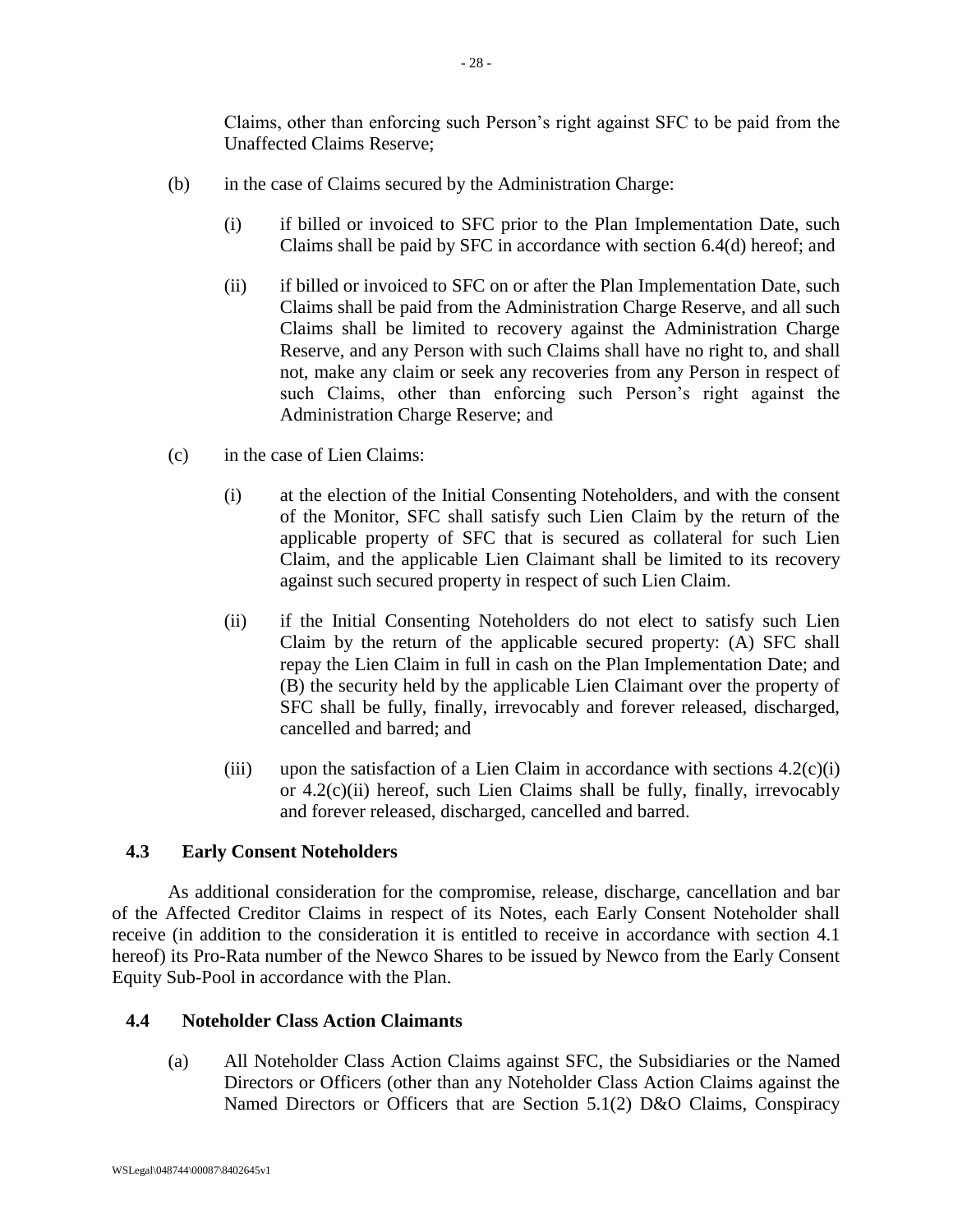Claims, other than enforcing such Person's right against SFC to be paid from the Unaffected Claims Reserve;

(b) in the case of Claims secured by the Administration Charge:

   (i) if billed or invoiced to SFC prior to the Plan Implementation Date, such Claims shall be paid by SFC in accordance with section 6.4(d) hereof; and

   (ii) if billed or invoiced to SFC on or after the Plan Implementation Date, such Claims shall be paid from the Administration Charge Reserve, and all such Claims shall be limited to recovery against the Administration Charge Reserve, and any Person with such Claims shall have no right to, and shall not, make any claim or seek any recoveries from any Person in respect of such Claims, other than enforcing such Person's right against the Administration Charge Reserve; and

(c) in the case of Lien Claims:

   (i) at the election of the Initial Consenting Noteholders, and with the consent of the Monitor, SFC shall satisfy such Lien Claim by the return of the applicable property of SFC that is secured as collateral for such Lien Claim, and the applicable Lien Claimant shall be limited to its recovery against such secured property in respect of such Lien Claim.

   (ii) if the Initial Consenting Noteholders do not elect to satisfy such Lien Claim by the return of the applicable secured property: (A) SFC shall repay the Lien Claim in full in cash on the Plan Implementation Date; and (B) the security held by the applicable Lien Claimant over the property of SFC shall be fully, finally, irrevocably and forever released, discharged, cancelled and barred; and

   (iii) upon the satisfaction of a Lien Claim in accordance with sections 4.2(c)(i) or 4.2(c)(ii) hereof, such Lien Claims shall be fully, finally, irrevocably and forever released, discharged, cancelled and barred.

## 4.3 Early Consent Noteholders

As additional consideration for the compromise, release, discharge, cancellation and bar of the Affected Creditor Claims in respect of its Notes, each Early Consent Noteholder shall receive (in addition to the consideration it is entitled to receive in accordance with section 4.1 hereof) its Pro-Rata number of the Newco Shares to be issued by Newco from the Early Consent Equity Sub-Pool in accordance with the Plan.

## 4.4 Noteholder Class Action Claimants

(a) All Noteholder Class Action Claims against SFC, the Subsidiaries or the Named Directors or Officers (other than any Noteholder Class Action Claims against the Named Directors or Officers that are Section 5.1(2) D&O Claims, Conspiracy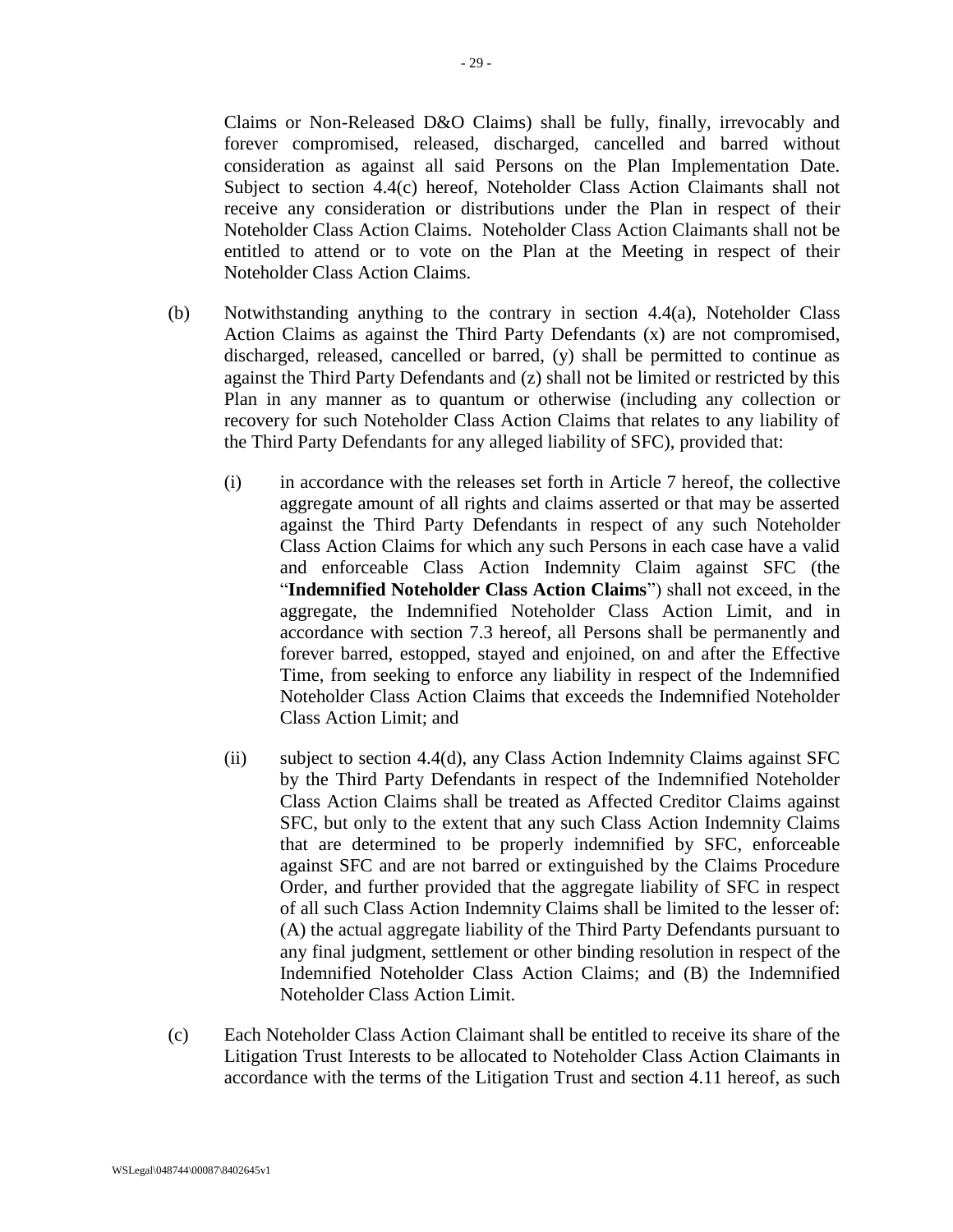Claims or Non-Released D&O Claims) shall be fully, finally, irrevocably and forever compromised, released, discharged, cancelled and barred without consideration as against all said Persons on the Plan Implementation Date. Subject to section 4.4(c) hereof, Noteholder Class Action Claimants shall not receive any consideration or distributions under the Plan in respect of their Noteholder Class Action Claims. Noteholder Class Action Claimants shall not be entitled to attend or to vote on the Plan at the Meeting in respect of their Noteholder Class Action Claims.

(b) Notwithstanding anything to the contrary in section 4.4(a), Noteholder Class Action Claims as against the Third Party Defendants (x) are not compromised, discharged, released, cancelled or barred, (y) shall be permitted to continue as against the Third Party Defendants and (z) shall not be limited or restricted by this Plan in any manner as to quantum or otherwise (including any collection or recovery for such Noteholder Class Action Claims that relates to any liability of the Third Party Defendants for any alleged liability of SFC), provided that:

(i) in accordance with the releases set forth in Article 7 hereof, the collective aggregate amount of all rights and claims asserted or that may be asserted against the Third Party Defendants in respect of any such Noteholder Class Action Claims for which any such Persons in each case have a valid and enforceable Class Action Indemnity Claim against SFC (the "**Indemnified Noteholder Class Action Claims**") shall not exceed, in the aggregate, the Indemnified Noteholder Class Action Limit, and in accordance with section 7.3 hereof, all Persons shall be permanently and forever barred, estopped, stayed and enjoined, on and after the Effective Time, from seeking to enforce any liability in respect of the Indemnified Noteholder Class Action Claims that exceeds the Indemnified Noteholder Class Action Limit; and

(ii) subject to section 4.4(d), any Class Action Indemnity Claims against SFC by the Third Party Defendants in respect of the Indemnified Noteholder Class Action Claims shall be treated as Affected Creditor Claims against SFC, but only to the extent that any such Class Action Indemnity Claims that are determined to be properly indemnified by SFC, enforceable against SFC and are not barred or extinguished by the Claims Procedure Order, and further provided that the aggregate liability of SFC in respect of all such Class Action Indemnity Claims shall be limited to the lesser of: (A) the actual aggregate liability of the Third Party Defendants pursuant to any final judgment, settlement or other binding resolution in respect of the Indemnified Noteholder Class Action Claims; and (B) the Indemnified Noteholder Class Action Limit.

(c) Each Noteholder Class Action Claimant shall be entitled to receive its share of the Litigation Trust Interests to be allocated to Noteholder Class Action Claimants in accordance with the terms of the Litigation Trust and section 4.11 hereof, as such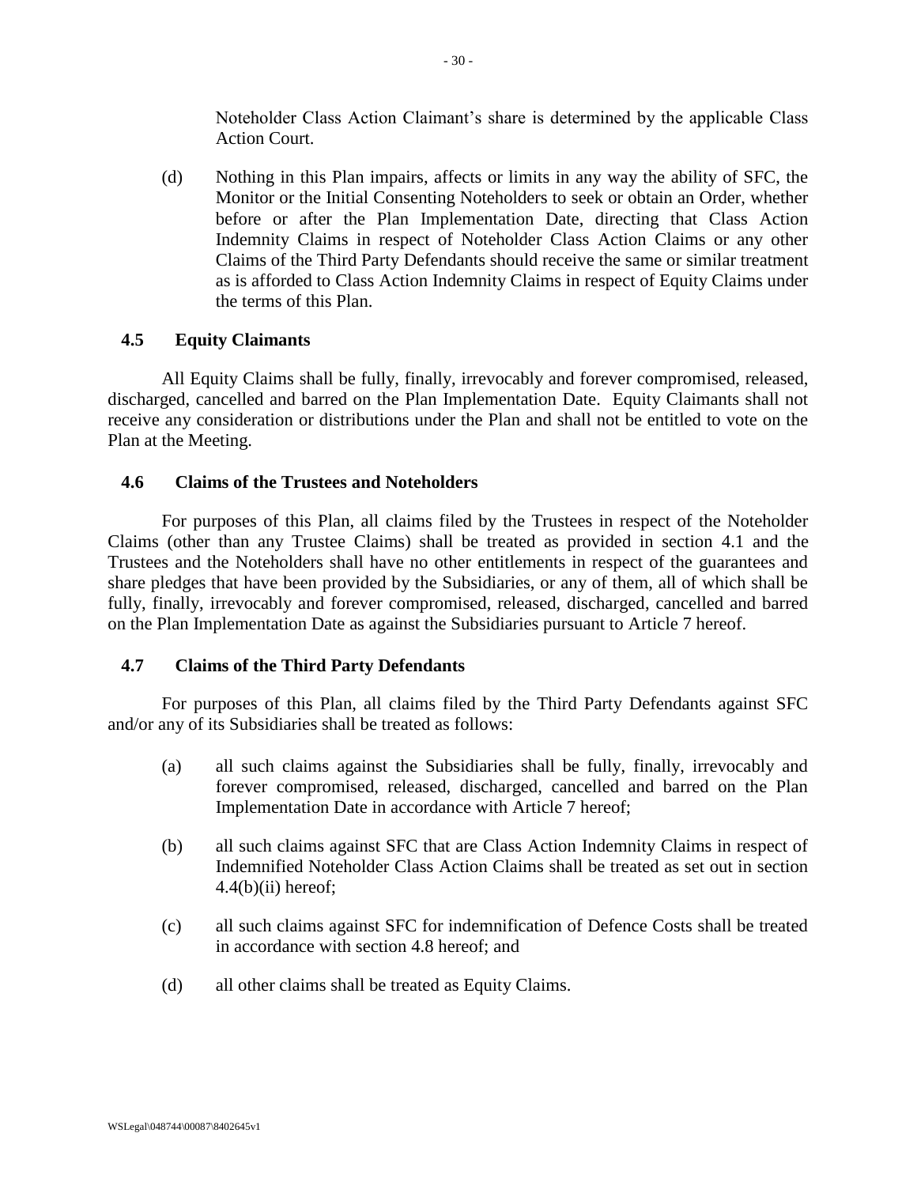Noteholder Class Action Claimant's share is determined by the applicable Class Action Court.

(d) Nothing in this Plan impairs, affects or limits in any way the ability of SFC, the Monitor or the Initial Consenting Noteholders to seek or obtain an Order, whether before or after the Plan Implementation Date, directing that Class Action Indemnity Claims in respect of Noteholder Class Action Claims or any other Claims of the Third Party Defendants should receive the same or similar treatment as is afforded to Class Action Indemnity Claims in respect of Equity Claims under the terms of this Plan.

### 4.5 Equity Claimants

All Equity Claims shall be fully, finally, irrevocably and forever compromised, released, discharged, cancelled and barred on the Plan Implementation Date. Equity Claimants shall not receive any consideration or distributions under the Plan and shall not be entitled to vote on the Plan at the Meeting.

### 4.6 Claims of the Trustees and Noteholders

For purposes of this Plan, all claims filed by the Trustees in respect of the Noteholder Claims (other than any Trustee Claims) shall be treated as provided in section 4.1 and the Trustees and the Noteholders shall have no other entitlements in respect of the guarantees and share pledges that have been provided by the Subsidiaries, or any of them, all of which shall be fully, finally, irrevocably and forever compromised, released, discharged, cancelled and barred on the Plan Implementation Date as against the Subsidiaries pursuant to Article 7 hereof.

### 4.7 Claims of the Third Party Defendants

For purposes of this Plan, all claims filed by the Third Party Defendants against SFC and/or any of its Subsidiaries shall be treated as follows:

(a) all such claims against the Subsidiaries shall be fully, finally, irrevocably and forever compromised, released, discharged, cancelled and barred on the Plan Implementation Date in accordance with Article 7 hereof;

(b) all such claims against SFC that are Class Action Indemnity Claims in respect of Indemnified Noteholder Class Action Claims shall be treated as set out in section 4.4(b)(ii) hereof;

(c) all such claims against SFC for indemnification of Defence Costs shall be treated in accordance with section 4.8 hereof; and

(d) all other claims shall be treated as Equity Claims.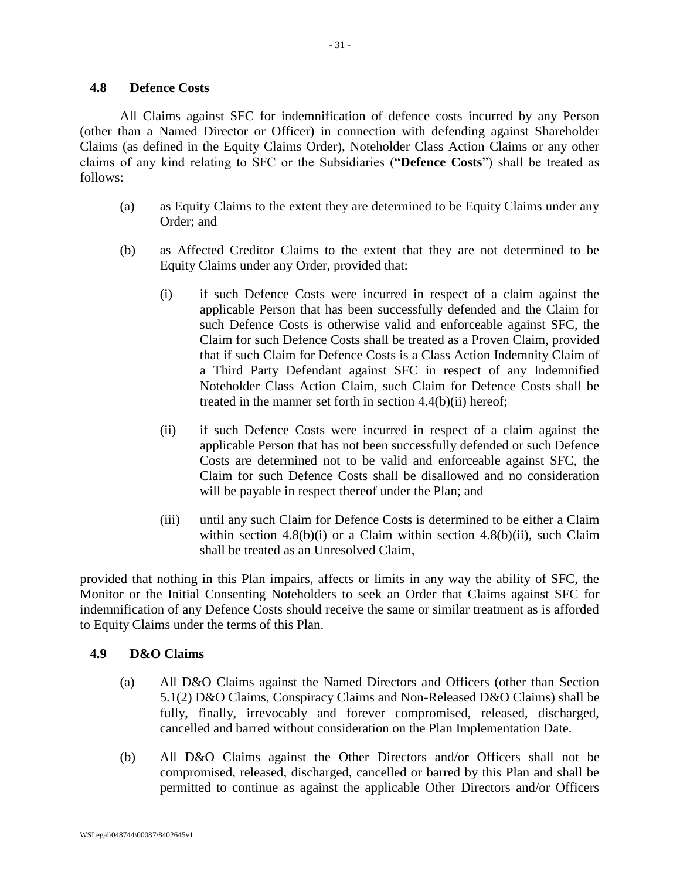### 4.8 Defence Costs

All Claims against SFC for indemnification of defence costs incurred by any Person (other than a Named Director or Officer) in connection with defending against Shareholder Claims (as defined in the Equity Claims Order), Noteholder Class Action Claims or any other claims of any kind relating to SFC or the Subsidiaries ("**Defence Costs**") shall be treated as follows:

(a) as Equity Claims to the extent they are determined to be Equity Claims under any Order; and

(b) as Affected Creditor Claims to the extent that they are not determined to be Equity Claims under any Order, provided that:

  (i) if such Defence Costs were incurred in respect of a claim against the applicable Person that has been successfully defended and the Claim for such Defence Costs is otherwise valid and enforceable against SFC, the Claim for such Defence Costs shall be treated as a Proven Claim, provided that if such Claim for Defence Costs is a Class Action Indemnity Claim of a Third Party Defendant against SFC in respect of any Indemnified Noteholder Class Action Claim, such Claim for Defence Costs shall be treated in the manner set forth in section 4.4(b)(ii) hereof;

  (ii) if such Defence Costs were incurred in respect of a claim against the applicable Person that has not been successfully defended or such Defence Costs are determined not to be valid and enforceable against SFC, the Claim for such Defence Costs shall be disallowed and no consideration will be payable in respect thereof under the Plan; and

  (iii) until any such Claim for Defence Costs is determined to be either a Claim within section 4.8(b)(i) or a Claim within section 4.8(b)(ii), such Claim shall be treated as an Unresolved Claim,

provided that nothing in this Plan impairs, affects or limits in any way the ability of SFC, the Monitor or the Initial Consenting Noteholders to seek an Order that Claims against SFC for indemnification of any Defence Costs should receive the same or similar treatment as is afforded to Equity Claims under the terms of this Plan.

### 4.9 D&O Claims

(a) All D&O Claims against the Named Directors and Officers (other than Section 5.1(2) D&O Claims, Conspiracy Claims and Non-Released D&O Claims) shall be fully, finally, irrevocably and forever compromised, released, discharged, cancelled and barred without consideration on the Plan Implementation Date.

(b) All D&O Claims against the Other Directors and/or Officers shall not be compromised, released, discharged, cancelled or barred by this Plan and shall be permitted to continue as against the applicable Other Directors and/or Officers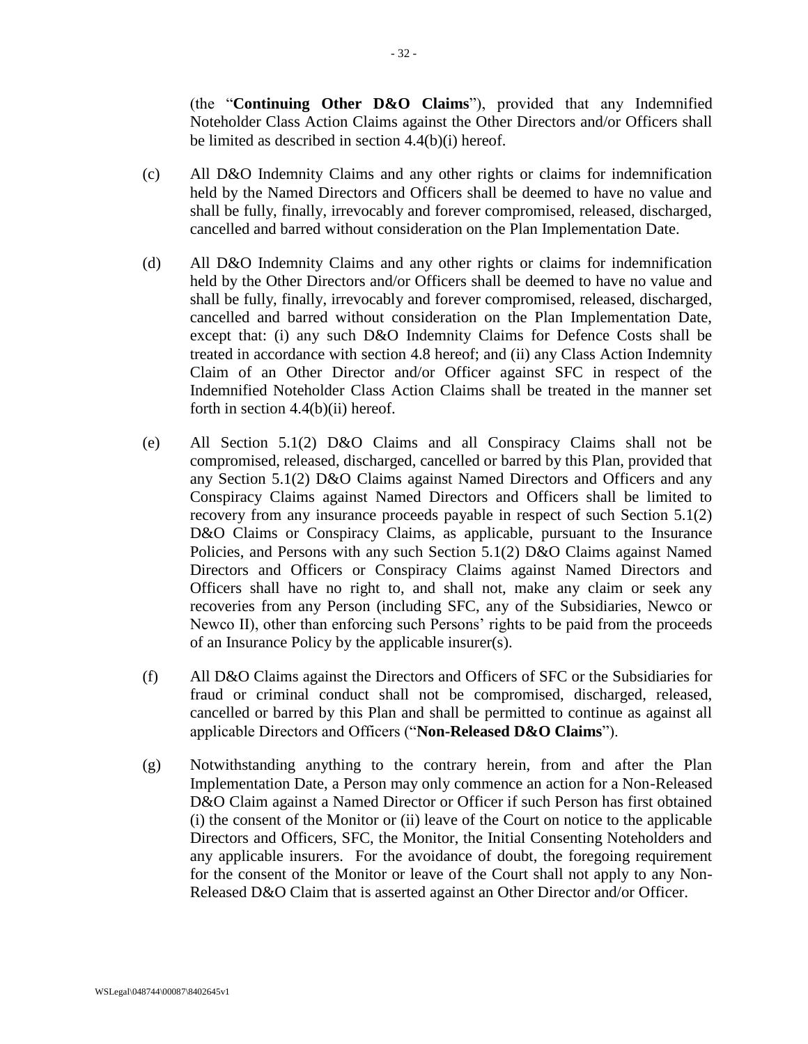(the "**Continuing Other D&O Claims**"), provided that any Indemnified Noteholder Class Action Claims against the Other Directors and/or Officers shall be limited as described in section 4.4(b)(i) hereof.

(c) All D&O Indemnity Claims and any other rights or claims for indemnification held by the Named Directors and Officers shall be deemed to have no value and shall be fully, finally, irrevocably and forever compromised, released, discharged, cancelled and barred without consideration on the Plan Implementation Date.

(d) All D&O Indemnity Claims and any other rights or claims for indemnification held by the Other Directors and/or Officers shall be deemed to have no value and shall be fully, finally, irrevocably and forever compromised, released, discharged, cancelled and barred without consideration on the Plan Implementation Date, except that: (i) any such D&O Indemnity Claims for Defence Costs shall be treated in accordance with section 4.8 hereof; and (ii) any Class Action Indemnity Claim of an Other Director and/or Officer against SFC in respect of the Indemnified Noteholder Class Action Claims shall be treated in the manner set forth in section 4.4(b)(ii) hereof.

(e) All Section 5.1(2) D&O Claims and all Conspiracy Claims shall not be compromised, released, discharged, cancelled or barred by this Plan, provided that any Section 5.1(2) D&O Claims against Named Directors and Officers and any Conspiracy Claims against Named Directors and Officers shall be limited to recovery from any insurance proceeds payable in respect of such Section 5.1(2) D&O Claims or Conspiracy Claims, as applicable, pursuant to the Insurance Policies, and Persons with any such Section 5.1(2) D&O Claims against Named Directors and Officers or Conspiracy Claims against Named Directors and Officers shall have no right to, and shall not, make any claim or seek any recoveries from any Person (including SFC, any of the Subsidiaries, Newco or Newco II), other than enforcing such Persons' rights to be paid from the proceeds of an Insurance Policy by the applicable insurer(s).

(f) All D&O Claims against the Directors and Officers of SFC or the Subsidiaries for fraud or criminal conduct shall not be compromised, discharged, released, cancelled or barred by this Plan and shall be permitted to continue as against all applicable Directors and Officers ("**Non-Released D&O Claims**").

(g) Notwithstanding anything to the contrary herein, from and after the Plan Implementation Date, a Person may only commence an action for a Non-Released D&O Claim against a Named Director or Officer if such Person has first obtained (i) the consent of the Monitor or (ii) leave of the Court on notice to the applicable Directors and Officers, SFC, the Monitor, the Initial Consenting Noteholders and any applicable insurers. For the avoidance of doubt, the foregoing requirement for the consent of the Monitor or leave of the Court shall not apply to any Non-Released D&O Claim that is asserted against an Other Director and/or Officer.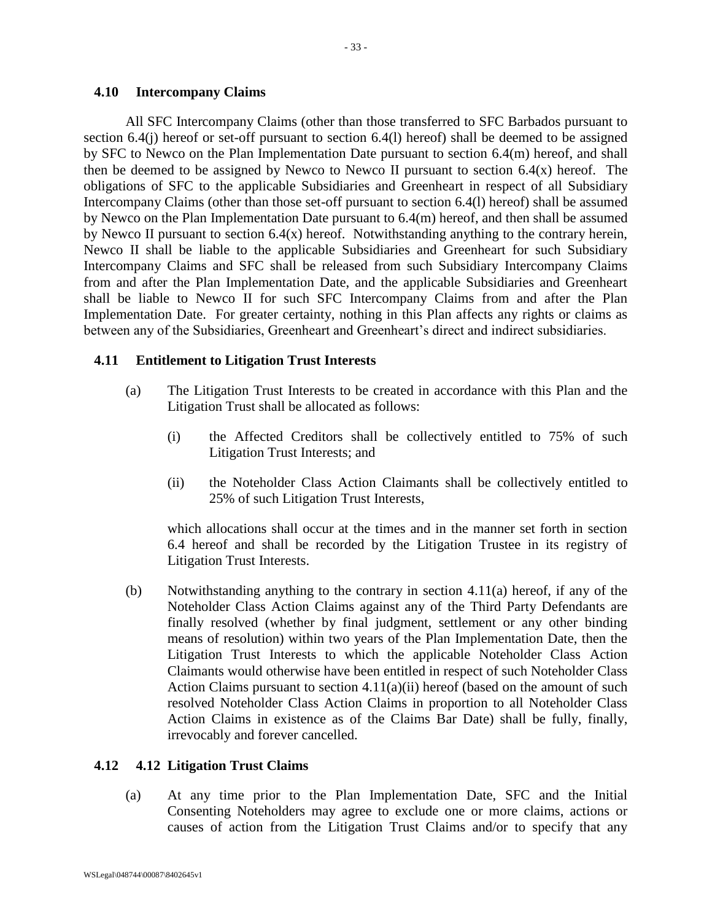### 4.10 Intercompany Claims

All SFC Intercompany Claims (other than those transferred to SFC Barbados pursuant to section 6.4(j) hereof or set-off pursuant to section 6.4(l) hereof) shall be deemed to be assigned by SFC to Newco on the Plan Implementation Date pursuant to section 6.4(m) hereof, and shall then be deemed to be assigned by Newco to Newco II pursuant to section 6.4(x) hereof. The obligations of SFC to the applicable Subsidiaries and Greenheart in respect of all Subsidiary Intercompany Claims (other than those set-off pursuant to section 6.4(l) hereof) shall be assumed by Newco on the Plan Implementation Date pursuant to 6.4(m) hereof, and then shall be assumed by Newco II pursuant to section 6.4(x) hereof. Notwithstanding anything to the contrary herein, Newco II shall be liable to the applicable Subsidiaries and Greenheart for such Subsidiary Intercompany Claims and SFC shall be released from such Subsidiary Intercompany Claims from and after the Plan Implementation Date, and the applicable Subsidiaries and Greenheart shall be liable to Newco II for such SFC Intercompany Claims from and after the Plan Implementation Date. For greater certainty, nothing in this Plan affects any rights or claims as between any of the Subsidiaries, Greenheart and Greenheart's direct and indirect subsidiaries.

### 4.11 Entitlement to Litigation Trust Interests

(a) The Litigation Trust Interests to be created in accordance with this Plan and the Litigation Trust shall be allocated as follows:

(i) the Affected Creditors shall be collectively entitled to 75% of such Litigation Trust Interests; and

(ii) the Noteholder Class Action Claimants shall be collectively entitled to 25% of such Litigation Trust Interests,

which allocations shall occur at the times and in the manner set forth in section 6.4 hereof and shall be recorded by the Litigation Trustee in its registry of Litigation Trust Interests.

(b) Notwithstanding anything to the contrary in section 4.11(a) hereof, if any of the Noteholder Class Action Claims against any of the Third Party Defendants are finally resolved (whether by final judgment, settlement or any other binding means of resolution) within two years of the Plan Implementation Date, then the Litigation Trust Interests to which the applicable Noteholder Class Action Claimants would otherwise have been entitled in respect of such Noteholder Class Action Claims pursuant to section 4.11(a)(ii) hereof (based on the amount of such resolved Noteholder Class Action Claims in proportion to all Noteholder Class Action Claims in existence as of the Claims Bar Date) shall be fully, finally, irrevocably and forever cancelled.

### 4.12 4.12 Litigation Trust Claims

(a) At any time prior to the Plan Implementation Date, SFC and the Initial Consenting Noteholders may agree to exclude one or more claims, actions or causes of action from the Litigation Trust Claims and/or to specify that any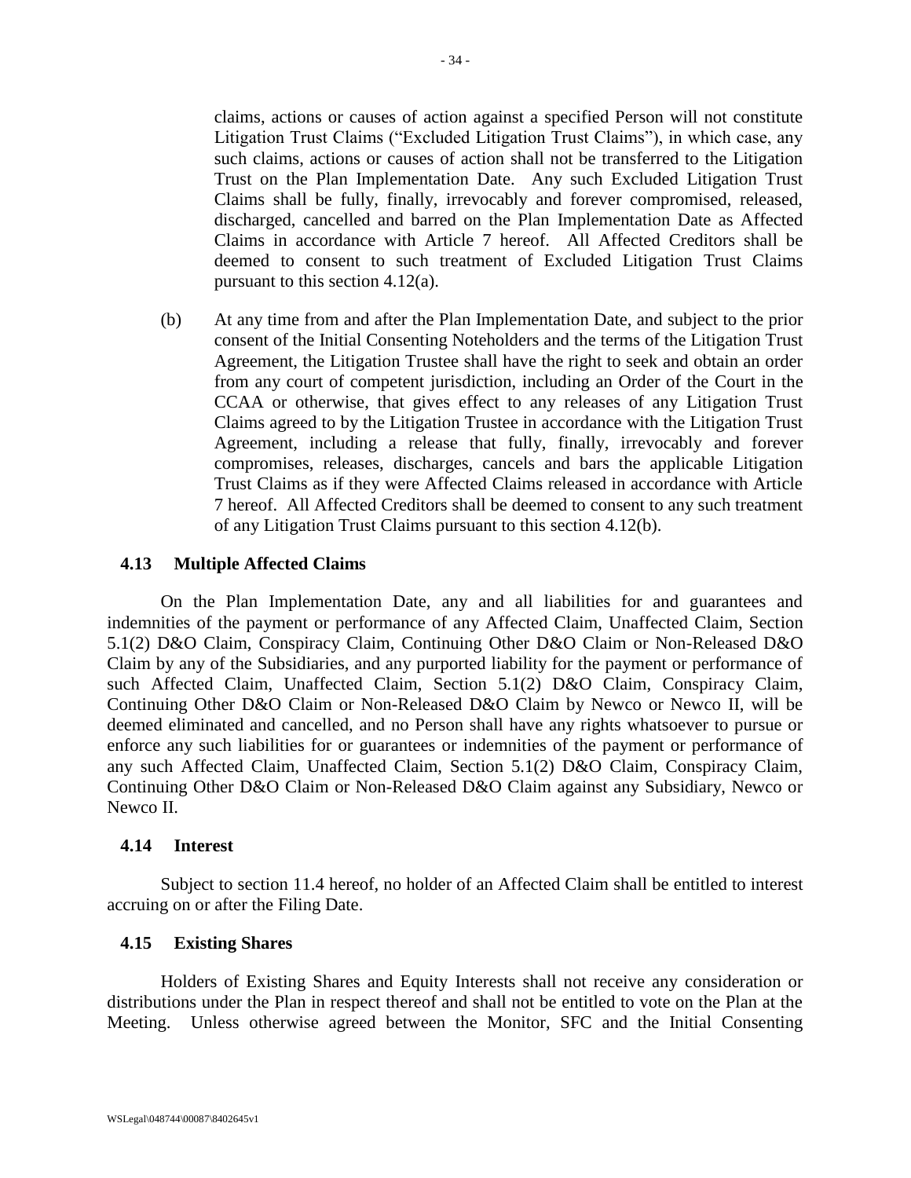claims, actions or causes of action against a specified Person will not constitute Litigation Trust Claims ("Excluded Litigation Trust Claims"), in which case, any such claims, actions or causes of action shall not be transferred to the Litigation Trust on the Plan Implementation Date. Any such Excluded Litigation Trust Claims shall be fully, finally, irrevocably and forever compromised, released, discharged, cancelled and barred on the Plan Implementation Date as Affected Claims in accordance with Article 7 hereof. All Affected Creditors shall be deemed to consent to such treatment of Excluded Litigation Trust Claims pursuant to this section 4.12(a).

(b) At any time from and after the Plan Implementation Date, and subject to the prior consent of the Initial Consenting Noteholders and the terms of the Litigation Trust Agreement, the Litigation Trustee shall have the right to seek and obtain an order from any court of competent jurisdiction, including an Order of the Court in the CCAA or otherwise, that gives effect to any releases of any Litigation Trust Claims agreed to by the Litigation Trustee in accordance with the Litigation Trust Agreement, including a release that fully, finally, irrevocably and forever compromises, releases, discharges, cancels and bars the applicable Litigation Trust Claims as if they were Affected Claims released in accordance with Article 7 hereof. All Affected Creditors shall be deemed to consent to any such treatment of any Litigation Trust Claims pursuant to this section 4.12(b).

### 4.13 Multiple Affected Claims

On the Plan Implementation Date, any and all liabilities for and guarantees and indemnities of the payment or performance of any Affected Claim, Unaffected Claim, Section 5.1(2) D&O Claim, Conspiracy Claim, Continuing Other D&O Claim or Non-Released D&O Claim by any of the Subsidiaries, and any purported liability for the payment or performance of such Affected Claim, Unaffected Claim, Section 5.1(2) D&O Claim, Conspiracy Claim, Continuing Other D&O Claim or Non-Released D&O Claim by Newco or Newco II, will be deemed eliminated and cancelled, and no Person shall have any rights whatsoever to pursue or enforce any such liabilities for or guarantees or indemnities of the payment or performance of any such Affected Claim, Unaffected Claim, Section 5.1(2) D&O Claim, Conspiracy Claim, Continuing Other D&O Claim or Non-Released D&O Claim against any Subsidiary, Newco or Newco II.

### 4.14 Interest

Subject to section 11.4 hereof, no holder of an Affected Claim shall be entitled to interest accruing on or after the Filing Date.

### 4.15 Existing Shares

Holders of Existing Shares and Equity Interests shall not receive any consideration or distributions under the Plan in respect thereof and shall not be entitled to vote on the Plan at the Meeting. Unless otherwise agreed between the Monitor, SFC and the Initial Consenting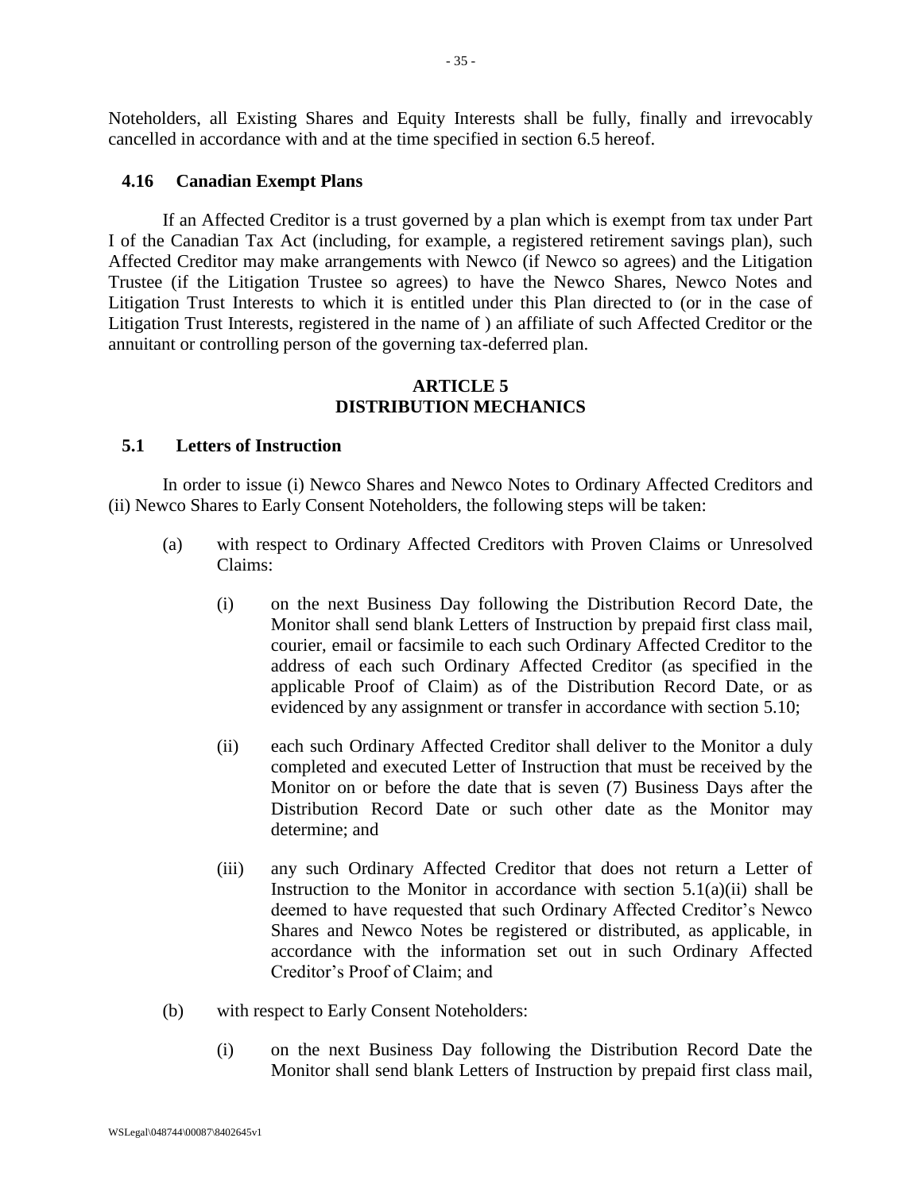Noteholders, all Existing Shares and Equity Interests shall be fully, finally and irrevocably cancelled in accordance with and at the time specified in section 6.5 hereof.

### 4.16 Canadian Exempt Plans

If an Affected Creditor is a trust governed by a plan which is exempt from tax under Part I of the Canadian Tax Act (including, for example, a registered retirement savings plan), such Affected Creditor may make arrangements with Newco (if Newco so agrees) and the Litigation Trustee (if the Litigation Trustee so agrees) to have the Newco Shares, Newco Notes and Litigation Trust Interests to which it is entitled under this Plan directed to (or in the case of Litigation Trust Interests, registered in the name of ) an affiliate of such Affected Creditor or the annuitant or controlling person of the governing tax-deferred plan.

## ARTICLE 5
## DISTRIBUTION MECHANICS

### 5.1 Letters of Instruction

In order to issue (i) Newco Shares and Newco Notes to Ordinary Affected Creditors and (ii) Newco Shares to Early Consent Noteholders, the following steps will be taken:

(a) with respect to Ordinary Affected Creditors with Proven Claims or Unresolved Claims:

(i) on the next Business Day following the Distribution Record Date, the Monitor shall send blank Letters of Instruction by prepaid first class mail, courier, email or facsimile to each such Ordinary Affected Creditor to the address of each such Ordinary Affected Creditor (as specified in the applicable Proof of Claim) as of the Distribution Record Date, or as evidenced by any assignment or transfer in accordance with section 5.10;

(ii) each such Ordinary Affected Creditor shall deliver to the Monitor a duly completed and executed Letter of Instruction that must be received by the Monitor on or before the date that is seven (7) Business Days after the Distribution Record Date or such other date as the Monitor may determine; and

(iii) any such Ordinary Affected Creditor that does not return a Letter of Instruction to the Monitor in accordance with section 5.1(a)(ii) shall be deemed to have requested that such Ordinary Affected Creditor's Newco Shares and Newco Notes be registered or distributed, as applicable, in accordance with the information set out in such Ordinary Affected Creditor's Proof of Claim; and

(b) with respect to Early Consent Noteholders:

(i) on the next Business Day following the Distribution Record Date the Monitor shall send blank Letters of Instruction by prepaid first class mail,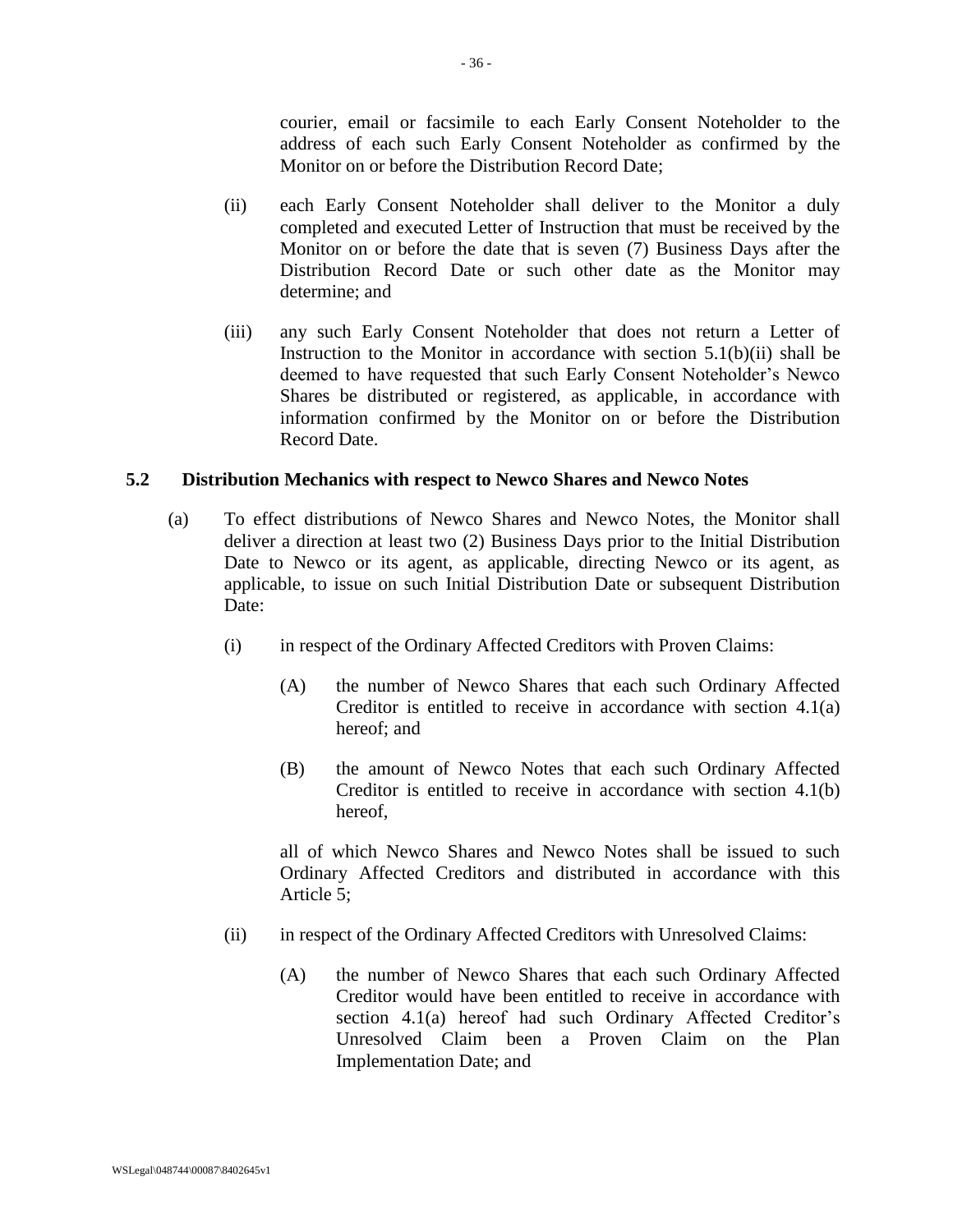courier, email or facsimile to each Early Consent Noteholder to the address of each such Early Consent Noteholder as confirmed by the Monitor on or before the Distribution Record Date;

(ii) each Early Consent Noteholder shall deliver to the Monitor a duly completed and executed Letter of Instruction that must be received by the Monitor on or before the date that is seven (7) Business Days after the Distribution Record Date or such other date as the Monitor may determine; and

(iii) any such Early Consent Noteholder that does not return a Letter of Instruction to the Monitor in accordance with section 5.1(b)(ii) shall be deemed to have requested that such Early Consent Noteholder's Newco Shares be distributed or registered, as applicable, in accordance with information confirmed by the Monitor on or before the Distribution Record Date.

### 5.2 Distribution Mechanics with respect to Newco Shares and Newco Notes

(a) To effect distributions of Newco Shares and Newco Notes, the Monitor shall deliver a direction at least two (2) Business Days prior to the Initial Distribution Date to Newco or its agent, as applicable, directing Newco or its agent, as applicable, to issue on such Initial Distribution Date or subsequent Distribution Date:

(i) in respect of the Ordinary Affected Creditors with Proven Claims:

(A) the number of Newco Shares that each such Ordinary Affected Creditor is entitled to receive in accordance with section 4.1(a) hereof; and

(B) the amount of Newco Notes that each such Ordinary Affected Creditor is entitled to receive in accordance with section 4.1(b) hereof,

all of which Newco Shares and Newco Notes shall be issued to such Ordinary Affected Creditors and distributed in accordance with this Article 5;

(ii) in respect of the Ordinary Affected Creditors with Unresolved Claims:

(A) the number of Newco Shares that each such Ordinary Affected Creditor would have been entitled to receive in accordance with section 4.1(a) hereof had such Ordinary Affected Creditor's Unresolved Claim been a Proven Claim on the Plan Implementation Date; and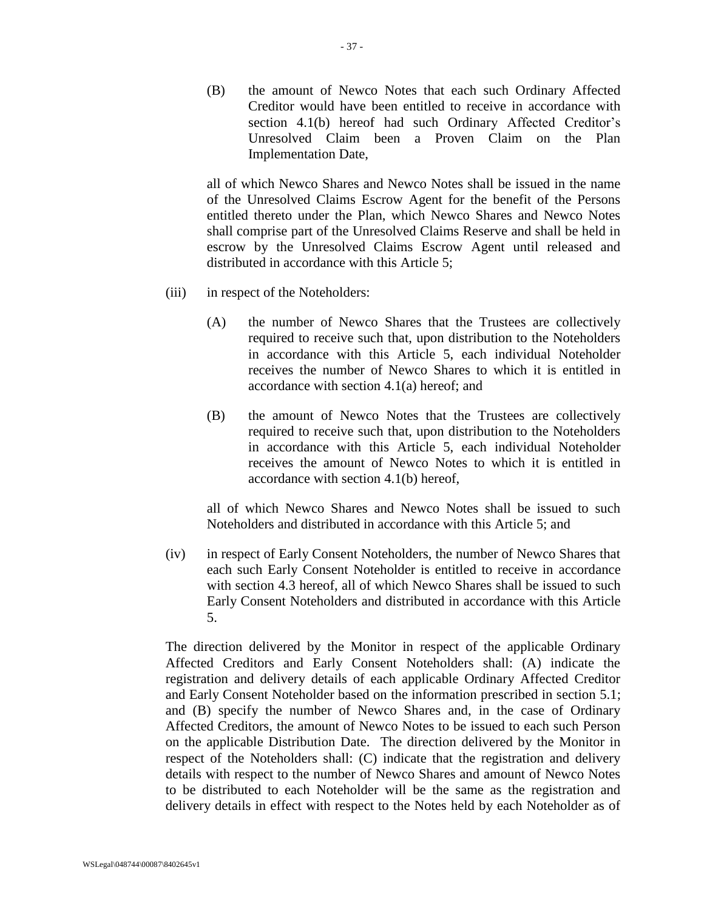(B) the amount of Newco Notes that each such Ordinary Affected Creditor would have been entitled to receive in accordance with section 4.1(b) hereof had such Ordinary Affected Creditor's Unresolved Claim been a Proven Claim on the Plan Implementation Date,

all of which Newco Shares and Newco Notes shall be issued in the name of the Unresolved Claims Escrow Agent for the benefit of the Persons entitled thereto under the Plan, which Newco Shares and Newco Notes shall comprise part of the Unresolved Claims Reserve and shall be held in escrow by the Unresolved Claims Escrow Agent until released and distributed in accordance with this Article 5;

(iii) in respect of the Noteholders:

(A) the number of Newco Shares that the Trustees are collectively required to receive such that, upon distribution to the Noteholders in accordance with this Article 5, each individual Noteholder receives the number of Newco Shares to which it is entitled in accordance with section 4.1(a) hereof; and

(B) the amount of Newco Notes that the Trustees are collectively required to receive such that, upon distribution to the Noteholders in accordance with this Article 5, each individual Noteholder receives the amount of Newco Notes to which it is entitled in accordance with section 4.1(b) hereof,

all of which Newco Shares and Newco Notes shall be issued to such Noteholders and distributed in accordance with this Article 5; and

(iv) in respect of Early Consent Noteholders, the number of Newco Shares that each such Early Consent Noteholder is entitled to receive in accordance with section 4.3 hereof, all of which Newco Shares shall be issued to such Early Consent Noteholders and distributed in accordance with this Article 5.

The direction delivered by the Monitor in respect of the applicable Ordinary Affected Creditors and Early Consent Noteholders shall: (A) indicate the registration and delivery details of each applicable Ordinary Affected Creditor and Early Consent Noteholder based on the information prescribed in section 5.1; and (B) specify the number of Newco Shares and, in the case of Ordinary Affected Creditors, the amount of Newco Notes to be issued to each such Person on the applicable Distribution Date. The direction delivered by the Monitor in respect of the Noteholders shall: (C) indicate that the registration and delivery details with respect to the number of Newco Shares and amount of Newco Notes to be distributed to each Noteholder will be the same as the registration and delivery details in effect with respect to the Notes held by each Noteholder as of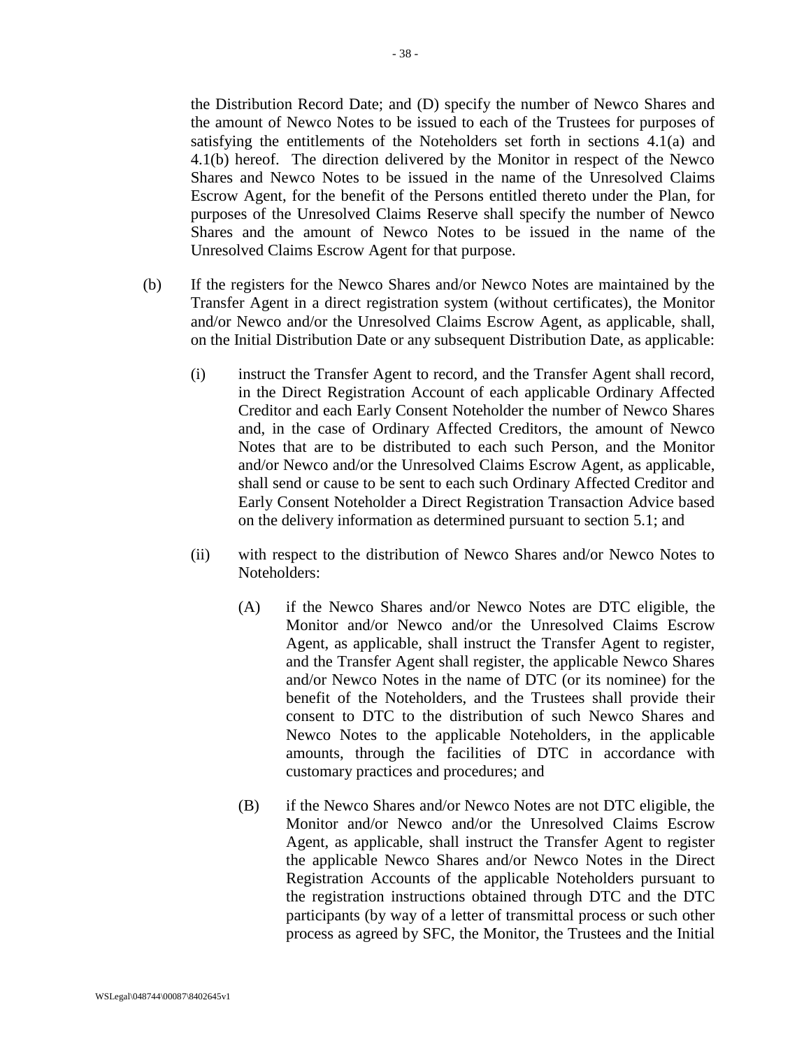the Distribution Record Date; and (D) specify the number of Newco Shares and the amount of Newco Notes to be issued to each of the Trustees for purposes of satisfying the entitlements of the Noteholders set forth in sections 4.1(a) and 4.1(b) hereof. The direction delivered by the Monitor in respect of the Newco Shares and Newco Notes to be issued in the name of the Unresolved Claims Escrow Agent, for the benefit of the Persons entitled thereto under the Plan, for purposes of the Unresolved Claims Reserve shall specify the number of Newco Shares and the amount of Newco Notes to be issued in the name of the Unresolved Claims Escrow Agent for that purpose.

(b) If the registers for the Newco Shares and/or Newco Notes are maintained by the Transfer Agent in a direct registration system (without certificates), the Monitor and/or Newco and/or the Unresolved Claims Escrow Agent, as applicable, shall, on the Initial Distribution Date or any subsequent Distribution Date, as applicable:

(i) instruct the Transfer Agent to record, and the Transfer Agent shall record, in the Direct Registration Account of each applicable Ordinary Affected Creditor and each Early Consent Noteholder the number of Newco Shares and, in the case of Ordinary Affected Creditors, the amount of Newco Notes that are to be distributed to each such Person, and the Monitor and/or Newco and/or the Unresolved Claims Escrow Agent, as applicable, shall send or cause to be sent to each such Ordinary Affected Creditor and Early Consent Noteholder a Direct Registration Transaction Advice based on the delivery information as determined pursuant to section 5.1; and

(ii) with respect to the distribution of Newco Shares and/or Newco Notes to Noteholders:

(A) if the Newco Shares and/or Newco Notes are DTC eligible, the Monitor and/or Newco and/or the Unresolved Claims Escrow Agent, as applicable, shall instruct the Transfer Agent to register, and the Transfer Agent shall register, the applicable Newco Shares and/or Newco Notes in the name of DTC (or its nominee) for the benefit of the Noteholders, and the Trustees shall provide their consent to DTC to the distribution of such Newco Shares and Newco Notes to the applicable Noteholders, in the applicable amounts, through the facilities of DTC in accordance with customary practices and procedures; and

(B) if the Newco Shares and/or Newco Notes are not DTC eligible, the Monitor and/or Newco and/or the Unresolved Claims Escrow Agent, as applicable, shall instruct the Transfer Agent to register the applicable Newco Shares and/or Newco Notes in the Direct Registration Accounts of the applicable Noteholders pursuant to the registration instructions obtained through DTC and the DTC participants (by way of a letter of transmittal process or such other process as agreed by SFC, the Monitor, the Trustees and the Initial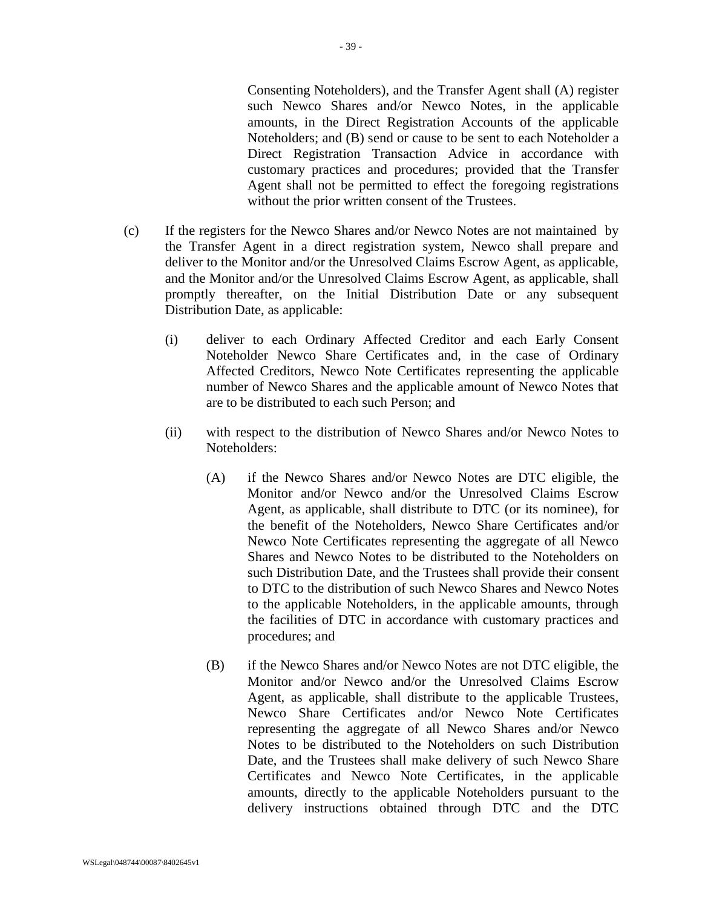Consenting Noteholders), and the Transfer Agent shall (A) register such Newco Shares and/or Newco Notes, in the applicable amounts, in the Direct Registration Accounts of the applicable Noteholders; and (B) send or cause to be sent to each Noteholder a Direct Registration Transaction Advice in accordance with customary practices and procedures; provided that the Transfer Agent shall not be permitted to effect the foregoing registrations without the prior written consent of the Trustees.

(c) If the registers for the Newco Shares and/or Newco Notes are not maintained by the Transfer Agent in a direct registration system, Newco shall prepare and deliver to the Monitor and/or the Unresolved Claims Escrow Agent, as applicable, and the Monitor and/or the Unresolved Claims Escrow Agent, as applicable, shall promptly thereafter, on the Initial Distribution Date or any subsequent Distribution Date, as applicable:

(i) deliver to each Ordinary Affected Creditor and each Early Consent Noteholder Newco Share Certificates and, in the case of Ordinary Affected Creditors, Newco Note Certificates representing the applicable number of Newco Shares and the applicable amount of Newco Notes that are to be distributed to each such Person; and

(ii) with respect to the distribution of Newco Shares and/or Newco Notes to Noteholders:

(A) if the Newco Shares and/or Newco Notes are DTC eligible, the Monitor and/or Newco and/or the Unresolved Claims Escrow Agent, as applicable, shall distribute to DTC (or its nominee), for the benefit of the Noteholders, Newco Share Certificates and/or Newco Note Certificates representing the aggregate of all Newco Shares and Newco Notes to be distributed to the Noteholders on such Distribution Date, and the Trustees shall provide their consent to DTC to the distribution of such Newco Shares and Newco Notes to the applicable Noteholders, in the applicable amounts, through the facilities of DTC in accordance with customary practices and procedures; and

(B) if the Newco Shares and/or Newco Notes are not DTC eligible, the Monitor and/or Newco and/or the Unresolved Claims Escrow Agent, as applicable, shall distribute to the applicable Trustees, Newco Share Certificates and/or Newco Note Certificates representing the aggregate of all Newco Shares and/or Newco Notes to be distributed to the Noteholders on such Distribution Date, and the Trustees shall make delivery of such Newco Share Certificates and Newco Note Certificates, in the applicable amounts, directly to the applicable Noteholders pursuant to the delivery instructions obtained through DTC and the DTC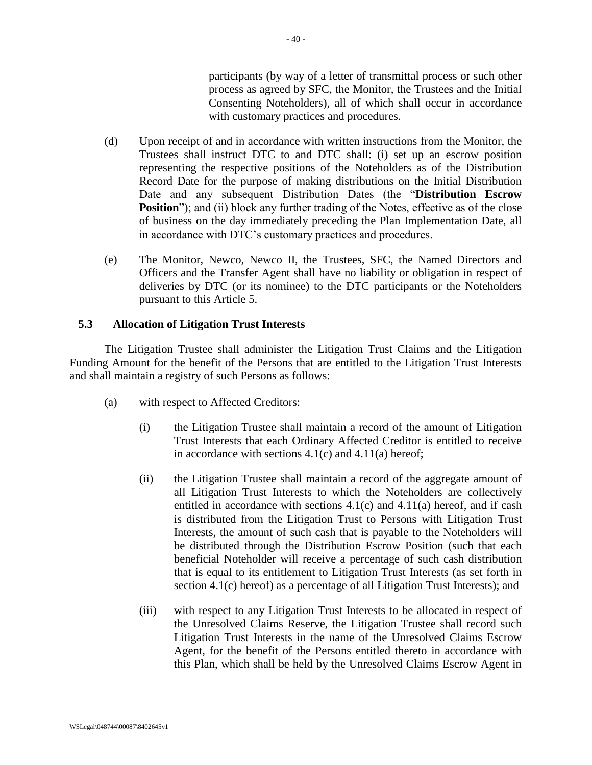participants (by way of a letter of transmittal process or such other process as agreed by SFC, the Monitor, the Trustees and the Initial Consenting Noteholders), all of which shall occur in accordance with customary practices and procedures.

(d) Upon receipt of and in accordance with written instructions from the Monitor, the Trustees shall instruct DTC to and DTC shall: (i) set up an escrow position representing the respective positions of the Noteholders as of the Distribution Record Date for the purpose of making distributions on the Initial Distribution Date and any subsequent Distribution Dates (the "**Distribution Escrow Position**"); and (ii) block any further trading of the Notes, effective as of the close of business on the day immediately preceding the Plan Implementation Date, all in accordance with DTC's customary practices and procedures.

(e) The Monitor, Newco, Newco II, the Trustees, SFC, the Named Directors and Officers and the Transfer Agent shall have no liability or obligation in respect of deliveries by DTC (or its nominee) to the DTC participants or the Noteholders pursuant to this Article 5.

### 5.3 Allocation of Litigation Trust Interests

The Litigation Trustee shall administer the Litigation Trust Claims and the Litigation Funding Amount for the benefit of the Persons that are entitled to the Litigation Trust Interests and shall maintain a registry of such Persons as follows:

(a) with respect to Affected Creditors:

(i) the Litigation Trustee shall maintain a record of the amount of Litigation Trust Interests that each Ordinary Affected Creditor is entitled to receive in accordance with sections 4.1(c) and 4.11(a) hereof;

(ii) the Litigation Trustee shall maintain a record of the aggregate amount of all Litigation Trust Interests to which the Noteholders are collectively entitled in accordance with sections 4.1(c) and 4.11(a) hereof, and if cash is distributed from the Litigation Trust to Persons with Litigation Trust Interests, the amount of such cash that is payable to the Noteholders will be distributed through the Distribution Escrow Position (such that each beneficial Noteholder will receive a percentage of such cash distribution that is equal to its entitlement to Litigation Trust Interests (as set forth in section 4.1(c) hereof) as a percentage of all Litigation Trust Interests); and

(iii) with respect to any Litigation Trust Interests to be allocated in respect of the Unresolved Claims Reserve, the Litigation Trustee shall record such Litigation Trust Interests in the name of the Unresolved Claims Escrow Agent, for the benefit of the Persons entitled thereto in accordance with this Plan, which shall be held by the Unresolved Claims Escrow Agent in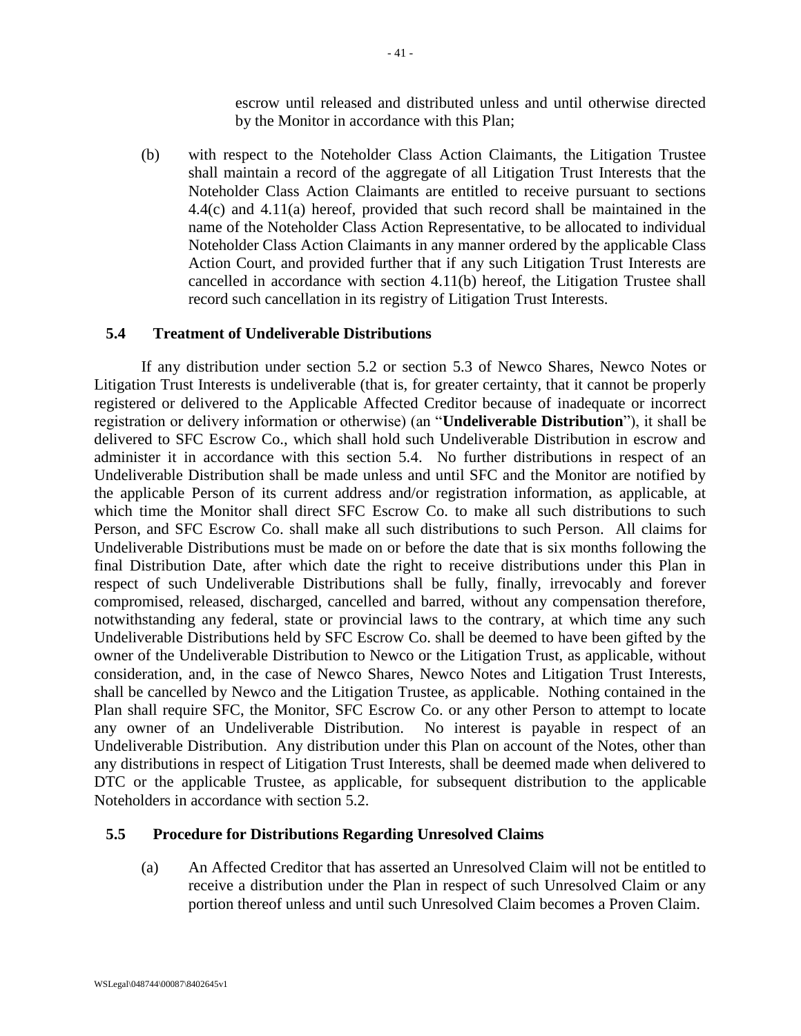escrow until released and distributed unless and until otherwise directed by the Monitor in accordance with this Plan;

(b) with respect to the Noteholder Class Action Claimants, the Litigation Trustee shall maintain a record of the aggregate of all Litigation Trust Interests that the Noteholder Class Action Claimants are entitled to receive pursuant to sections 4.4(c) and 4.11(a) hereof, provided that such record shall be maintained in the name of the Noteholder Class Action Representative, to be allocated to individual Noteholder Class Action Claimants in any manner ordered by the applicable Class Action Court, and provided further that if any such Litigation Trust Interests are cancelled in accordance with section 4.11(b) hereof, the Litigation Trustee shall record such cancellation in its registry of Litigation Trust Interests.

### 5.4 Treatment of Undeliverable Distributions

If any distribution under section 5.2 or section 5.3 of Newco Shares, Newco Notes or Litigation Trust Interests is undeliverable (that is, for greater certainty, that it cannot be properly registered or delivered to the Applicable Affected Creditor because of inadequate or incorrect registration or delivery information or otherwise) (an "**Undeliverable Distribution**"), it shall be delivered to SFC Escrow Co., which shall hold such Undeliverable Distribution in escrow and administer it in accordance with this section 5.4. No further distributions in respect of an Undeliverable Distribution shall be made unless and until SFC and the Monitor are notified by the applicable Person of its current address and/or registration information, as applicable, at which time the Monitor shall direct SFC Escrow Co. to make all such distributions to such Person, and SFC Escrow Co. shall make all such distributions to such Person. All claims for Undeliverable Distributions must be made on or before the date that is six months following the final Distribution Date, after which date the right to receive distributions under this Plan in respect of such Undeliverable Distributions shall be fully, finally, irrevocably and forever compromised, released, discharged, cancelled and barred, without any compensation therefore, notwithstanding any federal, state or provincial laws to the contrary, at which time any such Undeliverable Distributions held by SFC Escrow Co. shall be deemed to have been gifted by the owner of the Undeliverable Distribution to Newco or the Litigation Trust, as applicable, without consideration, and, in the case of Newco Shares, Newco Notes and Litigation Trust Interests, shall be cancelled by Newco and the Litigation Trustee, as applicable. Nothing contained in the Plan shall require SFC, the Monitor, SFC Escrow Co. or any other Person to attempt to locate any owner of an Undeliverable Distribution. No interest is payable in respect of an Undeliverable Distribution. Any distribution under this Plan on account of the Notes, other than any distributions in respect of Litigation Trust Interests, shall be deemed made when delivered to DTC or the applicable Trustee, as applicable, for subsequent distribution to the applicable Noteholders in accordance with section 5.2.

### 5.5 Procedure for Distributions Regarding Unresolved Claims

(a) An Affected Creditor that has asserted an Unresolved Claim will not be entitled to receive a distribution under the Plan in respect of such Unresolved Claim or any portion thereof unless and until such Unresolved Claim becomes a Proven Claim.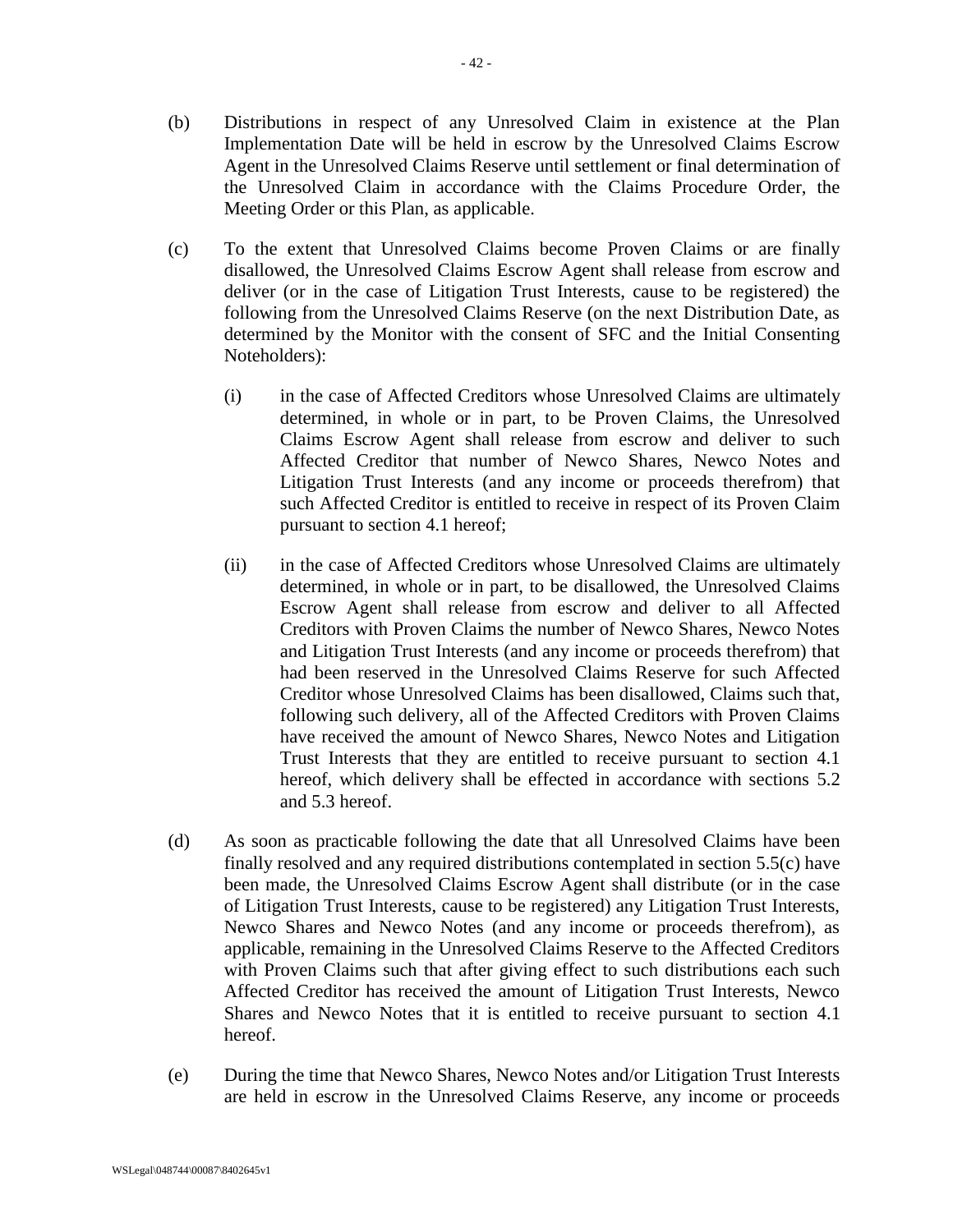(b) Distributions in respect of any Unresolved Claim in existence at the Plan Implementation Date will be held in escrow by the Unresolved Claims Escrow Agent in the Unresolved Claims Reserve until settlement or final determination of the Unresolved Claim in accordance with the Claims Procedure Order, the Meeting Order or this Plan, as applicable.

(c) To the extent that Unresolved Claims become Proven Claims or are finally disallowed, the Unresolved Claims Escrow Agent shall release from escrow and deliver (or in the case of Litigation Trust Interests, cause to be registered) the following from the Unresolved Claims Reserve (on the next Distribution Date, as determined by the Monitor with the consent of SFC and the Initial Consenting Noteholders):

   (i) in the case of Affected Creditors whose Unresolved Claims are ultimately determined, in whole or in part, to be Proven Claims, the Unresolved Claims Escrow Agent shall release from escrow and deliver to such Affected Creditor that number of Newco Shares, Newco Notes and Litigation Trust Interests (and any income or proceeds therefrom) that such Affected Creditor is entitled to receive in respect of its Proven Claim pursuant to section 4.1 hereof;

   (ii) in the case of Affected Creditors whose Unresolved Claims are ultimately determined, in whole or in part, to be disallowed, the Unresolved Claims Escrow Agent shall release from escrow and deliver to all Affected Creditors with Proven Claims the number of Newco Shares, Newco Notes and Litigation Trust Interests (and any income or proceeds therefrom) that had been reserved in the Unresolved Claims Reserve for such Affected Creditor whose Unresolved Claims has been disallowed, Claims such that, following such delivery, all of the Affected Creditors with Proven Claims have received the amount of Newco Shares, Newco Notes and Litigation Trust Interests that they are entitled to receive pursuant to section 4.1 hereof, which delivery shall be effected in accordance with sections 5.2 and 5.3 hereof.

(d) As soon as practicable following the date that all Unresolved Claims have been finally resolved and any required distributions contemplated in section 5.5(c) have been made, the Unresolved Claims Escrow Agent shall distribute (or in the case of Litigation Trust Interests, cause to be registered) any Litigation Trust Interests, Newco Shares and Newco Notes (and any income or proceeds therefrom), as applicable, remaining in the Unresolved Claims Reserve to the Affected Creditors with Proven Claims such that after giving effect to such distributions each such Affected Creditor has received the amount of Litigation Trust Interests, Newco Shares and Newco Notes that it is entitled to receive pursuant to section 4.1 hereof.

(e) During the time that Newco Shares, Newco Notes and/or Litigation Trust Interests are held in escrow in the Unresolved Claims Reserve, any income or proceeds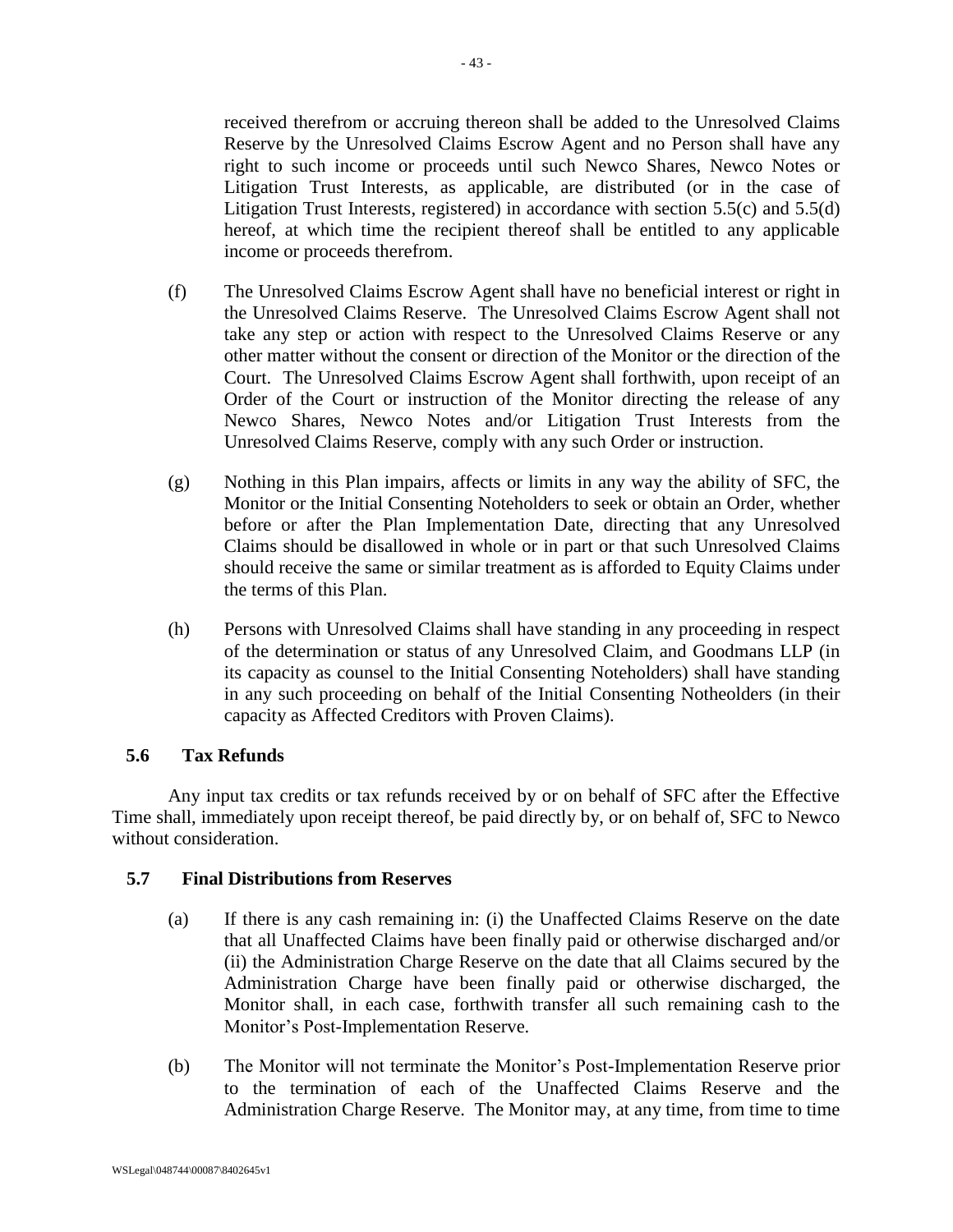received therefrom or accruing thereon shall be added to the Unresolved Claims Reserve by the Unresolved Claims Escrow Agent and no Person shall have any right to such income or proceeds until such Newco Shares, Newco Notes or Litigation Trust Interests, as applicable, are distributed (or in the case of Litigation Trust Interests, registered) in accordance with section 5.5(c) and 5.5(d) hereof, at which time the recipient thereof shall be entitled to any applicable income or proceeds therefrom.

(f) The Unresolved Claims Escrow Agent shall have no beneficial interest or right in the Unresolved Claims Reserve. The Unresolved Claims Escrow Agent shall not take any step or action with respect to the Unresolved Claims Reserve or any other matter without the consent or direction of the Monitor or the direction of the Court. The Unresolved Claims Escrow Agent shall forthwith, upon receipt of an Order of the Court or instruction of the Monitor directing the release of any Newco Shares, Newco Notes and/or Litigation Trust Interests from the Unresolved Claims Reserve, comply with any such Order or instruction.

(g) Nothing in this Plan impairs, affects or limits in any way the ability of SFC, the Monitor or the Initial Consenting Noteholders to seek or obtain an Order, whether before or after the Plan Implementation Date, directing that any Unresolved Claims should be disallowed in whole or in part or that such Unresolved Claims should receive the same or similar treatment as is afforded to Equity Claims under the terms of this Plan.

(h) Persons with Unresolved Claims shall have standing in any proceeding in respect of the determination or status of any Unresolved Claim, and Goodmans LLP (in its capacity as counsel to the Initial Consenting Noteholders) shall have standing in any such proceeding on behalf of the Initial Consenting Notheolders (in their capacity as Affected Creditors with Proven Claims).

### 5.6 Tax Refunds

Any input tax credits or tax refunds received by or on behalf of SFC after the Effective Time shall, immediately upon receipt thereof, be paid directly by, or on behalf of, SFC to Newco without consideration.

### 5.7 Final Distributions from Reserves

(a) If there is any cash remaining in: (i) the Unaffected Claims Reserve on the date that all Unaffected Claims have been finally paid or otherwise discharged and/or (ii) the Administration Charge Reserve on the date that all Claims secured by the Administration Charge have been finally paid or otherwise discharged, the Monitor shall, in each case, forthwith transfer all such remaining cash to the Monitor's Post-Implementation Reserve.

(b) The Monitor will not terminate the Monitor's Post-Implementation Reserve prior to the termination of each of the Unaffected Claims Reserve and the Administration Charge Reserve. The Monitor may, at any time, from time to time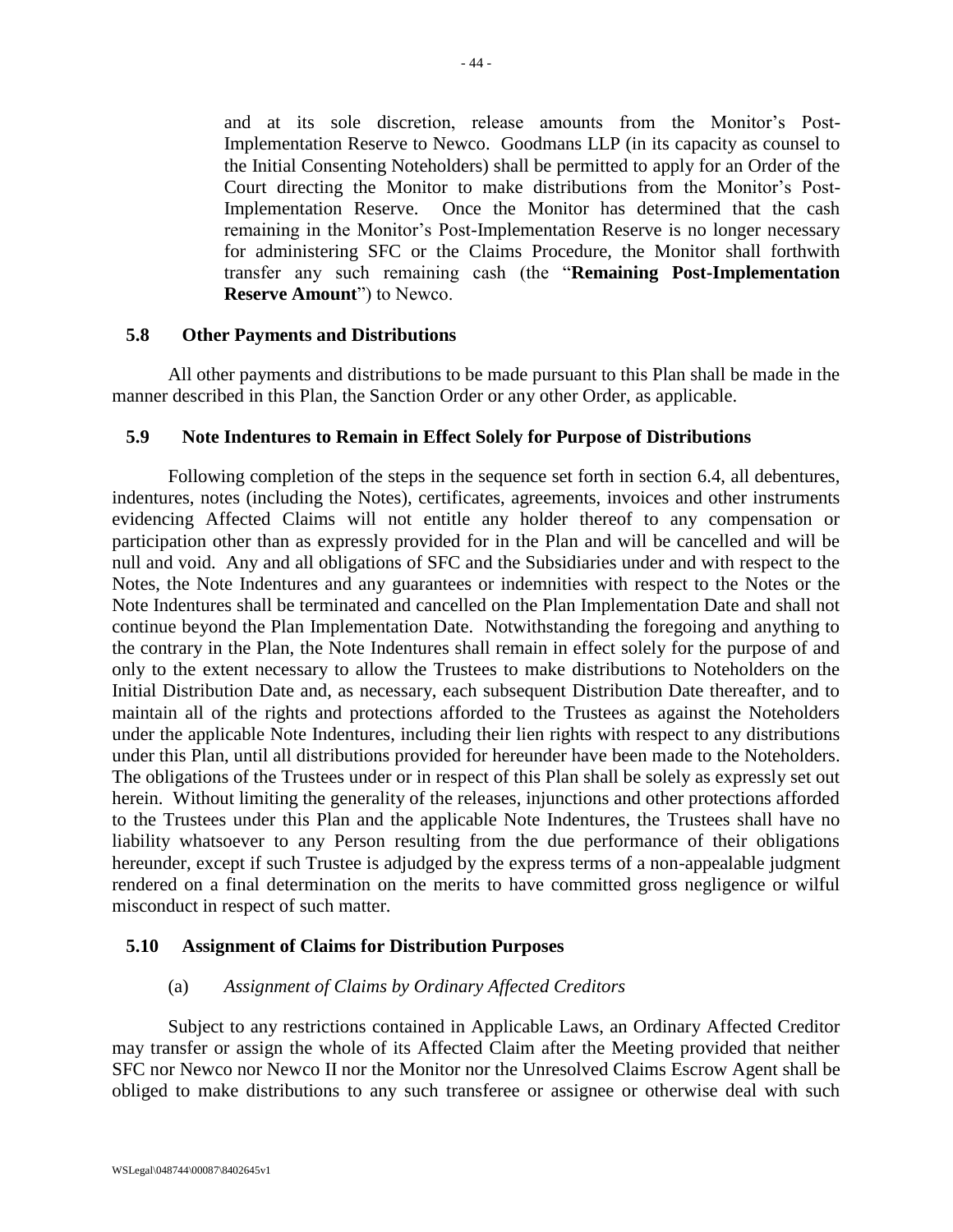and at its sole discretion, release amounts from the Monitor's Post-Implementation Reserve to Newco. Goodmans LLP (in its capacity as counsel to the Initial Consenting Noteholders) shall be permitted to apply for an Order of the Court directing the Monitor to make distributions from the Monitor's Post-Implementation Reserve. Once the Monitor has determined that the cash remaining in the Monitor's Post-Implementation Reserve is no longer necessary for administering SFC or the Claims Procedure, the Monitor shall forthwith transfer any such remaining cash (the "**Remaining Post-Implementation Reserve Amount**") to Newco.

### 5.8 Other Payments and Distributions

All other payments and distributions to be made pursuant to this Plan shall be made in the manner described in this Plan, the Sanction Order or any other Order, as applicable.

### 5.9 Note Indentures to Remain in Effect Solely for Purpose of Distributions

Following completion of the steps in the sequence set forth in section 6.4, all debentures, indentures, notes (including the Notes), certificates, agreements, invoices and other instruments evidencing Affected Claims will not entitle any holder thereof to any compensation or participation other than as expressly provided for in the Plan and will be cancelled and will be null and void. Any and all obligations of SFC and the Subsidiaries under and with respect to the Notes, the Note Indentures and any guarantees or indemnities with respect to the Notes or the Note Indentures shall be terminated and cancelled on the Plan Implementation Date and shall not continue beyond the Plan Implementation Date. Notwithstanding the foregoing and anything to the contrary in the Plan, the Note Indentures shall remain in effect solely for the purpose of and only to the extent necessary to allow the Trustees to make distributions to Noteholders on the Initial Distribution Date and, as necessary, each subsequent Distribution Date thereafter, and to maintain all of the rights and protections afforded to the Trustees as against the Noteholders under the applicable Note Indentures, including their lien rights with respect to any distributions under this Plan, until all distributions provided for hereunder have been made to the Noteholders. The obligations of the Trustees under or in respect of this Plan shall be solely as expressly set out herein. Without limiting the generality of the releases, injunctions and other protections afforded to the Trustees under this Plan and the applicable Note Indentures, the Trustees shall have no liability whatsoever to any Person resulting from the due performance of their obligations hereunder, except if such Trustee is adjudged by the express terms of a non-appealable judgment rendered on a final determination on the merits to have committed gross negligence or wilful misconduct in respect of such matter.

### 5.10 Assignment of Claims for Distribution Purposes

(a) *Assignment of Claims by Ordinary Affected Creditors*

Subject to any restrictions contained in Applicable Laws, an Ordinary Affected Creditor may transfer or assign the whole of its Affected Claim after the Meeting provided that neither SFC nor Newco nor Newco II nor the Monitor nor the Unresolved Claims Escrow Agent shall be obliged to make distributions to any such transferee or assignee or otherwise deal with such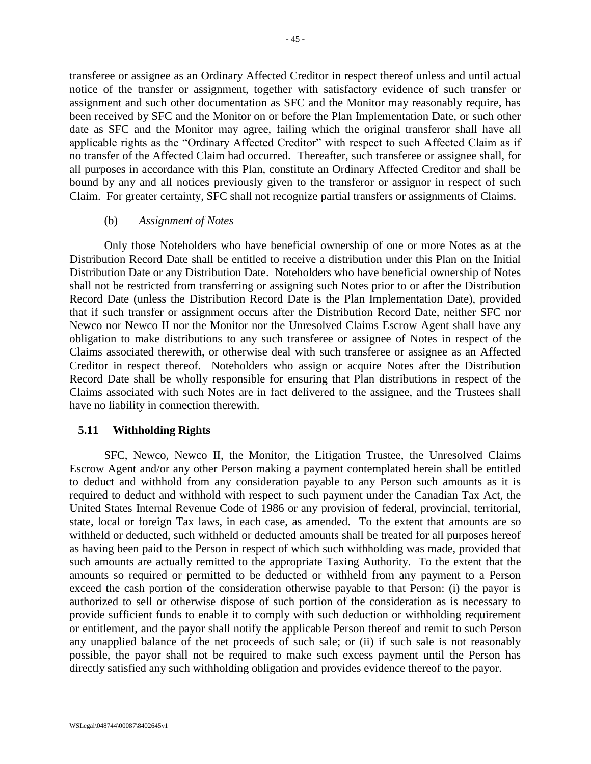transferee or assignee as an Ordinary Affected Creditor in respect thereof unless and until actual notice of the transfer or assignment, together with satisfactory evidence of such transfer or assignment and such other documentation as SFC and the Monitor may reasonably require, has been received by SFC and the Monitor on or before the Plan Implementation Date, or such other date as SFC and the Monitor may agree, failing which the original transferor shall have all applicable rights as the "Ordinary Affected Creditor" with respect to such Affected Claim as if no transfer of the Affected Claim had occurred. Thereafter, such transferee or assignee shall, for all purposes in accordance with this Plan, constitute an Ordinary Affected Creditor and shall be bound by any and all notices previously given to the transferor or assignor in respect of such Claim. For greater certainty, SFC shall not recognize partial transfers or assignments of Claims.

(b) *Assignment of Notes*

Only those Noteholders who have beneficial ownership of one or more Notes as at the Distribution Record Date shall be entitled to receive a distribution under this Plan on the Initial Distribution Date or any Distribution Date. Noteholders who have beneficial ownership of Notes shall not be restricted from transferring or assigning such Notes prior to or after the Distribution Record Date (unless the Distribution Record Date is the Plan Implementation Date), provided that if such transfer or assignment occurs after the Distribution Record Date, neither SFC nor Newco nor Newco II nor the Monitor nor the Unresolved Claims Escrow Agent shall have any obligation to make distributions to any such transferee or assignee of Notes in respect of the Claims associated therewith, or otherwise deal with such transferee or assignee as an Affected Creditor in respect thereof. Noteholders who assign or acquire Notes after the Distribution Record Date shall be wholly responsible for ensuring that Plan distributions in respect of the Claims associated with such Notes are in fact delivered to the assignee, and the Trustees shall have no liability in connection therewith.

### 5.11 Withholding Rights

SFC, Newco, Newco II, the Monitor, the Litigation Trustee, the Unresolved Claims Escrow Agent and/or any other Person making a payment contemplated herein shall be entitled to deduct and withhold from any consideration payable to any Person such amounts as it is required to deduct and withhold with respect to such payment under the Canadian Tax Act, the United States Internal Revenue Code of 1986 or any provision of federal, provincial, territorial, state, local or foreign Tax laws, in each case, as amended. To the extent that amounts are so withheld or deducted, such withheld or deducted amounts shall be treated for all purposes hereof as having been paid to the Person in respect of which such withholding was made, provided that such amounts are actually remitted to the appropriate Taxing Authority. To the extent that the amounts so required or permitted to be deducted or withheld from any payment to a Person exceed the cash portion of the consideration otherwise payable to that Person: (i) the payor is authorized to sell or otherwise dispose of such portion of the consideration as is necessary to provide sufficient funds to enable it to comply with such deduction or withholding requirement or entitlement, and the payor shall notify the applicable Person thereof and remit to such Person any unapplied balance of the net proceeds of such sale; or (ii) if such sale is not reasonably possible, the payor shall not be required to make such excess payment until the Person has directly satisfied any such withholding obligation and provides evidence thereof to the payor.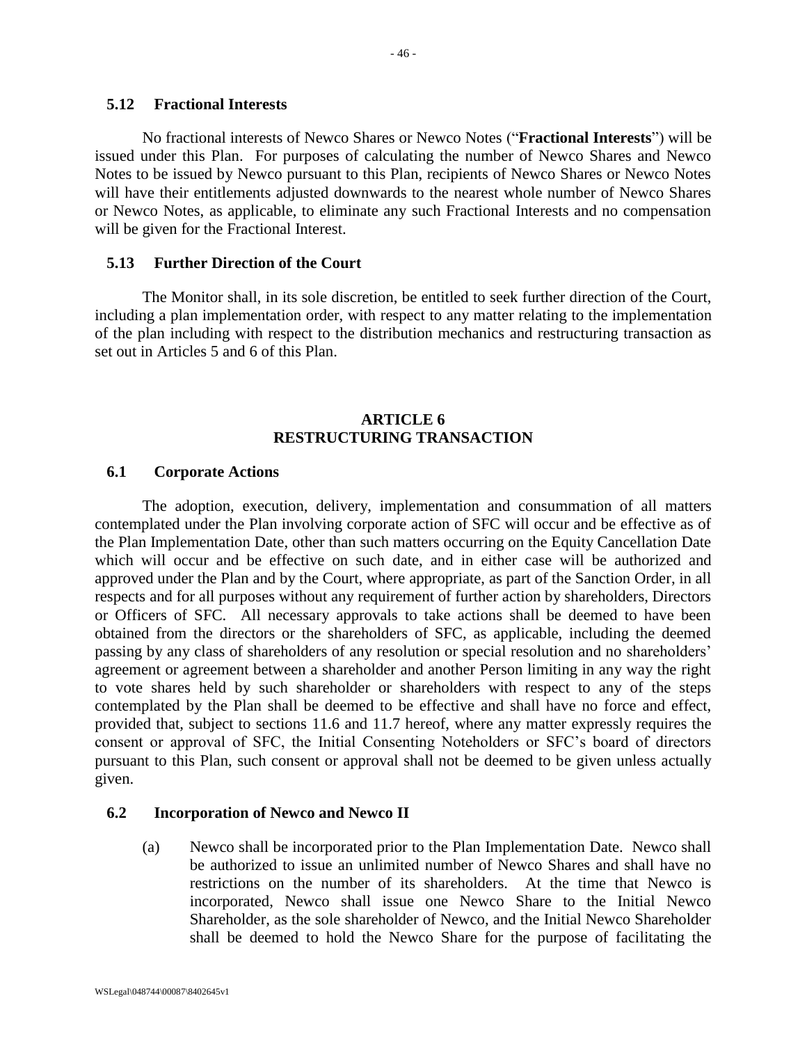### 5.12 Fractional Interests

No fractional interests of Newco Shares or Newco Notes ("**Fractional Interests**") will be issued under this Plan. For purposes of calculating the number of Newco Shares and Newco Notes to be issued by Newco pursuant to this Plan, recipients of Newco Shares or Newco Notes will have their entitlements adjusted downwards to the nearest whole number of Newco Shares or Newco Notes, as applicable, to eliminate any such Fractional Interests and no compensation will be given for the Fractional Interest.

### 5.13 Further Direction of the Court

The Monitor shall, in its sole discretion, be entitled to seek further direction of the Court, including a plan implementation order, with respect to any matter relating to the implementation of the plan including with respect to the distribution mechanics and restructuring transaction as set out in Articles 5 and 6 of this Plan.

## ARTICLE 6
## RESTRUCTURING TRANSACTION

### 6.1 Corporate Actions

The adoption, execution, delivery, implementation and consummation of all matters contemplated under the Plan involving corporate action of SFC will occur and be effective as of the Plan Implementation Date, other than such matters occurring on the Equity Cancellation Date which will occur and be effective on such date, and in either case will be authorized and approved under the Plan and by the Court, where appropriate, as part of the Sanction Order, in all respects and for all purposes without any requirement of further action by shareholders, Directors or Officers of SFC. All necessary approvals to take actions shall be deemed to have been obtained from the directors or the shareholders of SFC, as applicable, including the deemed passing by any class of shareholders of any resolution or special resolution and no shareholders' agreement or agreement between a shareholder and another Person limiting in any way the right to vote shares held by such shareholder or shareholders with respect to any of the steps contemplated by the Plan shall be deemed to be effective and shall have no force and effect, provided that, subject to sections 11.6 and 11.7 hereof, where any matter expressly requires the consent or approval of SFC, the Initial Consenting Noteholders or SFC's board of directors pursuant to this Plan, such consent or approval shall not be deemed to be given unless actually given.

### 6.2 Incorporation of Newco and Newco II

(a) Newco shall be incorporated prior to the Plan Implementation Date. Newco shall be authorized to issue an unlimited number of Newco Shares and shall have no restrictions on the number of its shareholders. At the time that Newco is incorporated, Newco shall issue one Newco Share to the Initial Newco Shareholder, as the sole shareholder of Newco, and the Initial Newco Shareholder shall be deemed to hold the Newco Share for the purpose of facilitating the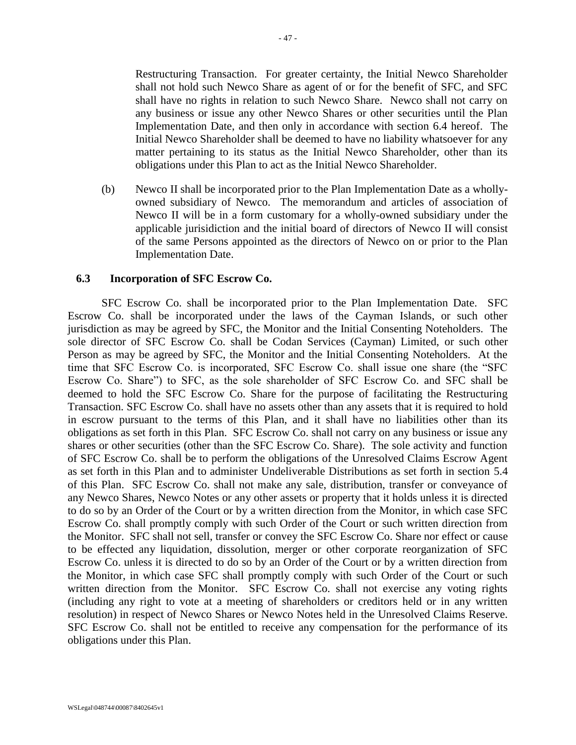Restructuring Transaction. For greater certainty, the Initial Newco Shareholder shall not hold such Newco Share as agent of or for the benefit of SFC, and SFC shall have no rights in relation to such Newco Share. Newco shall not carry on any business or issue any other Newco Shares or other securities until the Plan Implementation Date, and then only in accordance with section 6.4 hereof. The Initial Newco Shareholder shall be deemed to have no liability whatsoever for any matter pertaining to its status as the Initial Newco Shareholder, other than its obligations under this Plan to act as the Initial Newco Shareholder.

(b) Newco II shall be incorporated prior to the Plan Implementation Date as a wholly-owned subsidiary of Newco. The memorandum and articles of association of Newco II will be in a form customary for a wholly-owned subsidiary under the applicable jurisidiction and the initial board of directors of Newco II will consist of the same Persons appointed as the directors of Newco on or prior to the Plan Implementation Date.

### 6.3 Incorporation of SFC Escrow Co.

SFC Escrow Co. shall be incorporated prior to the Plan Implementation Date. SFC Escrow Co. shall be incorporated under the laws of the Cayman Islands, or such other jurisdiction as may be agreed by SFC, the Monitor and the Initial Consenting Noteholders. The sole director of SFC Escrow Co. shall be Codan Services (Cayman) Limited, or such other Person as may be agreed by SFC, the Monitor and the Initial Consenting Noteholders. At the time that SFC Escrow Co. is incorporated, SFC Escrow Co. shall issue one share (the "SFC Escrow Co. Share") to SFC, as the sole shareholder of SFC Escrow Co. and SFC shall be deemed to hold the SFC Escrow Co. Share for the purpose of facilitating the Restructuring Transaction. SFC Escrow Co. shall have no assets other than any assets that it is required to hold in escrow pursuant to the terms of this Plan, and it shall have no liabilities other than its obligations as set forth in this Plan. SFC Escrow Co. shall not carry on any business or issue any shares or other securities (other than the SFC Escrow Co. Share). The sole activity and function of SFC Escrow Co. shall be to perform the obligations of the Unresolved Claims Escrow Agent as set forth in this Plan and to administer Undeliverable Distributions as set forth in section 5.4 of this Plan. SFC Escrow Co. shall not make any sale, distribution, transfer or conveyance of any Newco Shares, Newco Notes or any other assets or property that it holds unless it is directed to do so by an Order of the Court or by a written direction from the Monitor, in which case SFC Escrow Co. shall promptly comply with such Order of the Court or such written direction from the Monitor. SFC shall not sell, transfer or convey the SFC Escrow Co. Share nor effect or cause to be effected any liquidation, dissolution, merger or other corporate reorganization of SFC Escrow Co. unless it is directed to do so by an Order of the Court or by a written direction from the Monitor, in which case SFC shall promptly comply with such Order of the Court or such written direction from the Monitor. SFC Escrow Co. shall not exercise any voting rights (including any right to vote at a meeting of shareholders or creditors held or in any written resolution) in respect of Newco Shares or Newco Notes held in the Unresolved Claims Reserve. SFC Escrow Co. shall not be entitled to receive any compensation for the performance of its obligations under this Plan.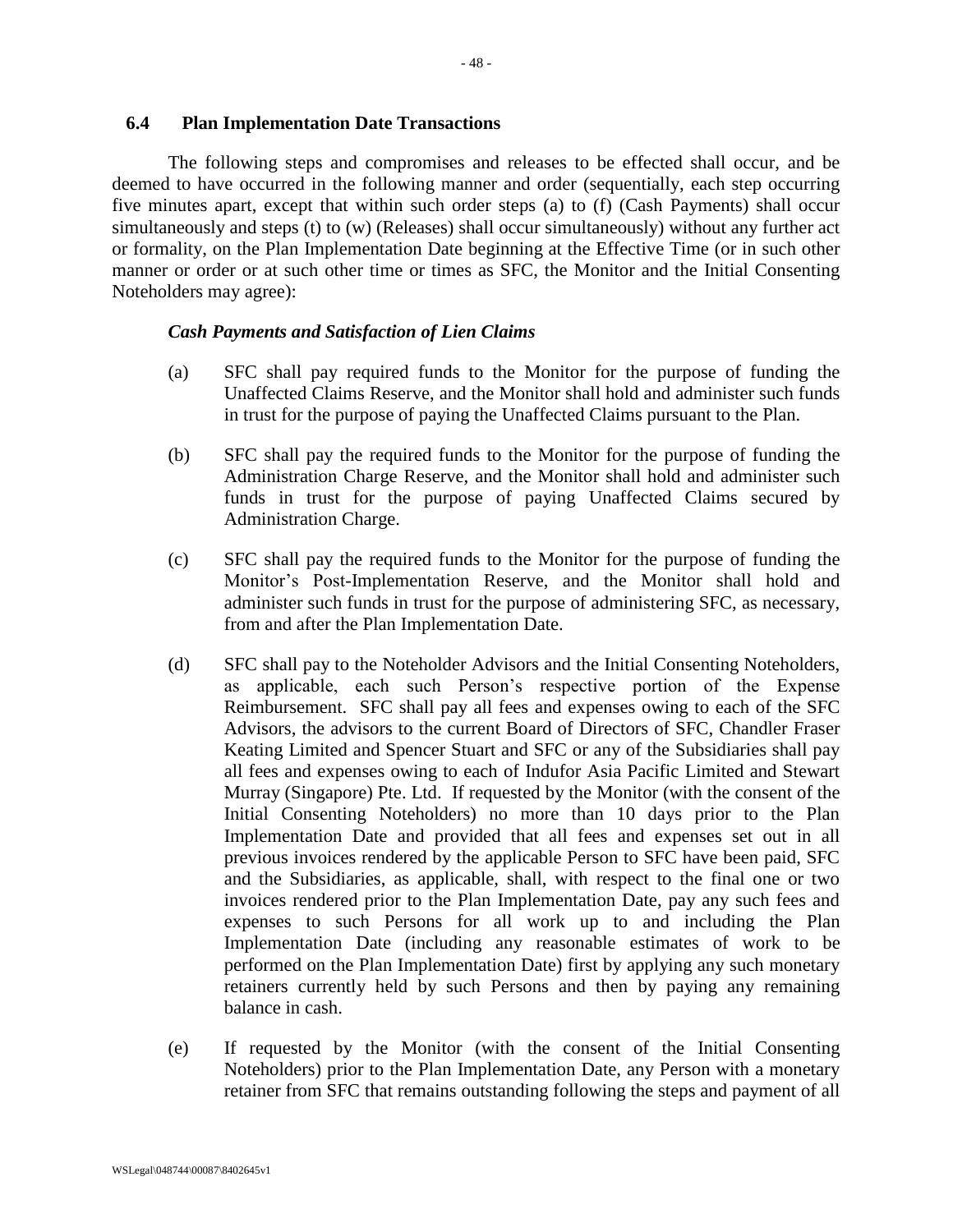### 6.4 Plan Implementation Date Transactions

The following steps and compromises and releases to be effected shall occur, and be deemed to have occurred in the following manner and order (sequentially, each step occurring five minutes apart, except that within such order steps (a) to (f) (Cash Payments) shall occur simultaneously and steps (t) to (w) (Releases) shall occur simultaneously) without any further act or formality, on the Plan Implementation Date beginning at the Effective Time (or in such other manner or order or at such other time or times as SFC, the Monitor and the Initial Consenting Noteholders may agree):

***Cash Payments and Satisfaction of Lien Claims***

(a) SFC shall pay required funds to the Monitor for the purpose of funding the Unaffected Claims Reserve, and the Monitor shall hold and administer such funds in trust for the purpose of paying the Unaffected Claims pursuant to the Plan.

(b) SFC shall pay the required funds to the Monitor for the purpose of funding the Administration Charge Reserve, and the Monitor shall hold and administer such funds in trust for the purpose of paying Unaffected Claims secured by Administration Charge.

(c) SFC shall pay the required funds to the Monitor for the purpose of funding the Monitor's Post-Implementation Reserve, and the Monitor shall hold and administer such funds in trust for the purpose of administering SFC, as necessary, from and after the Plan Implementation Date.

(d) SFC shall pay to the Noteholder Advisors and the Initial Consenting Noteholders, as applicable, each such Person's respective portion of the Expense Reimbursement. SFC shall pay all fees and expenses owing to each of the SFC Advisors, the advisors to the current Board of Directors of SFC, Chandler Fraser Keating Limited and Spencer Stuart and SFC or any of the Subsidiaries shall pay all fees and expenses owing to each of Indufor Asia Pacific Limited and Stewart Murray (Singapore) Pte. Ltd. If requested by the Monitor (with the consent of the Initial Consenting Noteholders) no more than 10 days prior to the Plan Implementation Date and provided that all fees and expenses set out in all previous invoices rendered by the applicable Person to SFC have been paid, SFC and the Subsidiaries, as applicable, shall, with respect to the final one or two invoices rendered prior to the Plan Implementation Date, pay any such fees and expenses to such Persons for all work up to and including the Plan Implementation Date (including any reasonable estimates of work to be performed on the Plan Implementation Date) first by applying any such monetary retainers currently held by such Persons and then by paying any remaining balance in cash.

(e) If requested by the Monitor (with the consent of the Initial Consenting Noteholders) prior to the Plan Implementation Date, any Person with a monetary retainer from SFC that remains outstanding following the steps and payment of all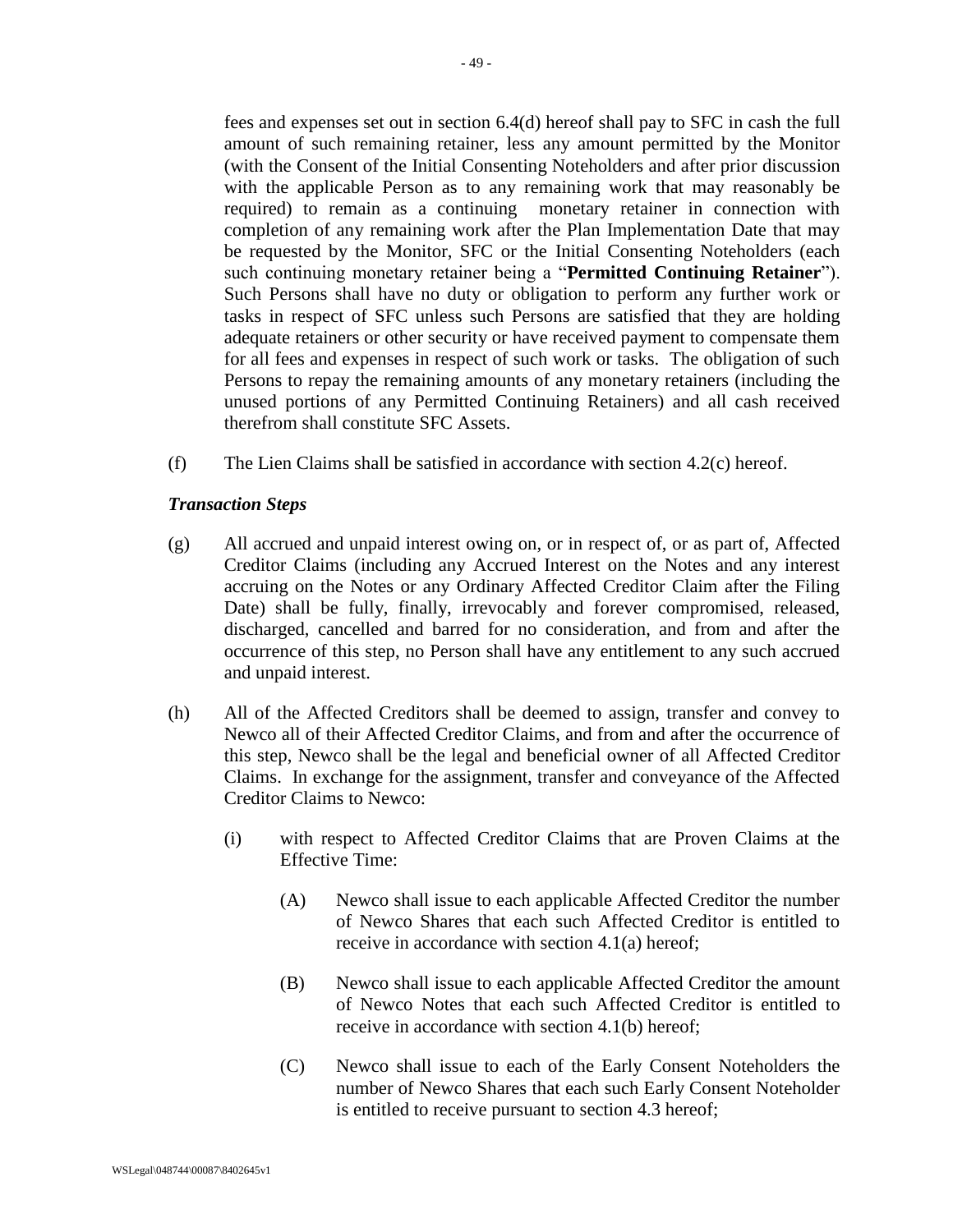fees and expenses set out in section 6.4(d) hereof shall pay to SFC in cash the full amount of such remaining retainer, less any amount permitted by the Monitor (with the Consent of the Initial Consenting Noteholders and after prior discussion with the applicable Person as to any remaining work that may reasonably be required) to remain as a continuing monetary retainer in connection with completion of any remaining work after the Plan Implementation Date that may be requested by the Monitor, SFC or the Initial Consenting Noteholders (each such continuing monetary retainer being a "**Permitted Continuing Retainer**"). Such Persons shall have no duty or obligation to perform any further work or tasks in respect of SFC unless such Persons are satisfied that they are holding adequate retainers or other security or have received payment to compensate them for all fees and expenses in respect of such work or tasks. The obligation of such Persons to repay the remaining amounts of any monetary retainers (including the unused portions of any Permitted Continuing Retainers) and all cash received therefrom shall constitute SFC Assets.

(f) The Lien Claims shall be satisfied in accordance with section 4.2(c) hereof.

***Transaction Steps***

(g) All accrued and unpaid interest owing on, or in respect of, or as part of, Affected Creditor Claims (including any Accrued Interest on the Notes and any interest accruing on the Notes or any Ordinary Affected Creditor Claim after the Filing Date) shall be fully, finally, irrevocably and forever compromised, released, discharged, cancelled and barred for no consideration, and from and after the occurrence of this step, no Person shall have any entitlement to any such accrued and unpaid interest.

(h) All of the Affected Creditors shall be deemed to assign, transfer and convey to Newco all of their Affected Creditor Claims, and from and after the occurrence of this step, Newco shall be the legal and beneficial owner of all Affected Creditor Claims. In exchange for the assignment, transfer and conveyance of the Affected Creditor Claims to Newco:

   (i) with respect to Affected Creditor Claims that are Proven Claims at the Effective Time:

      (A) Newco shall issue to each applicable Affected Creditor the number of Newco Shares that each such Affected Creditor is entitled to receive in accordance with section 4.1(a) hereof;

      (B) Newco shall issue to each applicable Affected Creditor the amount of Newco Notes that each such Affected Creditor is entitled to receive in accordance with section 4.1(b) hereof;

      (C) Newco shall issue to each of the Early Consent Noteholders the number of Newco Shares that each such Early Consent Noteholder is entitled to receive pursuant to section 4.3 hereof;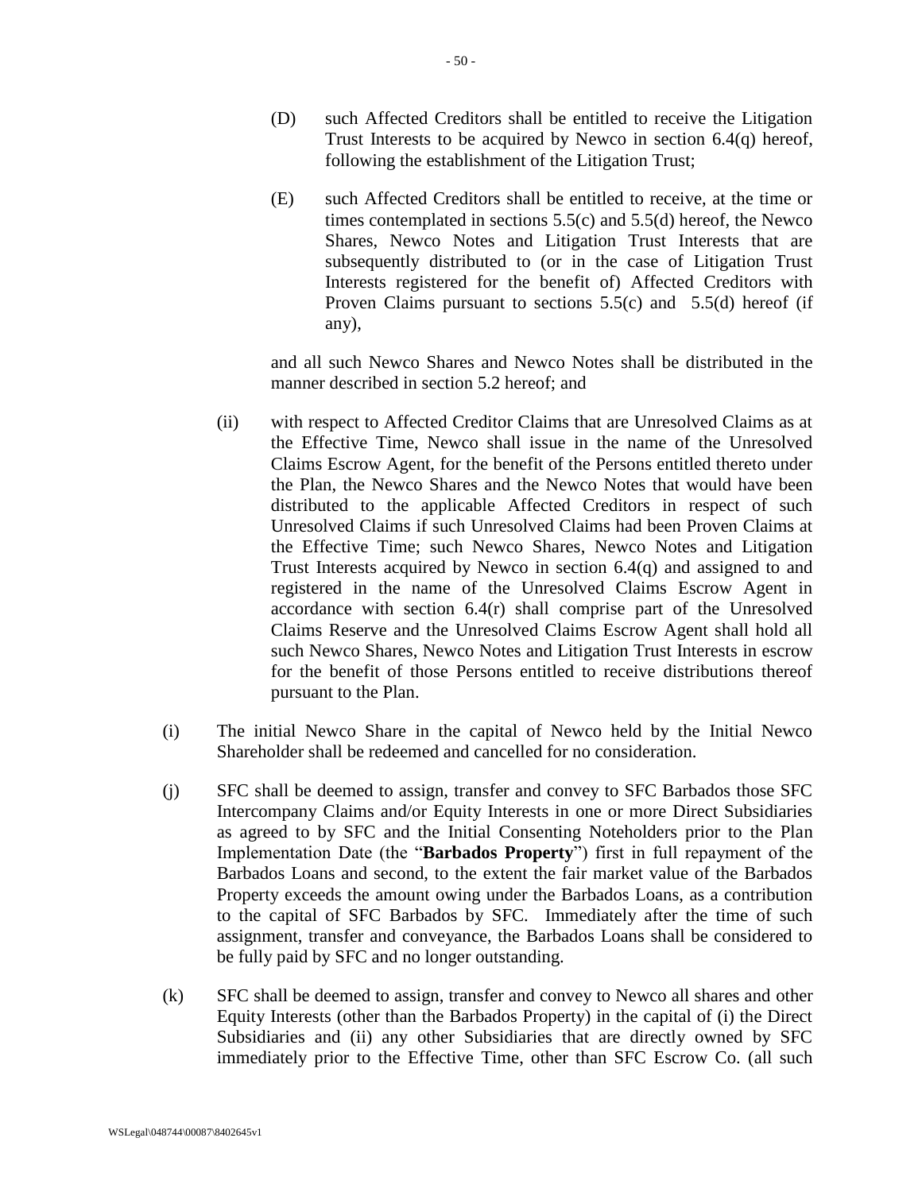(D) such Affected Creditors shall be entitled to receive the Litigation Trust Interests to be acquired by Newco in section 6.4(q) hereof, following the establishment of the Litigation Trust;

(E) such Affected Creditors shall be entitled to receive, at the time or times contemplated in sections 5.5(c) and 5.5(d) hereof, the Newco Shares, Newco Notes and Litigation Trust Interests that are subsequently distributed to (or in the case of Litigation Trust Interests registered for the benefit of) Affected Creditors with Proven Claims pursuant to sections 5.5(c) and 5.5(d) hereof (if any),

and all such Newco Shares and Newco Notes shall be distributed in the manner described in section 5.2 hereof; and

(ii) with respect to Affected Creditor Claims that are Unresolved Claims as at the Effective Time, Newco shall issue in the name of the Unresolved Claims Escrow Agent, for the benefit of the Persons entitled thereto under the Plan, the Newco Shares and the Newco Notes that would have been distributed to the applicable Affected Creditors in respect of such Unresolved Claims if such Unresolved Claims had been Proven Claims at the Effective Time; such Newco Shares, Newco Notes and Litigation Trust Interests acquired by Newco in section 6.4(q) and assigned to and registered in the name of the Unresolved Claims Escrow Agent in accordance with section 6.4(r) shall comprise part of the Unresolved Claims Reserve and the Unresolved Claims Escrow Agent shall hold all such Newco Shares, Newco Notes and Litigation Trust Interests in escrow for the benefit of those Persons entitled to receive distributions thereof pursuant to the Plan.

(i) The initial Newco Share in the capital of Newco held by the Initial Newco Shareholder shall be redeemed and cancelled for no consideration.

(j) SFC shall be deemed to assign, transfer and convey to SFC Barbados those SFC Intercompany Claims and/or Equity Interests in one or more Direct Subsidiaries as agreed to by SFC and the Initial Consenting Noteholders prior to the Plan Implementation Date (the "**Barbados Property**") first in full repayment of the Barbados Loans and second, to the extent the fair market value of the Barbados Property exceeds the amount owing under the Barbados Loans, as a contribution to the capital of SFC Barbados by SFC. Immediately after the time of such assignment, transfer and conveyance, the Barbados Loans shall be considered to be fully paid by SFC and no longer outstanding.

(k) SFC shall be deemed to assign, transfer and convey to Newco all shares and other Equity Interests (other than the Barbados Property) in the capital of (i) the Direct Subsidiaries and (ii) any other Subsidiaries that are directly owned by SFC immediately prior to the Effective Time, other than SFC Escrow Co. (all such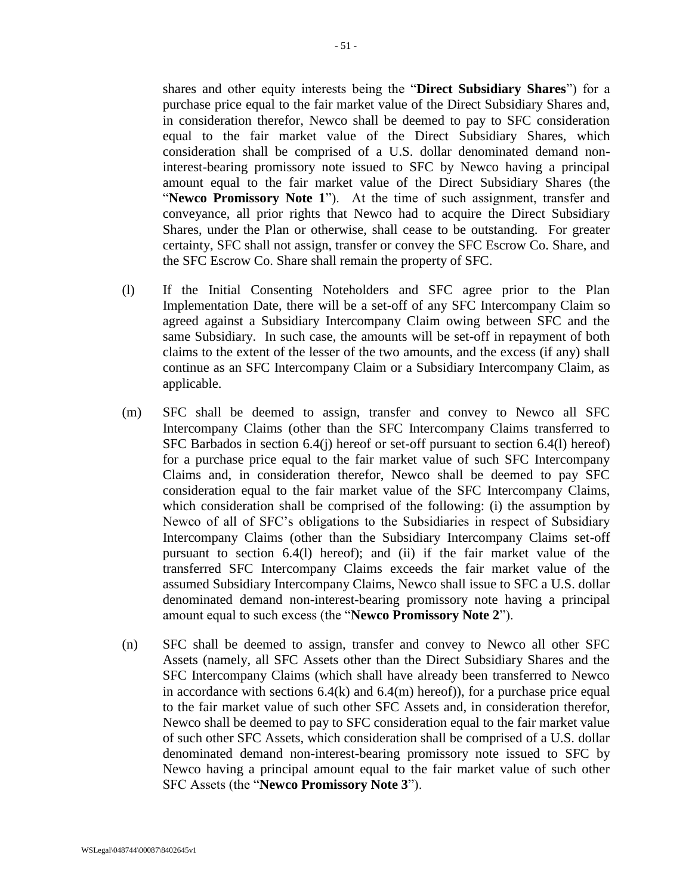shares and other equity interests being the "**Direct Subsidiary Shares**") for a purchase price equal to the fair market value of the Direct Subsidiary Shares and, in consideration therefor, Newco shall be deemed to pay to SFC consideration equal to the fair market value of the Direct Subsidiary Shares, which consideration shall be comprised of a U.S. dollar denominated demand non-interest-bearing promissory note issued to SFC by Newco having a principal amount equal to the fair market value of the Direct Subsidiary Shares (the "**Newco Promissory Note 1**"). At the time of such assignment, transfer and conveyance, all prior rights that Newco had to acquire the Direct Subsidiary Shares, under the Plan or otherwise, shall cease to be outstanding. For greater certainty, SFC shall not assign, transfer or convey the SFC Escrow Co. Share, and the SFC Escrow Co. Share shall remain the property of SFC.

(l) If the Initial Consenting Noteholders and SFC agree prior to the Plan Implementation Date, there will be a set-off of any SFC Intercompany Claim so agreed against a Subsidiary Intercompany Claim owing between SFC and the same Subsidiary. In such case, the amounts will be set-off in repayment of both claims to the extent of the lesser of the two amounts, and the excess (if any) shall continue as an SFC Intercompany Claim or a Subsidiary Intercompany Claim, as applicable.

(m) SFC shall be deemed to assign, transfer and convey to Newco all SFC Intercompany Claims (other than the SFC Intercompany Claims transferred to SFC Barbados in section 6.4(j) hereof or set-off pursuant to section 6.4(l) hereof) for a purchase price equal to the fair market value of such SFC Intercompany Claims and, in consideration therefor, Newco shall be deemed to pay SFC consideration equal to the fair market value of the SFC Intercompany Claims, which consideration shall be comprised of the following: (i) the assumption by Newco of all of SFC's obligations to the Subsidiaries in respect of Subsidiary Intercompany Claims (other than the Subsidiary Intercompany Claims set-off pursuant to section 6.4(l) hereof); and (ii) if the fair market value of the transferred SFC Intercompany Claims exceeds the fair market value of the assumed Subsidiary Intercompany Claims, Newco shall issue to SFC a U.S. dollar denominated demand non-interest-bearing promissory note having a principal amount equal to such excess (the "**Newco Promissory Note 2**").

(n) SFC shall be deemed to assign, transfer and convey to Newco all other SFC Assets (namely, all SFC Assets other than the Direct Subsidiary Shares and the SFC Intercompany Claims (which shall have already been transferred to Newco in accordance with sections 6.4(k) and 6.4(m) hereof)), for a purchase price equal to the fair market value of such other SFC Assets and, in consideration therefor, Newco shall be deemed to pay to SFC consideration equal to the fair market value of such other SFC Assets, which consideration shall be comprised of a U.S. dollar denominated demand non-interest-bearing promissory note issued to SFC by Newco having a principal amount equal to the fair market value of such other SFC Assets (the "**Newco Promissory Note 3**").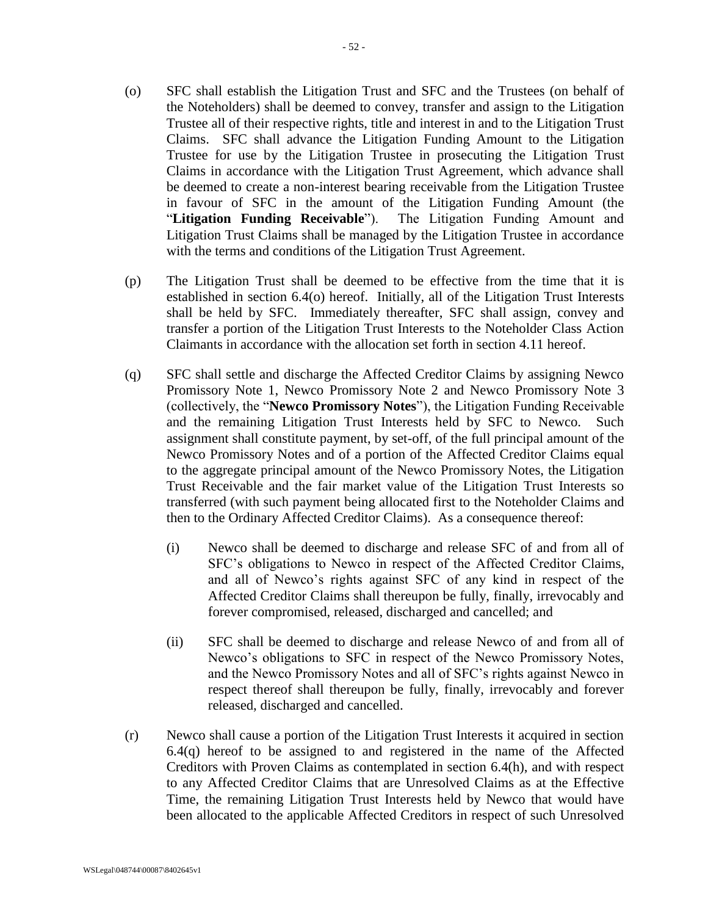(o) SFC shall establish the Litigation Trust and SFC and the Trustees (on behalf of the Noteholders) shall be deemed to convey, transfer and assign to the Litigation Trustee all of their respective rights, title and interest in and to the Litigation Trust Claims. SFC shall advance the Litigation Funding Amount to the Litigation Trustee for use by the Litigation Trustee in prosecuting the Litigation Trust Claims in accordance with the Litigation Trust Agreement, which advance shall be deemed to create a non-interest bearing receivable from the Litigation Trustee in favour of SFC in the amount of the Litigation Funding Amount (the "**Litigation Funding Receivable**"). The Litigation Funding Amount and Litigation Trust Claims shall be managed by the Litigation Trustee in accordance with the terms and conditions of the Litigation Trust Agreement.

(p) The Litigation Trust shall be deemed to be effective from the time that it is established in section 6.4(o) hereof. Initially, all of the Litigation Trust Interests shall be held by SFC. Immediately thereafter, SFC shall assign, convey and transfer a portion of the Litigation Trust Interests to the Noteholder Class Action Claimants in accordance with the allocation set forth in section 4.11 hereof.

(q) SFC shall settle and discharge the Affected Creditor Claims by assigning Newco Promissory Note 1, Newco Promissory Note 2 and Newco Promissory Note 3 (collectively, the "**Newco Promissory Notes**"), the Litigation Funding Receivable and the remaining Litigation Trust Interests held by SFC to Newco. Such assignment shall constitute payment, by set-off, of the full principal amount of the Newco Promissory Notes and of a portion of the Affected Creditor Claims equal to the aggregate principal amount of the Newco Promissory Notes, the Litigation Trust Receivable and the fair market value of the Litigation Trust Interests so transferred (with such payment being allocated first to the Noteholder Claims and then to the Ordinary Affected Creditor Claims). As a consequence thereof:

  (i) Newco shall be deemed to discharge and release SFC of and from all of SFC's obligations to Newco in respect of the Affected Creditor Claims, and all of Newco's rights against SFC of any kind in respect of the Affected Creditor Claims shall thereupon be fully, finally, irrevocably and forever compromised, released, discharged and cancelled; and

  (ii) SFC shall be deemed to discharge and release Newco of and from all of Newco's obligations to SFC in respect of the Newco Promissory Notes, and the Newco Promissory Notes and all of SFC's rights against Newco in respect thereof shall thereupon be fully, finally, irrevocably and forever released, discharged and cancelled.

(r) Newco shall cause a portion of the Litigation Trust Interests it acquired in section 6.4(q) hereof to be assigned to and registered in the name of the Affected Creditors with Proven Claims as contemplated in section 6.4(h), and with respect to any Affected Creditor Claims that are Unresolved Claims as at the Effective Time, the remaining Litigation Trust Interests held by Newco that would have been allocated to the applicable Affected Creditors in respect of such Unresolved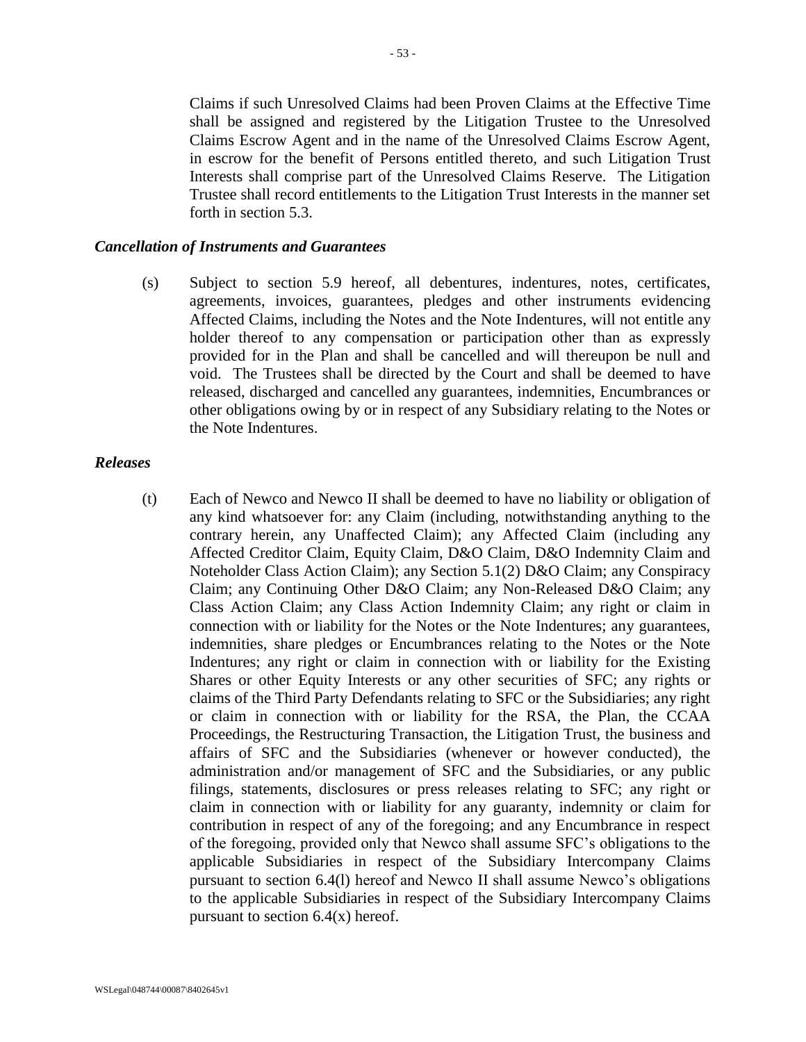Claims if such Unresolved Claims had been Proven Claims at the Effective Time shall be assigned and registered by the Litigation Trustee to the Unresolved Claims Escrow Agent and in the name of the Unresolved Claims Escrow Agent, in escrow for the benefit of Persons entitled thereto, and such Litigation Trust Interests shall comprise part of the Unresolved Claims Reserve. The Litigation Trustee shall record entitlements to the Litigation Trust Interests in the manner set forth in section 5.3.

***Cancellation of Instruments and Guarantees***

(s) Subject to section 5.9 hereof, all debentures, indentures, notes, certificates, agreements, invoices, guarantees, pledges and other instruments evidencing Affected Claims, including the Notes and the Note Indentures, will not entitle any holder thereof to any compensation or participation other than as expressly provided for in the Plan and shall be cancelled and will thereupon be null and void. The Trustees shall be directed by the Court and shall be deemed to have released, discharged and cancelled any guarantees, indemnities, Encumbrances or other obligations owing by or in respect of any Subsidiary relating to the Notes or the Note Indentures.

***Releases***

(t) Each of Newco and Newco II shall be deemed to have no liability or obligation of any kind whatsoever for: any Claim (including, notwithstanding anything to the contrary herein, any Unaffected Claim); any Affected Claim (including any Affected Creditor Claim, Equity Claim, D&O Claim, D&O Indemnity Claim and Noteholder Class Action Claim); any Section 5.1(2) D&O Claim; any Conspiracy Claim; any Continuing Other D&O Claim; any Non-Released D&O Claim; any Class Action Claim; any Class Action Indemnity Claim; any right or claim in connection with or liability for the Notes or the Note Indentures; any guarantees, indemnities, share pledges or Encumbrances relating to the Notes or the Note Indentures; any right or claim in connection with or liability for the Existing Shares or other Equity Interests or any other securities of SFC; any rights or claims of the Third Party Defendants relating to SFC or the Subsidiaries; any right or claim in connection with or liability for the RSA, the Plan, the CCAA Proceedings, the Restructuring Transaction, the Litigation Trust, the business and affairs of SFC and the Subsidiaries (whenever or however conducted), the administration and/or management of SFC and the Subsidiaries, or any public filings, statements, disclosures or press releases relating to SFC; any right or claim in connection with or liability for any guaranty, indemnity or claim for contribution in respect of any of the foregoing; and any Encumbrance in respect of the foregoing, provided only that Newco shall assume SFC's obligations to the applicable Subsidiaries in respect of the Subsidiary Intercompany Claims pursuant to section 6.4(l) hereof and Newco II shall assume Newco's obligations to the applicable Subsidiaries in respect of the Subsidiary Intercompany Claims pursuant to section 6.4(x) hereof.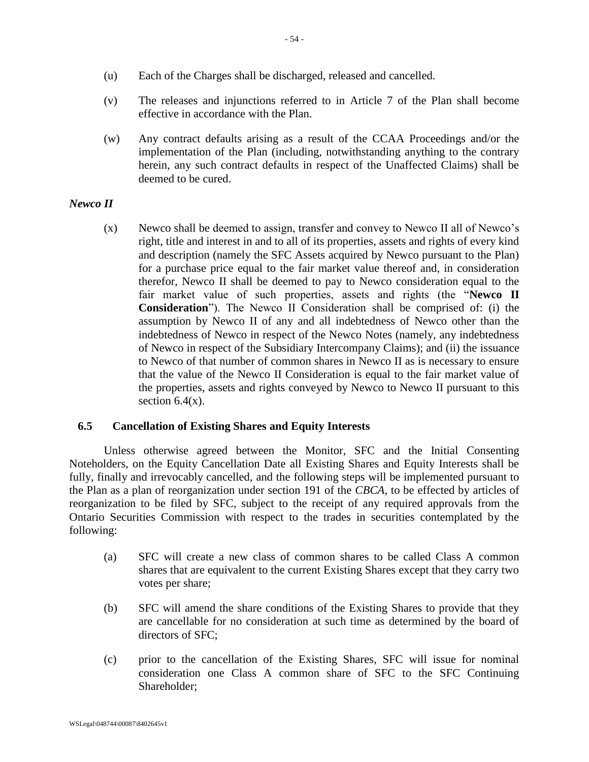(u) Each of the Charges shall be discharged, released and cancelled.

(v) The releases and injunctions referred to in Article 7 of the Plan shall become effective in accordance with the Plan.

(w) Any contract defaults arising as a result of the CCAA Proceedings and/or the implementation of the Plan (including, notwithstanding anything to the contrary herein, any such contract defaults in respect of the Unaffected Claims) shall be deemed to be cured.

***Newco II***

(x) Newco shall be deemed to assign, transfer and convey to Newco II all of Newco's right, title and interest in and to all of its properties, assets and rights of every kind and description (namely the SFC Assets acquired by Newco pursuant to the Plan) for a purchase price equal to the fair market value thereof and, in consideration therefor, Newco II shall be deemed to pay to Newco consideration equal to the fair market value of such properties, assets and rights (the "**Newco II Consideration**"). The Newco II Consideration shall be comprised of: (i) the assumption by Newco II of any and all indebtedness of Newco other than the indebtedness of Newco in respect of the Newco Notes (namely, any indebtedness of Newco in respect of the Subsidiary Intercompany Claims); and (ii) the issuance to Newco of that number of common shares in Newco II as is necessary to ensure that the value of the Newco II Consideration is equal to the fair market value of the properties, assets and rights conveyed by Newco to Newco II pursuant to this section 6.4(x).

### 6.5 Cancellation of Existing Shares and Equity Interests

Unless otherwise agreed between the Monitor, SFC and the Initial Consenting Noteholders, on the Equity Cancellation Date all Existing Shares and Equity Interests shall be fully, finally and irrevocably cancelled, and the following steps will be implemented pursuant to the Plan as a plan of reorganization under section 191 of the *CBCA*, to be effected by articles of reorganization to be filed by SFC, subject to the receipt of any required approvals from the Ontario Securities Commission with respect to the trades in securities contemplated by the following:

(a) SFC will create a new class of common shares to be called Class A common shares that are equivalent to the current Existing Shares except that they carry two votes per share;

(b) SFC will amend the share conditions of the Existing Shares to provide that they are cancellable for no consideration at such time as determined by the board of directors of SFC;

(c) prior to the cancellation of the Existing Shares, SFC will issue for nominal consideration one Class A common share of SFC to the SFC Continuing Shareholder;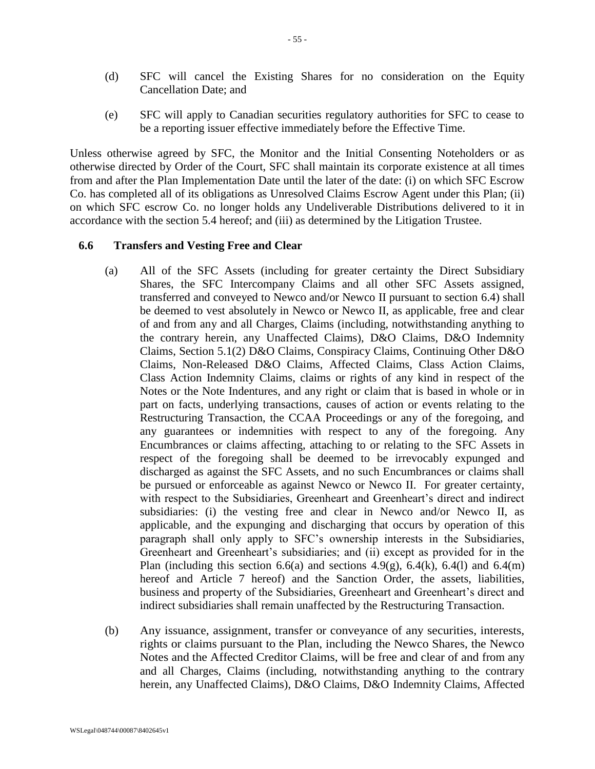(d) SFC will cancel the Existing Shares for no consideration on the Equity Cancellation Date; and

(e) SFC will apply to Canadian securities regulatory authorities for SFC to cease to be a reporting issuer effective immediately before the Effective Time.

Unless otherwise agreed by SFC, the Monitor and the Initial Consenting Noteholders or as otherwise directed by Order of the Court, SFC shall maintain its corporate existence at all times from and after the Plan Implementation Date until the later of the date: (i) on which SFC Escrow Co. has completed all of its obligations as Unresolved Claims Escrow Agent under this Plan; (ii) on which SFC escrow Co. no longer holds any Undeliverable Distributions delivered to it in accordance with the section 5.4 hereof; and (iii) as determined by the Litigation Trustee.

### 6.6 Transfers and Vesting Free and Clear

(a) All of the SFC Assets (including for greater certainty the Direct Subsidiary Shares, the SFC Intercompany Claims and all other SFC Assets assigned, transferred and conveyed to Newco and/or Newco II pursuant to section 6.4) shall be deemed to vest absolutely in Newco or Newco II, as applicable, free and clear of and from any and all Charges, Claims (including, notwithstanding anything to the contrary herein, any Unaffected Claims), D&O Claims, D&O Indemnity Claims, Section 5.1(2) D&O Claims, Conspiracy Claims, Continuing Other D&O Claims, Non-Released D&O Claims, Affected Claims, Class Action Claims, Class Action Indemnity Claims, claims or rights of any kind in respect of the Notes or the Note Indentures, and any right or claim that is based in whole or in part on facts, underlying transactions, causes of action or events relating to the Restructuring Transaction, the CCAA Proceedings or any of the foregoing, and any guarantees or indemnities with respect to any of the foregoing. Any Encumbrances or claims affecting, attaching to or relating to the SFC Assets in respect of the foregoing shall be deemed to be irrevocably expunged and discharged as against the SFC Assets, and no such Encumbrances or claims shall be pursued or enforceable as against Newco or Newco II. For greater certainty, with respect to the Subsidiaries, Greenheart and Greenheart's direct and indirect subsidiaries: (i) the vesting free and clear in Newco and/or Newco II, as applicable, and the expunging and discharging that occurs by operation of this paragraph shall only apply to SFC's ownership interests in the Subsidiaries, Greenheart and Greenheart's subsidiaries; and (ii) except as provided for in the Plan (including this section 6.6(a) and sections 4.9(g), 6.4(k), 6.4(l) and 6.4(m) hereof and Article 7 hereof) and the Sanction Order, the assets, liabilities, business and property of the Subsidiaries, Greenheart and Greenheart's direct and indirect subsidiaries shall remain unaffected by the Restructuring Transaction.

(b) Any issuance, assignment, transfer or conveyance of any securities, interests, rights or claims pursuant to the Plan, including the Newco Shares, the Newco Notes and the Affected Creditor Claims, will be free and clear of and from any and all Charges, Claims (including, notwithstanding anything to the contrary herein, any Unaffected Claims), D&O Claims, D&O Indemnity Claims, Affected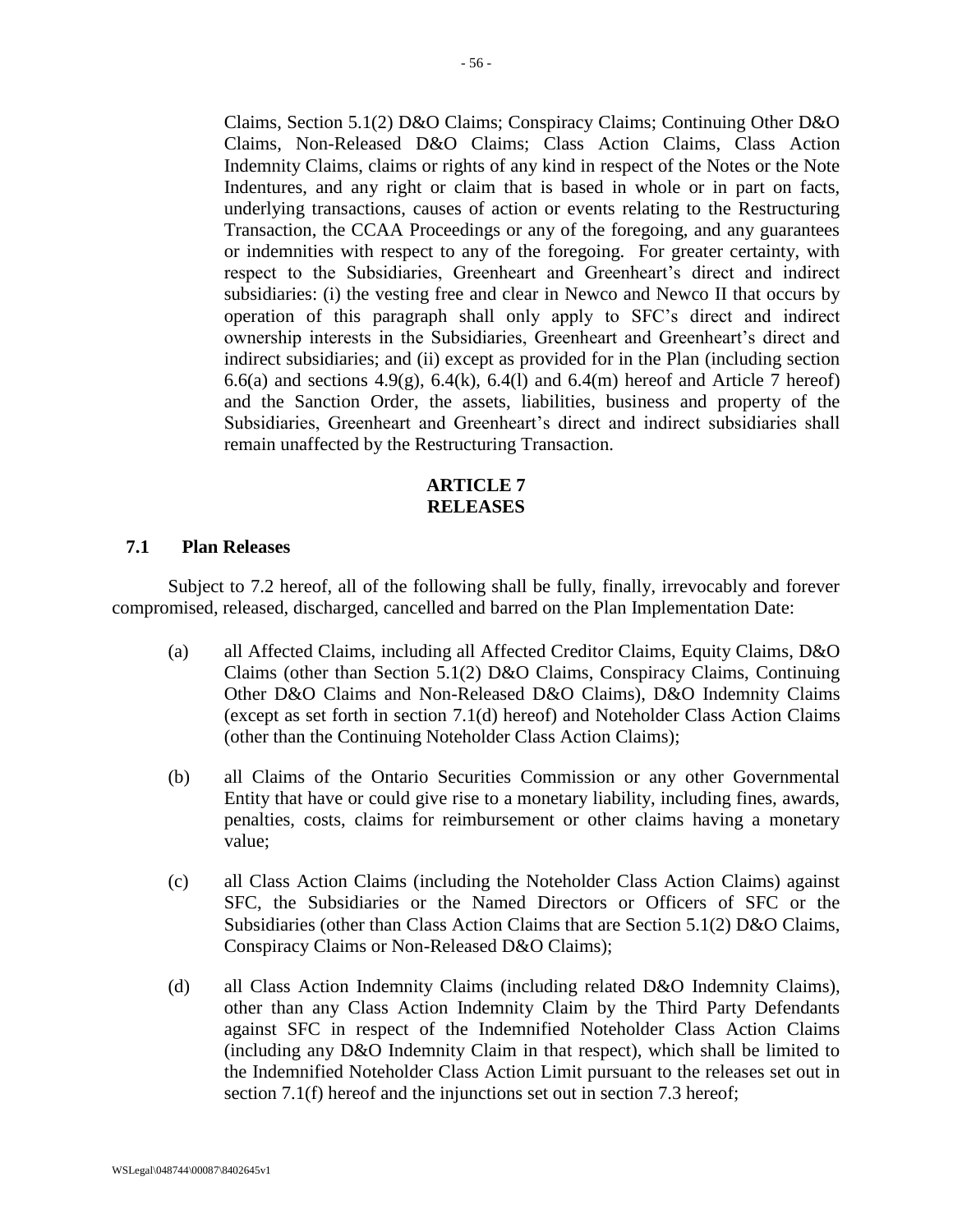Claims, Section 5.1(2) D&O Claims; Conspiracy Claims; Continuing Other D&O Claims, Non-Released D&O Claims; Class Action Claims, Class Action Indemnity Claims, claims or rights of any kind in respect of the Notes or the Note Indentures, and any right or claim that is based in whole or in part on facts, underlying transactions, causes of action or events relating to the Restructuring Transaction, the CCAA Proceedings or any of the foregoing, and any guarantees or indemnities with respect to any of the foregoing. For greater certainty, with respect to the Subsidiaries, Greenheart and Greenheart's direct and indirect subsidiaries: (i) the vesting free and clear in Newco and Newco II that occurs by operation of this paragraph shall only apply to SFC's direct and indirect ownership interests in the Subsidiaries, Greenheart and Greenheart's direct and indirect subsidiaries; and (ii) except as provided for in the Plan (including section 6.6(a) and sections 4.9(g), 6.4(k), 6.4(l) and 6.4(m) hereof and Article 7 hereof) and the Sanction Order, the assets, liabilities, business and property of the Subsidiaries, Greenheart and Greenheart's direct and indirect subsidiaries shall remain unaffected by the Restructuring Transaction.

# ARTICLE 7
# RELEASES

## 7.1 Plan Releases

Subject to 7.2 hereof, all of the following shall be fully, finally, irrevocably and forever compromised, released, discharged, cancelled and barred on the Plan Implementation Date:

(a) all Affected Claims, including all Affected Creditor Claims, Equity Claims, D&O Claims (other than Section 5.1(2) D&O Claims, Conspiracy Claims, Continuing Other D&O Claims and Non-Released D&O Claims), D&O Indemnity Claims (except as set forth in section 7.1(d) hereof) and Noteholder Class Action Claims (other than the Continuing Noteholder Class Action Claims);

(b) all Claims of the Ontario Securities Commission or any other Governmental Entity that have or could give rise to a monetary liability, including fines, awards, penalties, costs, claims for reimbursement or other claims having a monetary value;

(c) all Class Action Claims (including the Noteholder Class Action Claims) against SFC, the Subsidiaries or the Named Directors or Officers of SFC or the Subsidiaries (other than Class Action Claims that are Section 5.1(2) D&O Claims, Conspiracy Claims or Non-Released D&O Claims);

(d) all Class Action Indemnity Claims (including related D&O Indemnity Claims), other than any Class Action Indemnity Claim by the Third Party Defendants against SFC in respect of the Indemnified Noteholder Class Action Claims (including any D&O Indemnity Claim in that respect), which shall be limited to the Indemnified Noteholder Class Action Limit pursuant to the releases set out in section 7.1(f) hereof and the injunctions set out in section 7.3 hereof;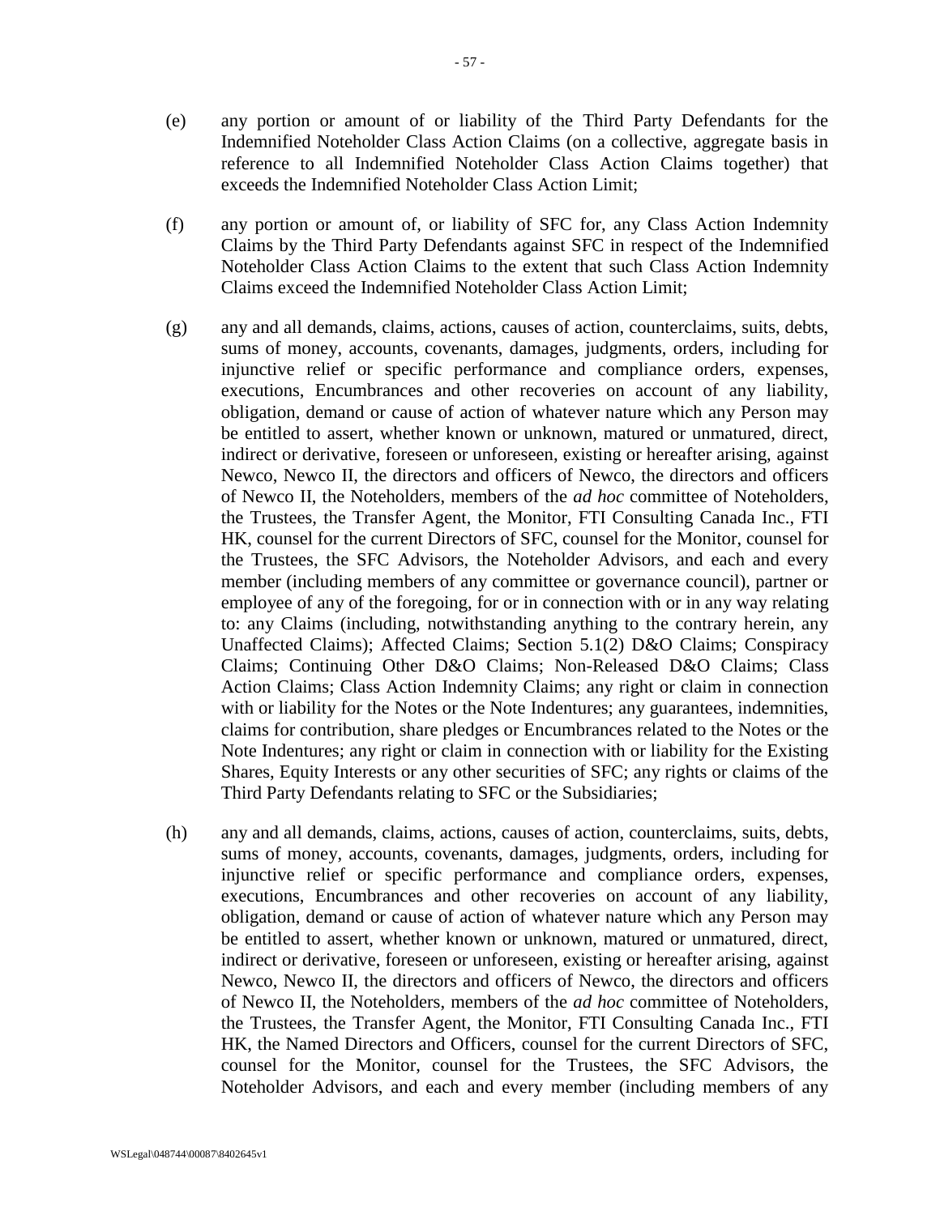(e) any portion or amount of or liability of the Third Party Defendants for the Indemnified Noteholder Class Action Claims (on a collective, aggregate basis in reference to all Indemnified Noteholder Class Action Claims together) that exceeds the Indemnified Noteholder Class Action Limit;

(f) any portion or amount of, or liability of SFC for, any Class Action Indemnity Claims by the Third Party Defendants against SFC in respect of the Indemnified Noteholder Class Action Claims to the extent that such Class Action Indemnity Claims exceed the Indemnified Noteholder Class Action Limit;

(g) any and all demands, claims, actions, causes of action, counterclaims, suits, debts, sums of money, accounts, covenants, damages, judgments, orders, including for injunctive relief or specific performance and compliance orders, expenses, executions, Encumbrances and other recoveries on account of any liability, obligation, demand or cause of action of whatever nature which any Person may be entitled to assert, whether known or unknown, matured or unmatured, direct, indirect or derivative, foreseen or unforeseen, existing or hereafter arising, against Newco, Newco II, the directors and officers of Newco, the directors and officers of Newco II, the Noteholders, members of the *ad hoc* committee of Noteholders, the Trustees, the Transfer Agent, the Monitor, FTI Consulting Canada Inc., FTI HK, counsel for the current Directors of SFC, counsel for the Monitor, counsel for the Trustees, the SFC Advisors, the Noteholder Advisors, and each and every member (including members of any committee or governance council), partner or employee of any of the foregoing, for or in connection with or in any way relating to: any Claims (including, notwithstanding anything to the contrary herein, any Unaffected Claims); Affected Claims; Section 5.1(2) D&O Claims; Conspiracy Claims; Continuing Other D&O Claims; Non-Released D&O Claims; Class Action Claims; Class Action Indemnity Claims; any right or claim in connection with or liability for the Notes or the Note Indentures; any guarantees, indemnities, claims for contribution, share pledges or Encumbrances related to the Notes or the Note Indentures; any right or claim in connection with or liability for the Existing Shares, Equity Interests or any other securities of SFC; any rights or claims of the Third Party Defendants relating to SFC or the Subsidiaries;

(h) any and all demands, claims, actions, causes of action, counterclaims, suits, debts, sums of money, accounts, covenants, damages, judgments, orders, including for injunctive relief or specific performance and compliance orders, expenses, executions, Encumbrances and other recoveries on account of any liability, obligation, demand or cause of action of whatever nature which any Person may be entitled to assert, whether known or unknown, matured or unmatured, direct, indirect or derivative, foreseen or unforeseen, existing or hereafter arising, against Newco, Newco II, the directors and officers of Newco, the directors and officers of Newco II, the Noteholders, members of the *ad hoc* committee of Noteholders, the Trustees, the Transfer Agent, the Monitor, FTI Consulting Canada Inc., FTI HK, the Named Directors and Officers, counsel for the current Directors of SFC, counsel for the Monitor, counsel for the Trustees, the SFC Advisors, the Noteholder Advisors, and each and every member (including members of any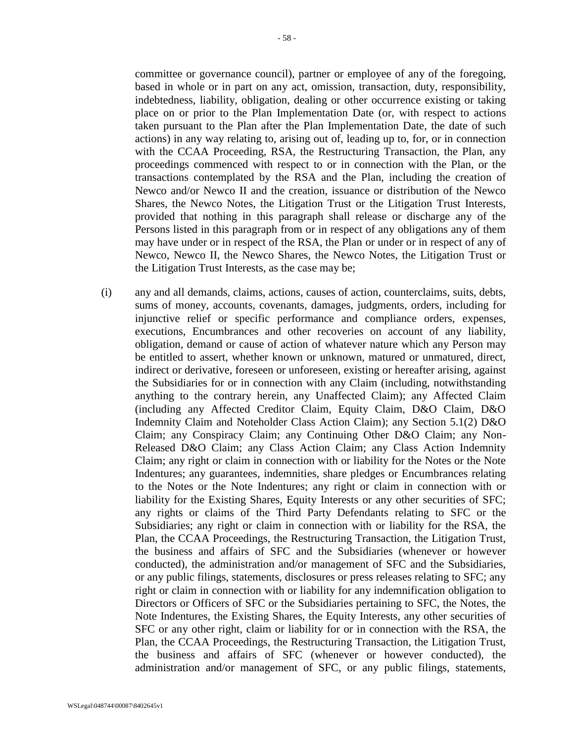committee or governance council), partner or employee of any of the foregoing, based in whole or in part on any act, omission, transaction, duty, responsibility, indebtedness, liability, obligation, dealing or other occurrence existing or taking place on or prior to the Plan Implementation Date (or, with respect to actions taken pursuant to the Plan after the Plan Implementation Date, the date of such actions) in any way relating to, arising out of, leading up to, for, or in connection with the CCAA Proceeding, RSA, the Restructuring Transaction, the Plan, any proceedings commenced with respect to or in connection with the Plan, or the transactions contemplated by the RSA and the Plan, including the creation of Newco and/or Newco II and the creation, issuance or distribution of the Newco Shares, the Newco Notes, the Litigation Trust or the Litigation Trust Interests, provided that nothing in this paragraph shall release or discharge any of the Persons listed in this paragraph from or in respect of any obligations any of them may have under or in respect of the RSA, the Plan or under or in respect of any of Newco, Newco II, the Newco Shares, the Newco Notes, the Litigation Trust or the Litigation Trust Interests, as the case may be;

(i) any and all demands, claims, actions, causes of action, counterclaims, suits, debts, sums of money, accounts, covenants, damages, judgments, orders, including for injunctive relief or specific performance and compliance orders, expenses, executions, Encumbrances and other recoveries on account of any liability, obligation, demand or cause of action of whatever nature which any Person may be entitled to assert, whether known or unknown, matured or unmatured, direct, indirect or derivative, foreseen or unforeseen, existing or hereafter arising, against the Subsidiaries for or in connection with any Claim (including, notwithstanding anything to the contrary herein, any Unaffected Claim); any Affected Claim (including any Affected Creditor Claim, Equity Claim, D&O Claim, D&O Indemnity Claim and Noteholder Class Action Claim); any Section 5.1(2) D&O Claim; any Conspiracy Claim; any Continuing Other D&O Claim; any Non-Released D&O Claim; any Class Action Claim; any Class Action Indemnity Claim; any right or claim in connection with or liability for the Notes or the Note Indentures; any guarantees, indemnities, share pledges or Encumbrances relating to the Notes or the Note Indentures; any right or claim in connection with or liability for the Existing Shares, Equity Interests or any other securities of SFC; any rights or claims of the Third Party Defendants relating to SFC or the Subsidiaries; any right or claim in connection with or liability for the RSA, the Plan, the CCAA Proceedings, the Restructuring Transaction, the Litigation Trust, the business and affairs of SFC and the Subsidiaries (whenever or however conducted), the administration and/or management of SFC and the Subsidiaries, or any public filings, statements, disclosures or press releases relating to SFC; any right or claim in connection with or liability for any indemnification obligation to Directors or Officers of SFC or the Subsidiaries pertaining to SFC, the Notes, the Note Indentures, the Existing Shares, the Equity Interests, any other securities of SFC or any other right, claim or liability for or in connection with the RSA, the Plan, the CCAA Proceedings, the Restructuring Transaction, the Litigation Trust, the business and affairs of SFC (whenever or however conducted), the administration and/or management of SFC, or any public filings, statements,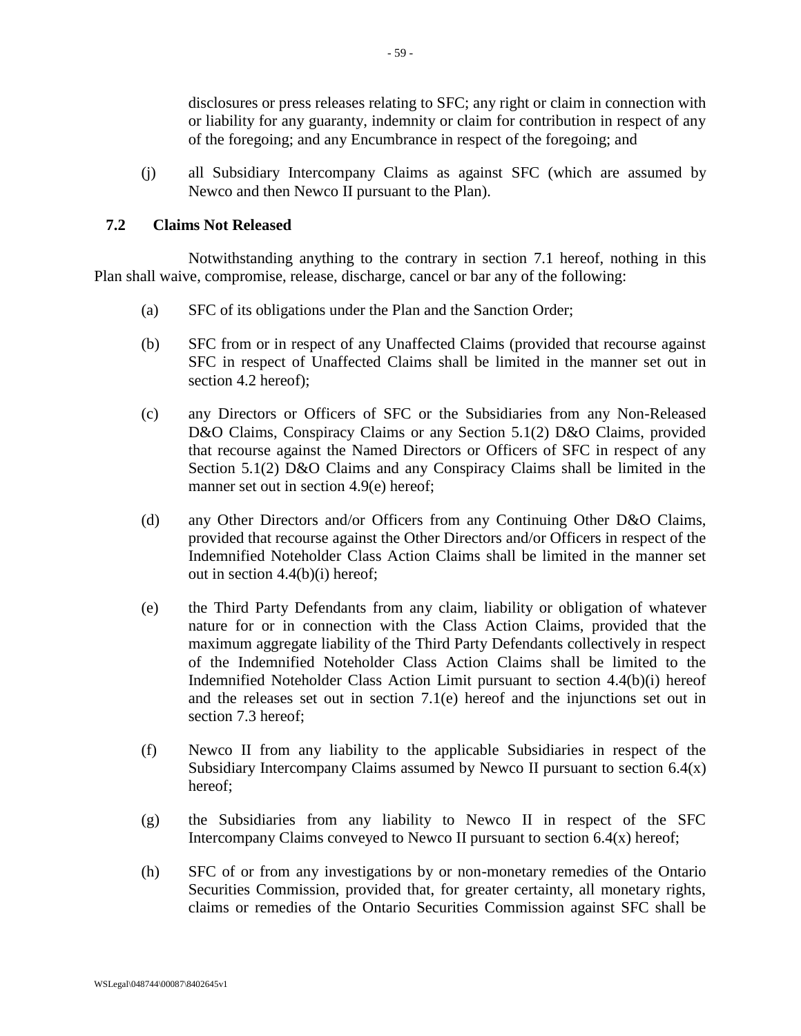disclosures or press releases relating to SFC; any right or claim in connection with or liability for any guaranty, indemnity or claim for contribution in respect of any of the foregoing; and any Encumbrance in respect of the foregoing; and

(j) all Subsidiary Intercompany Claims as against SFC (which are assumed by Newco and then Newco II pursuant to the Plan).

### 7.2 Claims Not Released

Notwithstanding anything to the contrary in section 7.1 hereof, nothing in this Plan shall waive, compromise, release, discharge, cancel or bar any of the following:

(a) SFC of its obligations under the Plan and the Sanction Order;

(b) SFC from or in respect of any Unaffected Claims (provided that recourse against SFC in respect of Unaffected Claims shall be limited in the manner set out in section 4.2 hereof);

(c) any Directors or Officers of SFC or the Subsidiaries from any Non-Released D&O Claims, Conspiracy Claims or any Section 5.1(2) D&O Claims, provided that recourse against the Named Directors or Officers of SFC in respect of any Section 5.1(2) D&O Claims and any Conspiracy Claims shall be limited in the manner set out in section 4.9(e) hereof;

(d) any Other Directors and/or Officers from any Continuing Other D&O Claims, provided that recourse against the Other Directors and/or Officers in respect of the Indemnified Noteholder Class Action Claims shall be limited in the manner set out in section 4.4(b)(i) hereof;

(e) the Third Party Defendants from any claim, liability or obligation of whatever nature for or in connection with the Class Action Claims, provided that the maximum aggregate liability of the Third Party Defendants collectively in respect of the Indemnified Noteholder Class Action Claims shall be limited to the Indemnified Noteholder Class Action Limit pursuant to section 4.4(b)(i) hereof and the releases set out in section 7.1(e) hereof and the injunctions set out in section 7.3 hereof;

(f) Newco II from any liability to the applicable Subsidiaries in respect of the Subsidiary Intercompany Claims assumed by Newco II pursuant to section 6.4(x) hereof;

(g) the Subsidiaries from any liability to Newco II in respect of the SFC Intercompany Claims conveyed to Newco II pursuant to section 6.4(x) hereof;

(h) SFC of or from any investigations by or non-monetary remedies of the Ontario Securities Commission, provided that, for greater certainty, all monetary rights, claims or remedies of the Ontario Securities Commission against SFC shall be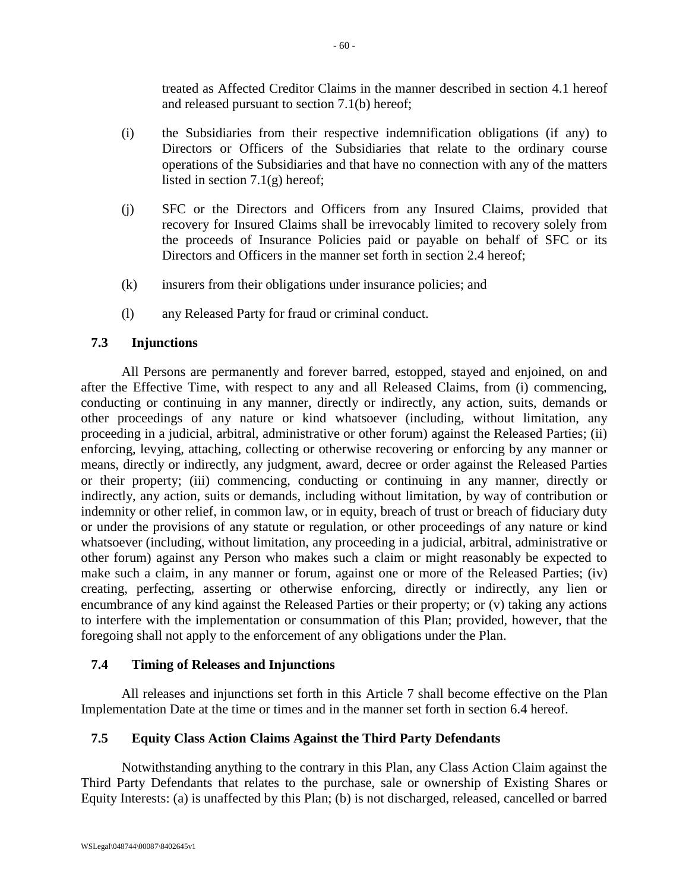treated as Affected Creditor Claims in the manner described in section 4.1 hereof and released pursuant to section 7.1(b) hereof;

(i) the Subsidiaries from their respective indemnification obligations (if any) to Directors or Officers of the Subsidiaries that relate to the ordinary course operations of the Subsidiaries and that have no connection with any of the matters listed in section 7.1(g) hereof;

(j) SFC or the Directors and Officers from any Insured Claims, provided that recovery for Insured Claims shall be irrevocably limited to recovery solely from the proceeds of Insurance Policies paid or payable on behalf of SFC or its Directors and Officers in the manner set forth in section 2.4 hereof;

(k) insurers from their obligations under insurance policies; and

(l) any Released Party for fraud or criminal conduct.

### 7.3 Injunctions

All Persons are permanently and forever barred, estopped, stayed and enjoined, on and after the Effective Time, with respect to any and all Released Claims, from (i) commencing, conducting or continuing in any manner, directly or indirectly, any action, suits, demands or other proceedings of any nature or kind whatsoever (including, without limitation, any proceeding in a judicial, arbitral, administrative or other forum) against the Released Parties; (ii) enforcing, levying, attaching, collecting or otherwise recovering or enforcing by any manner or means, directly or indirectly, any judgment, award, decree or order against the Released Parties or their property; (iii) commencing, conducting or continuing in any manner, directly or indirectly, any action, suits or demands, including without limitation, by way of contribution or indemnity or other relief, in common law, or in equity, breach of trust or breach of fiduciary duty or under the provisions of any statute or regulation, or other proceedings of any nature or kind whatsoever (including, without limitation, any proceeding in a judicial, arbitral, administrative or other forum) against any Person who makes such a claim or might reasonably be expected to make such a claim, in any manner or forum, against one or more of the Released Parties; (iv) creating, perfecting, asserting or otherwise enforcing, directly or indirectly, any lien or encumbrance of any kind against the Released Parties or their property; or (v) taking any actions to interfere with the implementation or consummation of this Plan; provided, however, that the foregoing shall not apply to the enforcement of any obligations under the Plan.

### 7.4 Timing of Releases and Injunctions

All releases and injunctions set forth in this Article 7 shall become effective on the Plan Implementation Date at the time or times and in the manner set forth in section 6.4 hereof.

### 7.5 Equity Class Action Claims Against the Third Party Defendants

Notwithstanding anything to the contrary in this Plan, any Class Action Claim against the Third Party Defendants that relates to the purchase, sale or ownership of Existing Shares or Equity Interests: (a) is unaffected by this Plan; (b) is not discharged, released, cancelled or barred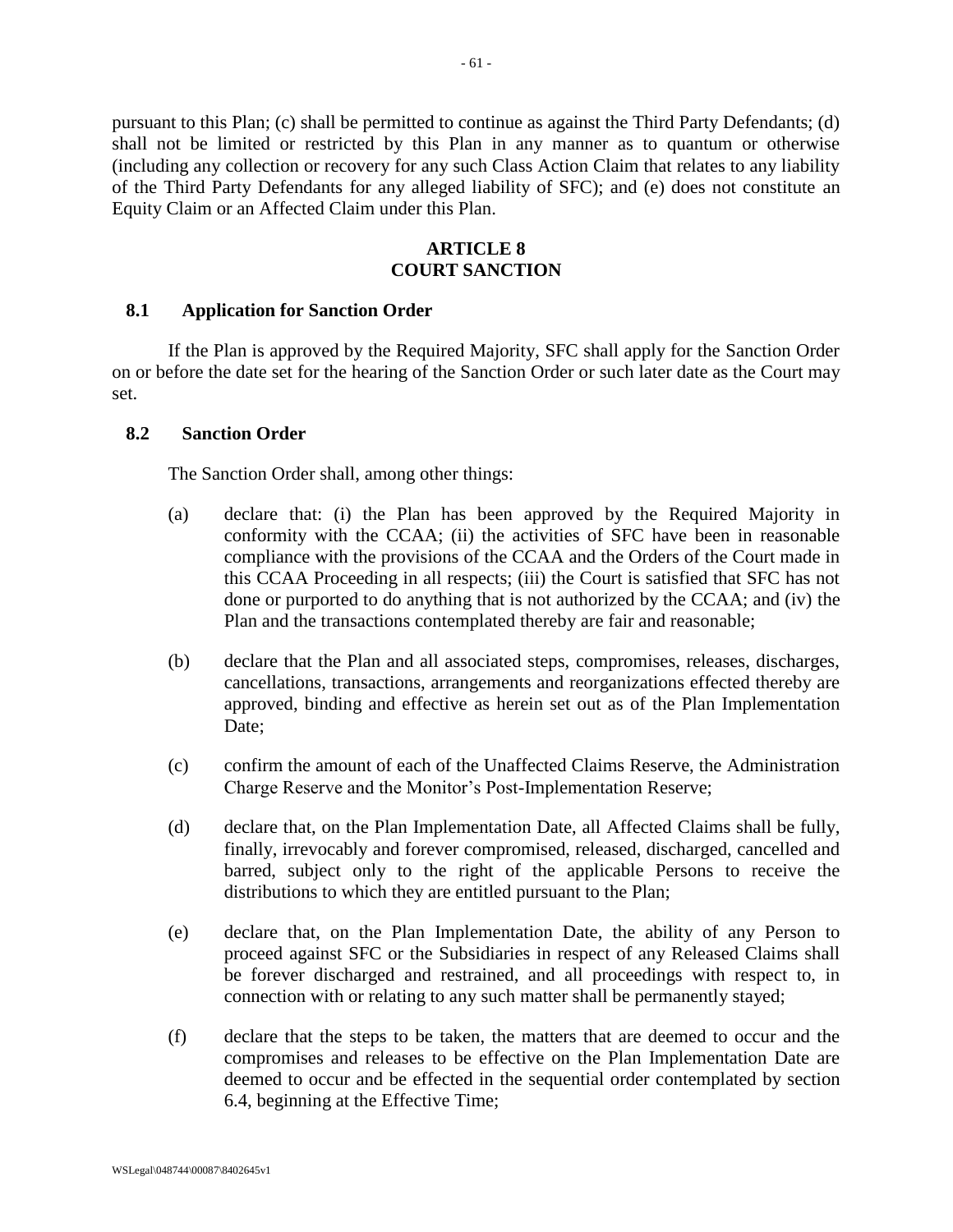pursuant to this Plan; (c) shall be permitted to continue as against the Third Party Defendants; (d) shall not be limited or restricted by this Plan in any manner as to quantum or otherwise (including any collection or recovery for any such Class Action Claim that relates to any liability of the Third Party Defendants for any alleged liability of SFC); and (e) does not constitute an Equity Claim or an Affected Claim under this Plan.

## ARTICLE 8
## COURT SANCTION

### 8.1 Application for Sanction Order

If the Plan is approved by the Required Majority, SFC shall apply for the Sanction Order on or before the date set for the hearing of the Sanction Order or such later date as the Court may set.

### 8.2 Sanction Order

The Sanction Order shall, among other things:

(a) declare that: (i) the Plan has been approved by the Required Majority in conformity with the CCAA; (ii) the activities of SFC have been in reasonable compliance with the provisions of the CCAA and the Orders of the Court made in this CCAA Proceeding in all respects; (iii) the Court is satisfied that SFC has not done or purported to do anything that is not authorized by the CCAA; and (iv) the Plan and the transactions contemplated thereby are fair and reasonable;

(b) declare that the Plan and all associated steps, compromises, releases, discharges, cancellations, transactions, arrangements and reorganizations effected thereby are approved, binding and effective as herein set out as of the Plan Implementation Date;

(c) confirm the amount of each of the Unaffected Claims Reserve, the Administration Charge Reserve and the Monitor's Post-Implementation Reserve;

(d) declare that, on the Plan Implementation Date, all Affected Claims shall be fully, finally, irrevocably and forever compromised, released, discharged, cancelled and barred, subject only to the right of the applicable Persons to receive the distributions to which they are entitled pursuant to the Plan;

(e) declare that, on the Plan Implementation Date, the ability of any Person to proceed against SFC or the Subsidiaries in respect of any Released Claims shall be forever discharged and restrained, and all proceedings with respect to, in connection with or relating to any such matter shall be permanently stayed;

(f) declare that the steps to be taken, the matters that are deemed to occur and the compromises and releases to be effective on the Plan Implementation Date are deemed to occur and be effected in the sequential order contemplated by section 6.4, beginning at the Effective Time;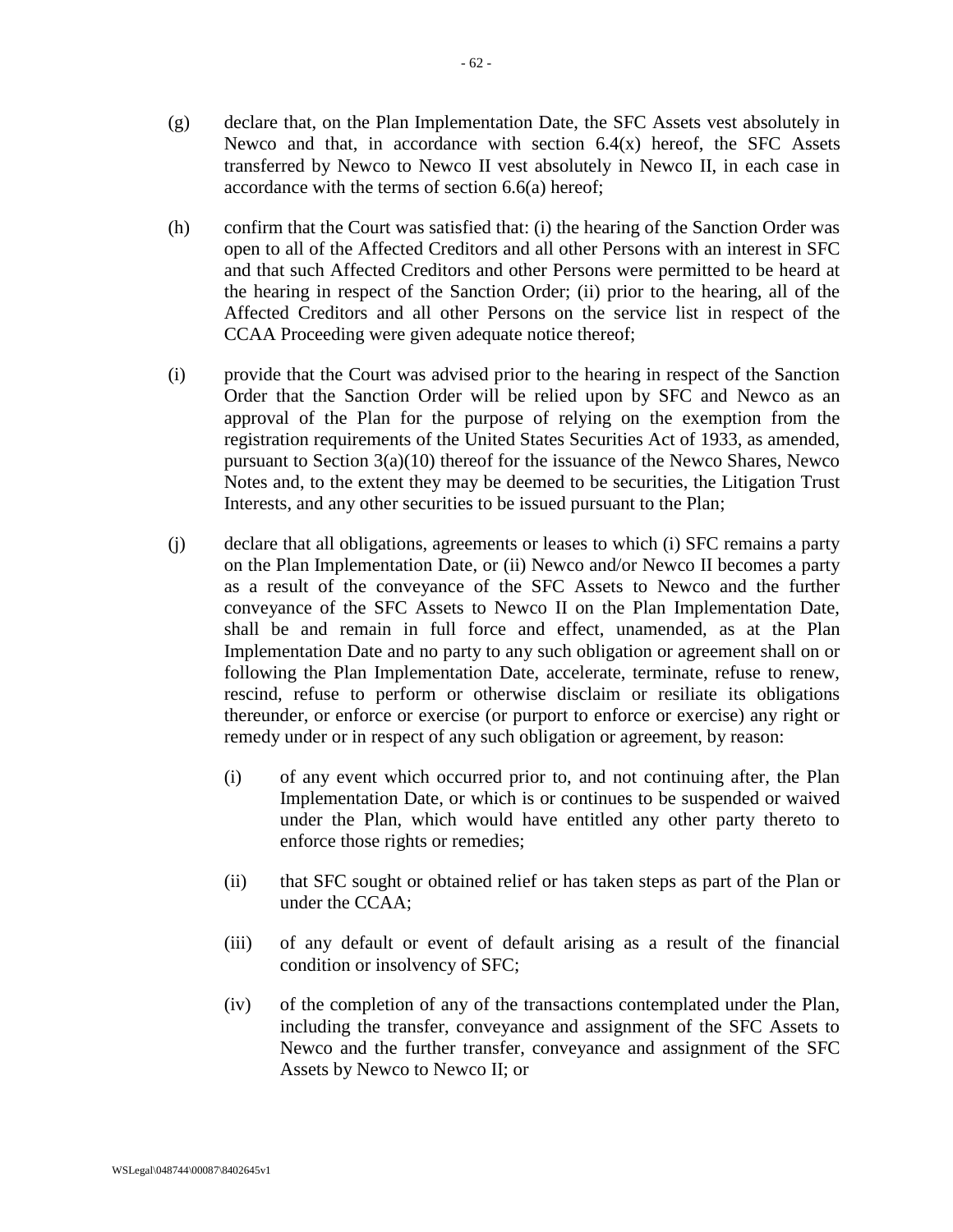(g) declare that, on the Plan Implementation Date, the SFC Assets vest absolutely in Newco and that, in accordance with section 6.4(x) hereof, the SFC Assets transferred by Newco to Newco II vest absolutely in Newco II, in each case in accordance with the terms of section 6.6(a) hereof;

(h) confirm that the Court was satisfied that: (i) the hearing of the Sanction Order was open to all of the Affected Creditors and all other Persons with an interest in SFC and that such Affected Creditors and other Persons were permitted to be heard at the hearing in respect of the Sanction Order; (ii) prior to the hearing, all of the Affected Creditors and all other Persons on the service list in respect of the CCAA Proceeding were given adequate notice thereof;

(i) provide that the Court was advised prior to the hearing in respect of the Sanction Order that the Sanction Order will be relied upon by SFC and Newco as an approval of the Plan for the purpose of relying on the exemption from the registration requirements of the United States Securities Act of 1933, as amended, pursuant to Section 3(a)(10) thereof for the issuance of the Newco Shares, Newco Notes and, to the extent they may be deemed to be securities, the Litigation Trust Interests, and any other securities to be issued pursuant to the Plan;

(j) declare that all obligations, agreements or leases to which (i) SFC remains a party on the Plan Implementation Date, or (ii) Newco and/or Newco II becomes a party as a result of the conveyance of the SFC Assets to Newco and the further conveyance of the SFC Assets to Newco II on the Plan Implementation Date, shall be and remain in full force and effect, unamended, as at the Plan Implementation Date and no party to any such obligation or agreement shall on or following the Plan Implementation Date, accelerate, terminate, refuse to renew, rescind, refuse to perform or otherwise disclaim or resiliate its obligations thereunder, or enforce or exercise (or purport to enforce or exercise) any right or remedy under or in respect of any such obligation or agreement, by reason:

    (i) of any event which occurred prior to, and not continuing after, the Plan Implementation Date, or which is or continues to be suspended or waived under the Plan, which would have entitled any other party thereto to enforce those rights or remedies;

    (ii) that SFC sought or obtained relief or has taken steps as part of the Plan or under the CCAA;

    (iii) of any default or event of default arising as a result of the financial condition or insolvency of SFC;

    (iv) of the completion of any of the transactions contemplated under the Plan, including the transfer, conveyance and assignment of the SFC Assets to Newco and the further transfer, conveyance and assignment of the SFC Assets by Newco to Newco II; or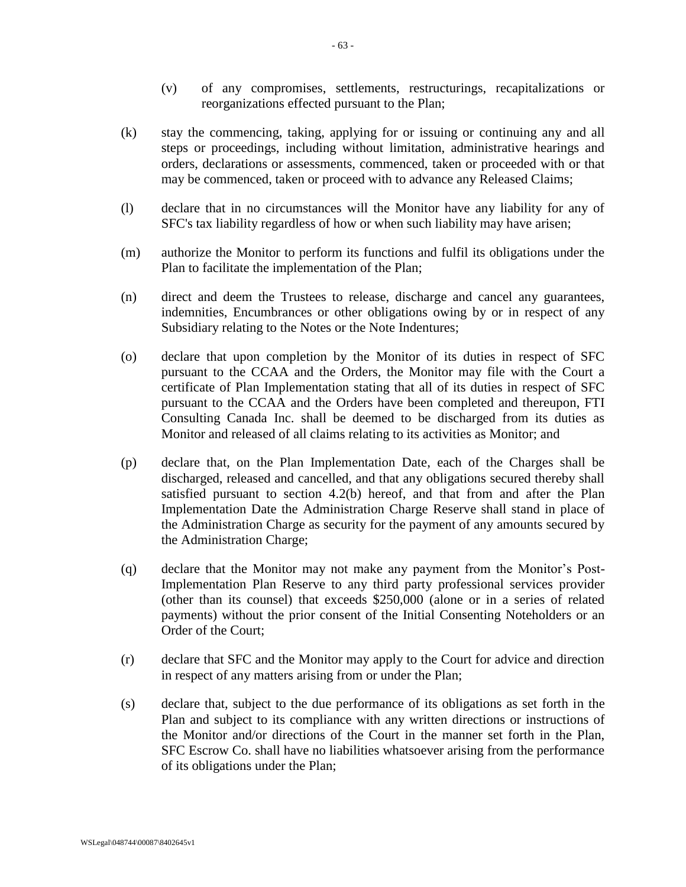(v) of any compromises, settlements, restructurings, recapitalizations or reorganizations effected pursuant to the Plan;

(k) stay the commencing, taking, applying for or issuing or continuing any and all steps or proceedings, including without limitation, administrative hearings and orders, declarations or assessments, commenced, taken or proceeded with or that may be commenced, taken or proceed with to advance any Released Claims;

(l) declare that in no circumstances will the Monitor have any liability for any of SFC's tax liability regardless of how or when such liability may have arisen;

(m) authorize the Monitor to perform its functions and fulfil its obligations under the Plan to facilitate the implementation of the Plan;

(n) direct and deem the Trustees to release, discharge and cancel any guarantees, indemnities, Encumbrances or other obligations owing by or in respect of any Subsidiary relating to the Notes or the Note Indentures;

(o) declare that upon completion by the Monitor of its duties in respect of SFC pursuant to the CCAA and the Orders, the Monitor may file with the Court a certificate of Plan Implementation stating that all of its duties in respect of SFC pursuant to the CCAA and the Orders have been completed and thereupon, FTI Consulting Canada Inc. shall be deemed to be discharged from its duties as Monitor and released of all claims relating to its activities as Monitor; and

(p) declare that, on the Plan Implementation Date, each of the Charges shall be discharged, released and cancelled, and that any obligations secured thereby shall satisfied pursuant to section 4.2(b) hereof, and that from and after the Plan Implementation Date the Administration Charge Reserve shall stand in place of the Administration Charge as security for the payment of any amounts secured by the Administration Charge;

(q) declare that the Monitor may not make any payment from the Monitor's Post-Implementation Plan Reserve to any third party professional services provider (other than its counsel) that exceeds $250,000 (alone or in a series of related payments) without the prior consent of the Initial Consenting Noteholders or an Order of the Court;

(r) declare that SFC and the Monitor may apply to the Court for advice and direction in respect of any matters arising from or under the Plan;

(s) declare that, subject to the due performance of its obligations as set forth in the Plan and subject to its compliance with any written directions or instructions of the Monitor and/or directions of the Court in the manner set forth in the Plan, SFC Escrow Co. shall have no liabilities whatsoever arising from the performance of its obligations under the Plan;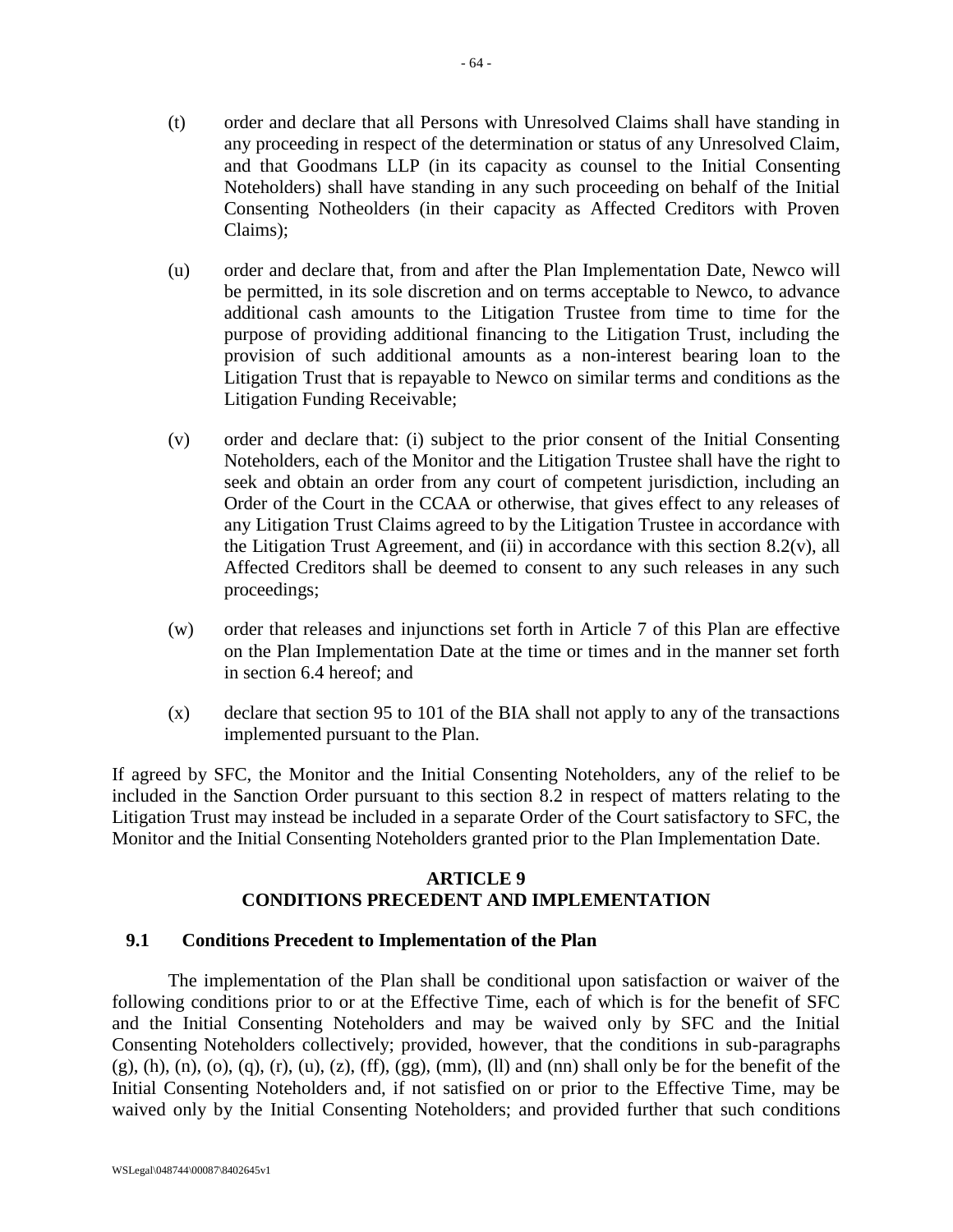(t) order and declare that all Persons with Unresolved Claims shall have standing in any proceeding in respect of the determination or status of any Unresolved Claim, and that Goodmans LLP (in its capacity as counsel to the Initial Consenting Noteholders) shall have standing in any such proceeding on behalf of the Initial Consenting Notheolders (in their capacity as Affected Creditors with Proven Claims);

(u) order and declare that, from and after the Plan Implementation Date, Newco will be permitted, in its sole discretion and on terms acceptable to Newco, to advance additional cash amounts to the Litigation Trustee from time to time for the purpose of providing additional financing to the Litigation Trust, including the provision of such additional amounts as a non-interest bearing loan to the Litigation Trust that is repayable to Newco on similar terms and conditions as the Litigation Funding Receivable;

(v) order and declare that: (i) subject to the prior consent of the Initial Consenting Noteholders, each of the Monitor and the Litigation Trustee shall have the right to seek and obtain an order from any court of competent jurisdiction, including an Order of the Court in the CCAA or otherwise, that gives effect to any releases of any Litigation Trust Claims agreed to by the Litigation Trustee in accordance with the Litigation Trust Agreement, and (ii) in accordance with this section 8.2(v), all Affected Creditors shall be deemed to consent to any such releases in any such proceedings;

(w) order that releases and injunctions set forth in Article 7 of this Plan are effective on the Plan Implementation Date at the time or times and in the manner set forth in section 6.4 hereof; and

(x) declare that section 95 to 101 of the BIA shall not apply to any of the transactions implemented pursuant to the Plan.

If agreed by SFC, the Monitor and the Initial Consenting Noteholders, any of the relief to be included in the Sanction Order pursuant to this section 8.2 in respect of matters relating to the Litigation Trust may instead be included in a separate Order of the Court satisfactory to SFC, the Monitor and the Initial Consenting Noteholders granted prior to the Plan Implementation Date.

## ARTICLE 9
## CONDITIONS PRECEDENT AND IMPLEMENTATION

### 9.1 Conditions Precedent to Implementation of the Plan

The implementation of the Plan shall be conditional upon satisfaction or waiver of the following conditions prior to or at the Effective Time, each of which is for the benefit of SFC and the Initial Consenting Noteholders and may be waived only by SFC and the Initial Consenting Noteholders collectively; provided, however, that the conditions in sub-paragraphs (g), (h), (n), (o), (q), (r), (u), (z), (ff), (gg), (mm), (ll) and (nn) shall only be for the benefit of the Initial Consenting Noteholders and, if not satisfied on or prior to the Effective Time, may be waived only by the Initial Consenting Noteholders; and provided further that such conditions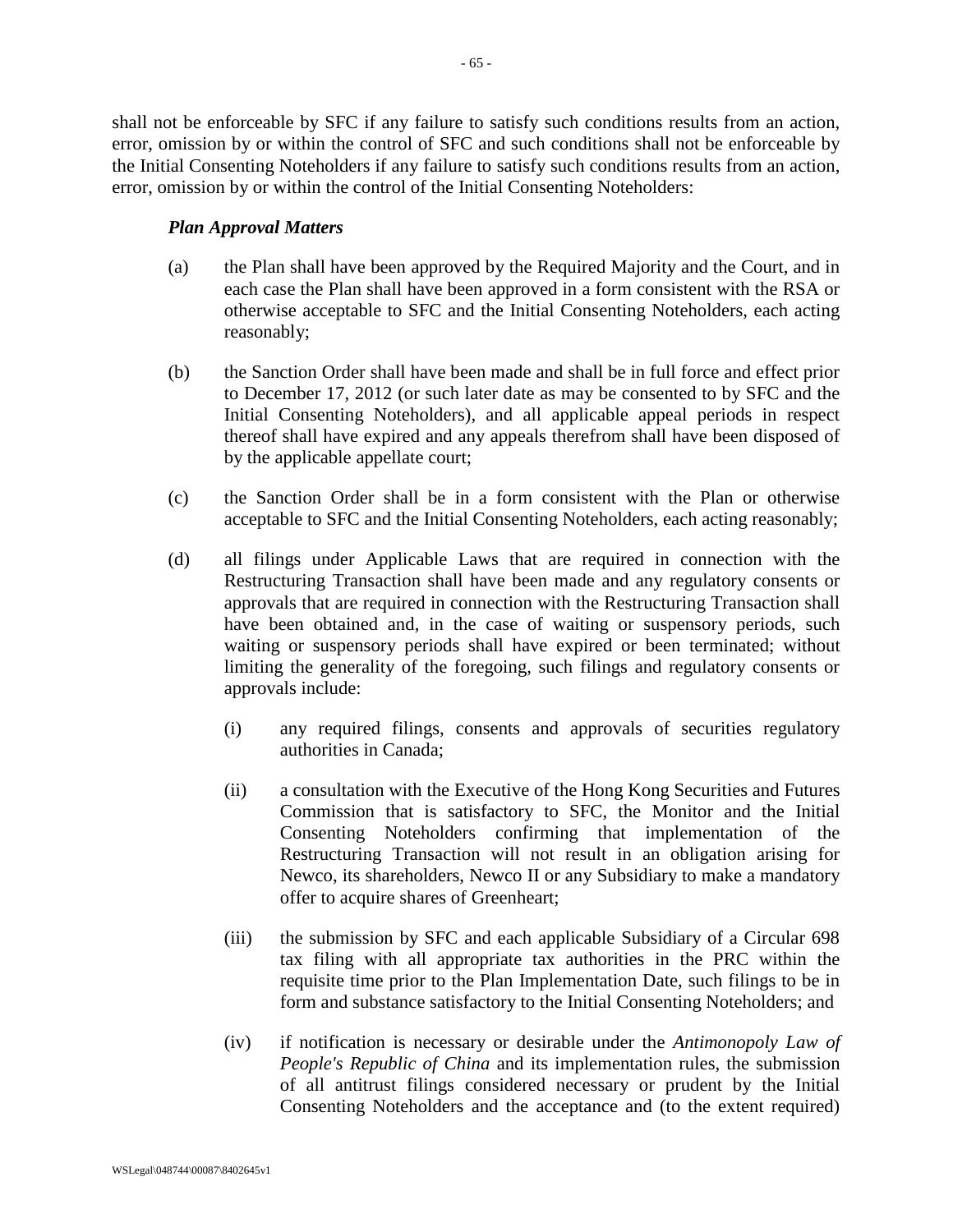shall not be enforceable by SFC if any failure to satisfy such conditions results from an action, error, omission by or within the control of SFC and such conditions shall not be enforceable by the Initial Consenting Noteholders if any failure to satisfy such conditions results from an action, error, omission by or within the control of the Initial Consenting Noteholders:

***Plan Approval Matters***

(a) the Plan shall have been approved by the Required Majority and the Court, and in each case the Plan shall have been approved in a form consistent with the RSA or otherwise acceptable to SFC and the Initial Consenting Noteholders, each acting reasonably;

(b) the Sanction Order shall have been made and shall be in full force and effect prior to December 17, 2012 (or such later date as may be consented to by SFC and the Initial Consenting Noteholders), and all applicable appeal periods in respect thereof shall have expired and any appeals therefrom shall have been disposed of by the applicable appellate court;

(c) the Sanction Order shall be in a form consistent with the Plan or otherwise acceptable to SFC and the Initial Consenting Noteholders, each acting reasonably;

(d) all filings under Applicable Laws that are required in connection with the Restructuring Transaction shall have been made and any regulatory consents or approvals that are required in connection with the Restructuring Transaction shall have been obtained and, in the case of waiting or suspensory periods, such waiting or suspensory periods shall have expired or been terminated; without limiting the generality of the foregoing, such filings and regulatory consents or approvals include:

   (i) any required filings, consents and approvals of securities regulatory authorities in Canada;

   (ii) a consultation with the Executive of the Hong Kong Securities and Futures Commission that is satisfactory to SFC, the Monitor and the Initial Consenting Noteholders confirming that implementation of the Restructuring Transaction will not result in an obligation arising for Newco, its shareholders, Newco II or any Subsidiary to make a mandatory offer to acquire shares of Greenheart;

   (iii) the submission by SFC and each applicable Subsidiary of a Circular 698 tax filing with all appropriate tax authorities in the PRC within the requisite time prior to the Plan Implementation Date, such filings to be in form and substance satisfactory to the Initial Consenting Noteholders; and

   (iv) if notification is necessary or desirable under the *Antimonopoly Law of People's Republic of China* and its implementation rules, the submission of all antitrust filings considered necessary or prudent by the Initial Consenting Noteholders and the acceptance and (to the extent required)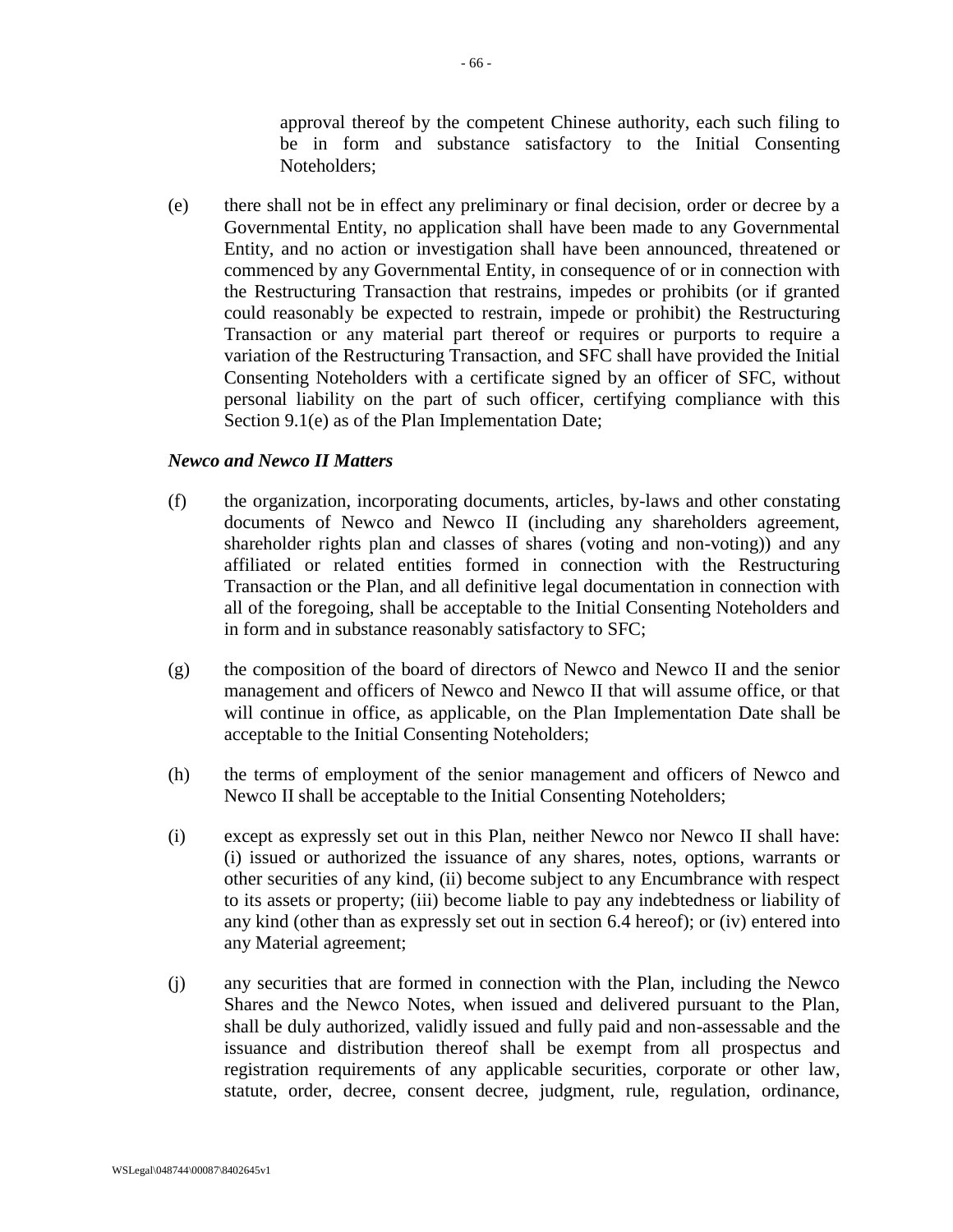approval thereof by the competent Chinese authority, each such filing to be in form and substance satisfactory to the Initial Consenting Noteholders;

(e) there shall not be in effect any preliminary or final decision, order or decree by a Governmental Entity, no application shall have been made to any Governmental Entity, and no action or investigation shall have been announced, threatened or commenced by any Governmental Entity, in consequence of or in connection with the Restructuring Transaction that restrains, impedes or prohibits (or if granted could reasonably be expected to restrain, impede or prohibit) the Restructuring Transaction or any material part thereof or requires or purports to require a variation of the Restructuring Transaction, and SFC shall have provided the Initial Consenting Noteholders with a certificate signed by an officer of SFC, without personal liability on the part of such officer, certifying compliance with this Section 9.1(e) as of the Plan Implementation Date;

***Newco and Newco II Matters***

(f) the organization, incorporating documents, articles, by-laws and other constating documents of Newco and Newco II (including any shareholders agreement, shareholder rights plan and classes of shares (voting and non-voting)) and any affiliated or related entities formed in connection with the Restructuring Transaction or the Plan, and all definitive legal documentation in connection with all of the foregoing, shall be acceptable to the Initial Consenting Noteholders and in form and in substance reasonably satisfactory to SFC;

(g) the composition of the board of directors of Newco and Newco II and the senior management and officers of Newco and Newco II that will assume office, or that will continue in office, as applicable, on the Plan Implementation Date shall be acceptable to the Initial Consenting Noteholders;

(h) the terms of employment of the senior management and officers of Newco and Newco II shall be acceptable to the Initial Consenting Noteholders;

(i) except as expressly set out in this Plan, neither Newco nor Newco II shall have: (i) issued or authorized the issuance of any shares, notes, options, warrants or other securities of any kind, (ii) become subject to any Encumbrance with respect to its assets or property; (iii) become liable to pay any indebtedness or liability of any kind (other than as expressly set out in section 6.4 hereof); or (iv) entered into any Material agreement;

(j) any securities that are formed in connection with the Plan, including the Newco Shares and the Newco Notes, when issued and delivered pursuant to the Plan, shall be duly authorized, validly issued and fully paid and non-assessable and the issuance and distribution thereof shall be exempt from all prospectus and registration requirements of any applicable securities, corporate or other law, statute, order, decree, consent decree, judgment, rule, regulation, ordinance,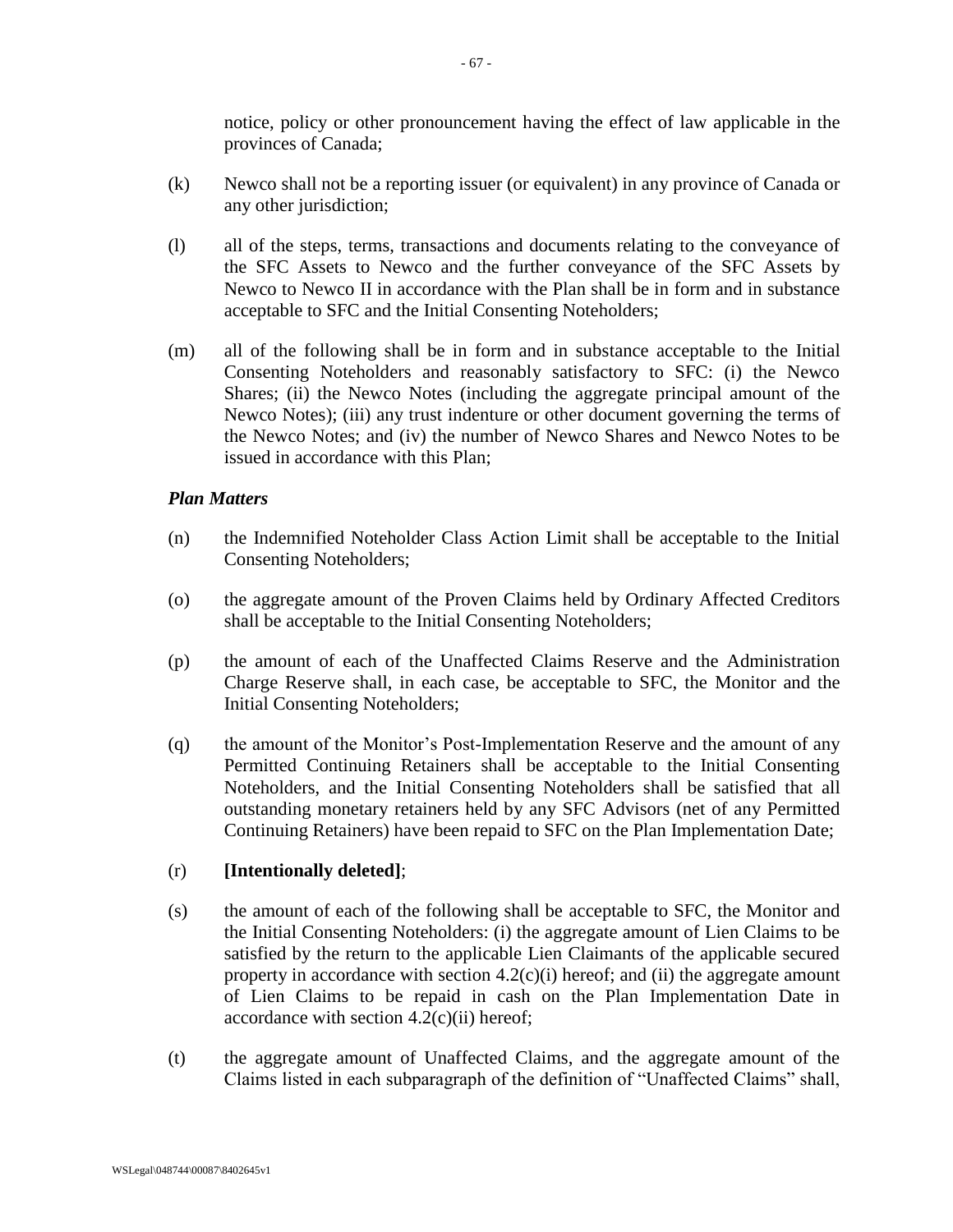notice, policy or other pronouncement having the effect of law applicable in the provinces of Canada;

(k) Newco shall not be a reporting issuer (or equivalent) in any province of Canada or any other jurisdiction;

(l) all of the steps, terms, transactions and documents relating to the conveyance of the SFC Assets to Newco and the further conveyance of the SFC Assets by Newco to Newco II in accordance with the Plan shall be in form and in substance acceptable to SFC and the Initial Consenting Noteholders;

(m) all of the following shall be in form and in substance acceptable to the Initial Consenting Noteholders and reasonably satisfactory to SFC: (i) the Newco Shares; (ii) the Newco Notes (including the aggregate principal amount of the Newco Notes); (iii) any trust indenture or other document governing the terms of the Newco Notes; and (iv) the number of Newco Shares and Newco Notes to be issued in accordance with this Plan;

***Plan Matters***

(n) the Indemnified Noteholder Class Action Limit shall be acceptable to the Initial Consenting Noteholders;

(o) the aggregate amount of the Proven Claims held by Ordinary Affected Creditors shall be acceptable to the Initial Consenting Noteholders;

(p) the amount of each of the Unaffected Claims Reserve and the Administration Charge Reserve shall, in each case, be acceptable to SFC, the Monitor and the Initial Consenting Noteholders;

(q) the amount of the Monitor's Post-Implementation Reserve and the amount of any Permitted Continuing Retainers shall be acceptable to the Initial Consenting Noteholders, and the Initial Consenting Noteholders shall be satisfied that all outstanding monetary retainers held by any SFC Advisors (net of any Permitted Continuing Retainers) have been repaid to SFC on the Plan Implementation Date;

(r) **[Intentionally deleted]**;

(s) the amount of each of the following shall be acceptable to SFC, the Monitor and the Initial Consenting Noteholders: (i) the aggregate amount of Lien Claims to be satisfied by the return to the applicable Lien Claimants of the applicable secured property in accordance with section 4.2(c)(i) hereof; and (ii) the aggregate amount of Lien Claims to be repaid in cash on the Plan Implementation Date in accordance with section 4.2(c)(ii) hereof;

(t) the aggregate amount of Unaffected Claims, and the aggregate amount of the Claims listed in each subparagraph of the definition of "Unaffected Claims" shall,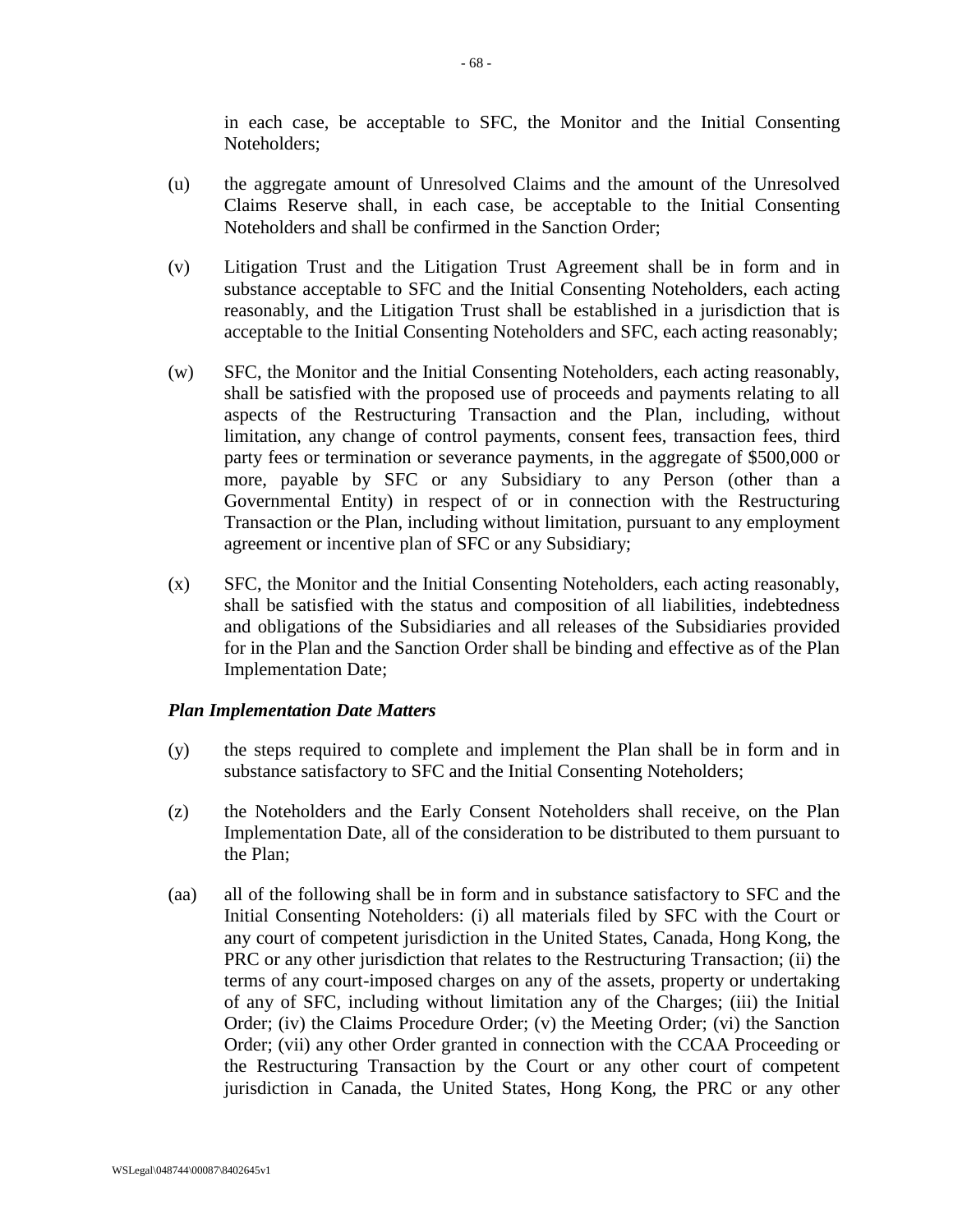in each case, be acceptable to SFC, the Monitor and the Initial Consenting Noteholders;

(u) the aggregate amount of Unresolved Claims and the amount of the Unresolved Claims Reserve shall, in each case, be acceptable to the Initial Consenting Noteholders and shall be confirmed in the Sanction Order;

(v) Litigation Trust and the Litigation Trust Agreement shall be in form and in substance acceptable to SFC and the Initial Consenting Noteholders, each acting reasonably, and the Litigation Trust shall be established in a jurisdiction that is acceptable to the Initial Consenting Noteholders and SFC, each acting reasonably;

(w) SFC, the Monitor and the Initial Consenting Noteholders, each acting reasonably, shall be satisfied with the proposed use of proceeds and payments relating to all aspects of the Restructuring Transaction and the Plan, including, without limitation, any change of control payments, consent fees, transaction fees, third party fees or termination or severance payments, in the aggregate of $500,000 or more, payable by SFC or any Subsidiary to any Person (other than a Governmental Entity) in respect of or in connection with the Restructuring Transaction or the Plan, including without limitation, pursuant to any employment agreement or incentive plan of SFC or any Subsidiary;

(x) SFC, the Monitor and the Initial Consenting Noteholders, each acting reasonably, shall be satisfied with the status and composition of all liabilities, indebtedness and obligations of the Subsidiaries and all releases of the Subsidiaries provided for in the Plan and the Sanction Order shall be binding and effective as of the Plan Implementation Date;

***Plan Implementation Date Matters***

(y) the steps required to complete and implement the Plan shall be in form and in substance satisfactory to SFC and the Initial Consenting Noteholders;

(z) the Noteholders and the Early Consent Noteholders shall receive, on the Plan Implementation Date, all of the consideration to be distributed to them pursuant to the Plan;

(aa) all of the following shall be in form and in substance satisfactory to SFC and the Initial Consenting Noteholders: (i) all materials filed by SFC with the Court or any court of competent jurisdiction in the United States, Canada, Hong Kong, the PRC or any other jurisdiction that relates to the Restructuring Transaction; (ii) the terms of any court-imposed charges on any of the assets, property or undertaking of any of SFC, including without limitation any of the Charges; (iii) the Initial Order; (iv) the Claims Procedure Order; (v) the Meeting Order; (vi) the Sanction Order; (vii) any other Order granted in connection with the CCAA Proceeding or the Restructuring Transaction by the Court or any other court of competent jurisdiction in Canada, the United States, Hong Kong, the PRC or any other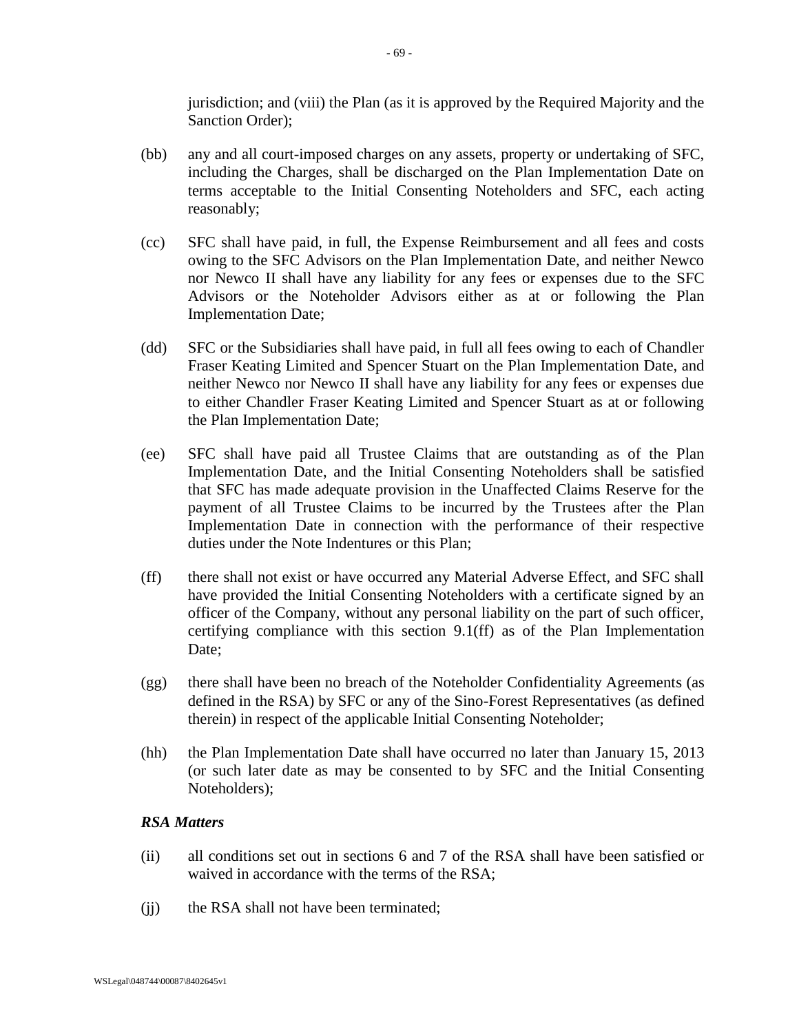jurisdiction; and (viii) the Plan (as it is approved by the Required Majority and the Sanction Order);

(bb) any and all court-imposed charges on any assets, property or undertaking of SFC, including the Charges, shall be discharged on the Plan Implementation Date on terms acceptable to the Initial Consenting Noteholders and SFC, each acting reasonably;

(cc) SFC shall have paid, in full, the Expense Reimbursement and all fees and costs owing to the SFC Advisors on the Plan Implementation Date, and neither Newco nor Newco II shall have any liability for any fees or expenses due to the SFC Advisors or the Noteholder Advisors either as at or following the Plan Implementation Date;

(dd) SFC or the Subsidiaries shall have paid, in full all fees owing to each of Chandler Fraser Keating Limited and Spencer Stuart on the Plan Implementation Date, and neither Newco nor Newco II shall have any liability for any fees or expenses due to either Chandler Fraser Keating Limited and Spencer Stuart as at or following the Plan Implementation Date;

(ee) SFC shall have paid all Trustee Claims that are outstanding as of the Plan Implementation Date, and the Initial Consenting Noteholders shall be satisfied that SFC has made adequate provision in the Unaffected Claims Reserve for the payment of all Trustee Claims to be incurred by the Trustees after the Plan Implementation Date in connection with the performance of their respective duties under the Note Indentures or this Plan;

(ff) there shall not exist or have occurred any Material Adverse Effect, and SFC shall have provided the Initial Consenting Noteholders with a certificate signed by an officer of the Company, without any personal liability on the part of such officer, certifying compliance with this section 9.1(ff) as of the Plan Implementation Date;

(gg) there shall have been no breach of the Noteholder Confidentiality Agreements (as defined in the RSA) by SFC or any of the Sino-Forest Representatives (as defined therein) in respect of the applicable Initial Consenting Noteholder;

(hh) the Plan Implementation Date shall have occurred no later than January 15, 2013 (or such later date as may be consented to by SFC and the Initial Consenting Noteholders);

***RSA Matters***

(ii) all conditions set out in sections 6 and 7 of the RSA shall have been satisfied or waived in accordance with the terms of the RSA;

(jj) the RSA shall not have been terminated;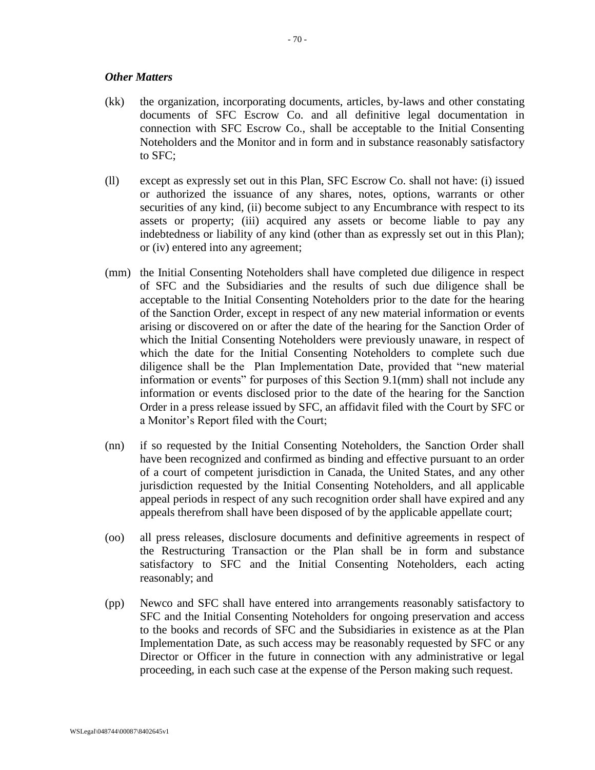*Other Matters*

(kk) the organization, incorporating documents, articles, by-laws and other constating documents of SFC Escrow Co. and all definitive legal documentation in connection with SFC Escrow Co., shall be acceptable to the Initial Consenting Noteholders and the Monitor and in form and in substance reasonably satisfactory to SFC;

(ll) except as expressly set out in this Plan, SFC Escrow Co. shall not have: (i) issued or authorized the issuance of any shares, notes, options, warrants or other securities of any kind, (ii) become subject to any Encumbrance with respect to its assets or property; (iii) acquired any assets or become liable to pay any indebtedness or liability of any kind (other than as expressly set out in this Plan); or (iv) entered into any agreement;

(mm) the Initial Consenting Noteholders shall have completed due diligence in respect of SFC and the Subsidiaries and the results of such due diligence shall be acceptable to the Initial Consenting Noteholders prior to the date for the hearing of the Sanction Order, except in respect of any new material information or events arising or discovered on or after the date of the hearing for the Sanction Order of which the Initial Consenting Noteholders were previously unaware, in respect of which the date for the Initial Consenting Noteholders to complete such due diligence shall be the Plan Implementation Date, provided that "new material information or events" for purposes of this Section 9.1(mm) shall not include any information or events disclosed prior to the date of the hearing for the Sanction Order in a press release issued by SFC, an affidavit filed with the Court by SFC or a Monitor's Report filed with the Court;

(nn) if so requested by the Initial Consenting Noteholders, the Sanction Order shall have been recognized and confirmed as binding and effective pursuant to an order of a court of competent jurisdiction in Canada, the United States, and any other jurisdiction requested by the Initial Consenting Noteholders, and all applicable appeal periods in respect of any such recognition order shall have expired and any appeals therefrom shall have been disposed of by the applicable appellate court;

(oo) all press releases, disclosure documents and definitive agreements in respect of the Restructuring Transaction or the Plan shall be in form and substance satisfactory to SFC and the Initial Consenting Noteholders, each acting reasonably; and

(pp) Newco and SFC shall have entered into arrangements reasonably satisfactory to SFC and the Initial Consenting Noteholders for ongoing preservation and access to the books and records of SFC and the Subsidiaries in existence as at the Plan Implementation Date, as such access may be reasonably requested by SFC or any Director or Officer in the future in connection with any administrative or legal proceeding, in each such case at the expense of the Person making such request.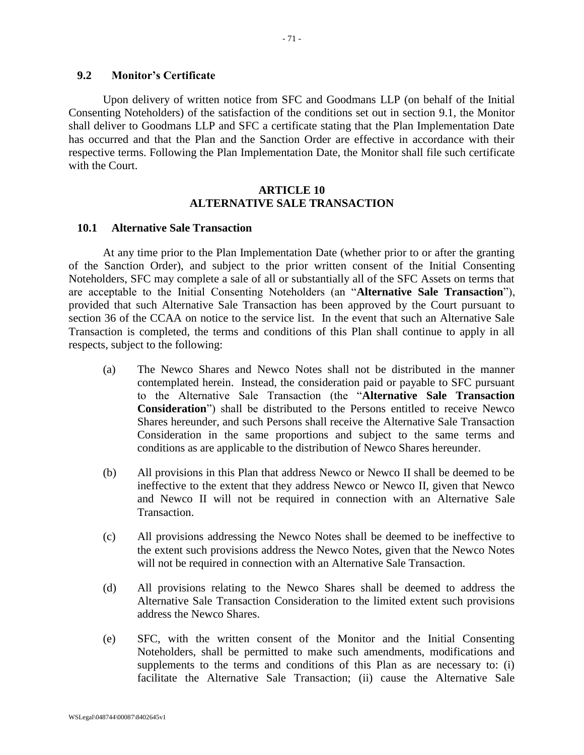### 9.2 Monitor's Certificate

Upon delivery of written notice from SFC and Goodmans LLP (on behalf of the Initial Consenting Noteholders) of the satisfaction of the conditions set out in section 9.1, the Monitor shall deliver to Goodmans LLP and SFC a certificate stating that the Plan Implementation Date has occurred and that the Plan and the Sanction Order are effective in accordance with their respective terms. Following the Plan Implementation Date, the Monitor shall file such certificate with the Court.

## ARTICLE 10
## ALTERNATIVE SALE TRANSACTION

### 10.1 Alternative Sale Transaction

At any time prior to the Plan Implementation Date (whether prior to or after the granting of the Sanction Order), and subject to the prior written consent of the Initial Consenting Noteholders, SFC may complete a sale of all or substantially all of the SFC Assets on terms that are acceptable to the Initial Consenting Noteholders (an "**Alternative Sale Transaction**"), provided that such Alternative Sale Transaction has been approved by the Court pursuant to section 36 of the CCAA on notice to the service list. In the event that such an Alternative Sale Transaction is completed, the terms and conditions of this Plan shall continue to apply in all respects, subject to the following:

(a) The Newco Shares and Newco Notes shall not be distributed in the manner contemplated herein. Instead, the consideration paid or payable to SFC pursuant to the Alternative Sale Transaction (the "**Alternative Sale Transaction Consideration**") shall be distributed to the Persons entitled to receive Newco Shares hereunder, and such Persons shall receive the Alternative Sale Transaction Consideration in the same proportions and subject to the same terms and conditions as are applicable to the distribution of Newco Shares hereunder.

(b) All provisions in this Plan that address Newco or Newco II shall be deemed to be ineffective to the extent that they address Newco or Newco II, given that Newco and Newco II will not be required in connection with an Alternative Sale Transaction.

(c) All provisions addressing the Newco Notes shall be deemed to be ineffective to the extent such provisions address the Newco Notes, given that the Newco Notes will not be required in connection with an Alternative Sale Transaction.

(d) All provisions relating to the Newco Shares shall be deemed to address the Alternative Sale Transaction Consideration to the limited extent such provisions address the Newco Shares.

(e) SFC, with the written consent of the Monitor and the Initial Consenting Noteholders, shall be permitted to make such amendments, modifications and supplements to the terms and conditions of this Plan as are necessary to: (i) facilitate the Alternative Sale Transaction; (ii) cause the Alternative Sale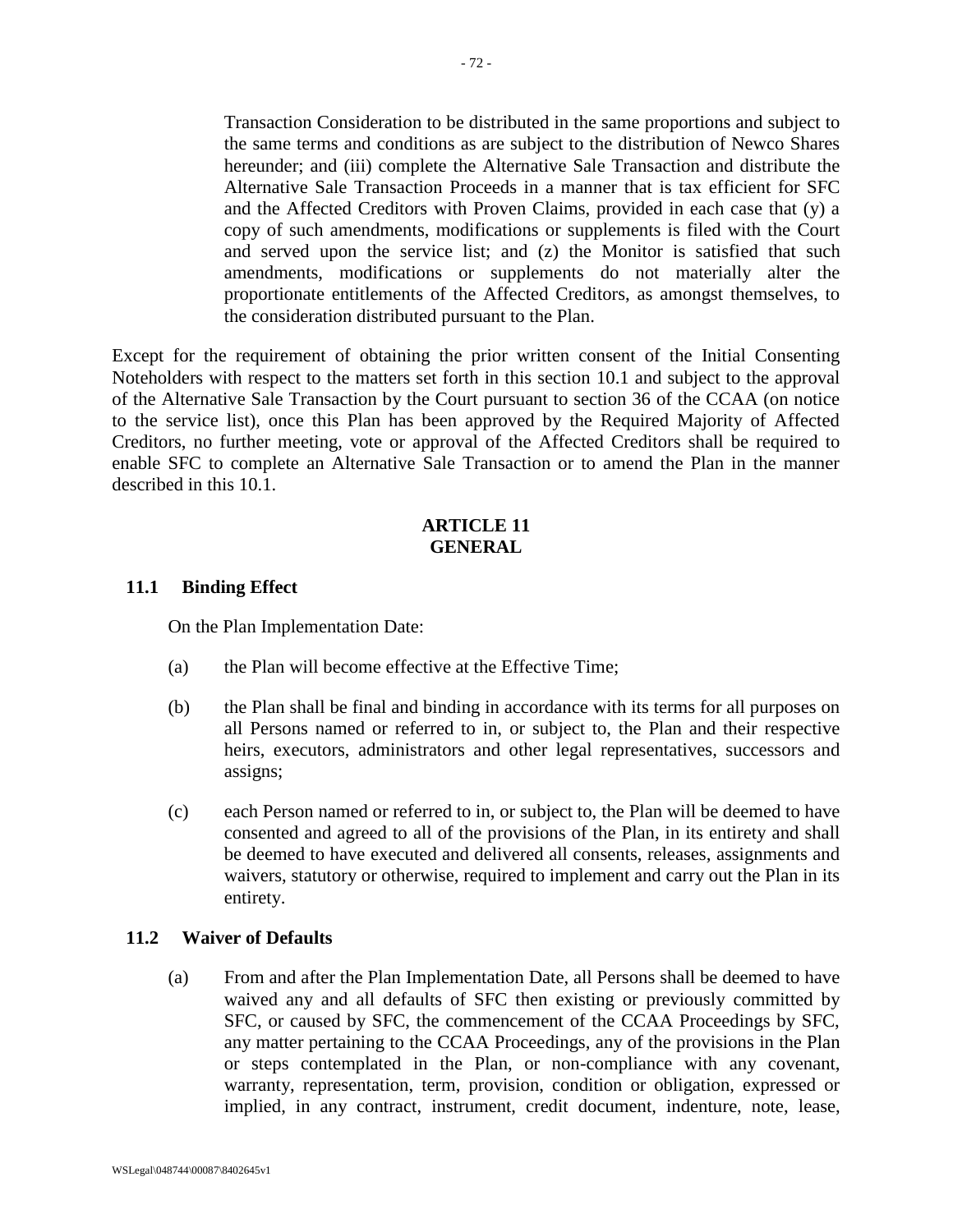Transaction Consideration to be distributed in the same proportions and subject to the same terms and conditions as are subject to the distribution of Newco Shares hereunder; and (iii) complete the Alternative Sale Transaction and distribute the Alternative Sale Transaction Proceeds in a manner that is tax efficient for SFC and the Affected Creditors with Proven Claims, provided in each case that (y) a copy of such amendments, modifications or supplements is filed with the Court and served upon the service list; and (z) the Monitor is satisfied that such amendments, modifications or supplements do not materially alter the proportionate entitlements of the Affected Creditors, as amongst themselves, to the consideration distributed pursuant to the Plan.

Except for the requirement of obtaining the prior written consent of the Initial Consenting Noteholders with respect to the matters set forth in this section 10.1 and subject to the approval of the Alternative Sale Transaction by the Court pursuant to section 36 of the CCAA (on notice to the service list), once this Plan has been approved by the Required Majority of Affected Creditors, no further meeting, vote or approval of the Affected Creditors shall be required to enable SFC to complete an Alternative Sale Transaction or to amend the Plan in the manner described in this 10.1.

## ARTICLE 11
## GENERAL

### 11.1 Binding Effect

On the Plan Implementation Date:

(a) the Plan will become effective at the Effective Time;

(b) the Plan shall be final and binding in accordance with its terms for all purposes on all Persons named or referred to in, or subject to, the Plan and their respective heirs, executors, administrators and other legal representatives, successors and assigns;

(c) each Person named or referred to in, or subject to, the Plan will be deemed to have consented and agreed to all of the provisions of the Plan, in its entirety and shall be deemed to have executed and delivered all consents, releases, assignments and waivers, statutory or otherwise, required to implement and carry out the Plan in its entirety.

### 11.2 Waiver of Defaults

(a) From and after the Plan Implementation Date, all Persons shall be deemed to have waived any and all defaults of SFC then existing or previously committed by SFC, or caused by SFC, the commencement of the CCAA Proceedings by SFC, any matter pertaining to the CCAA Proceedings, any of the provisions in the Plan or steps contemplated in the Plan, or non-compliance with any covenant, warranty, representation, term, provision, condition or obligation, expressed or implied, in any contract, instrument, credit document, indenture, note, lease,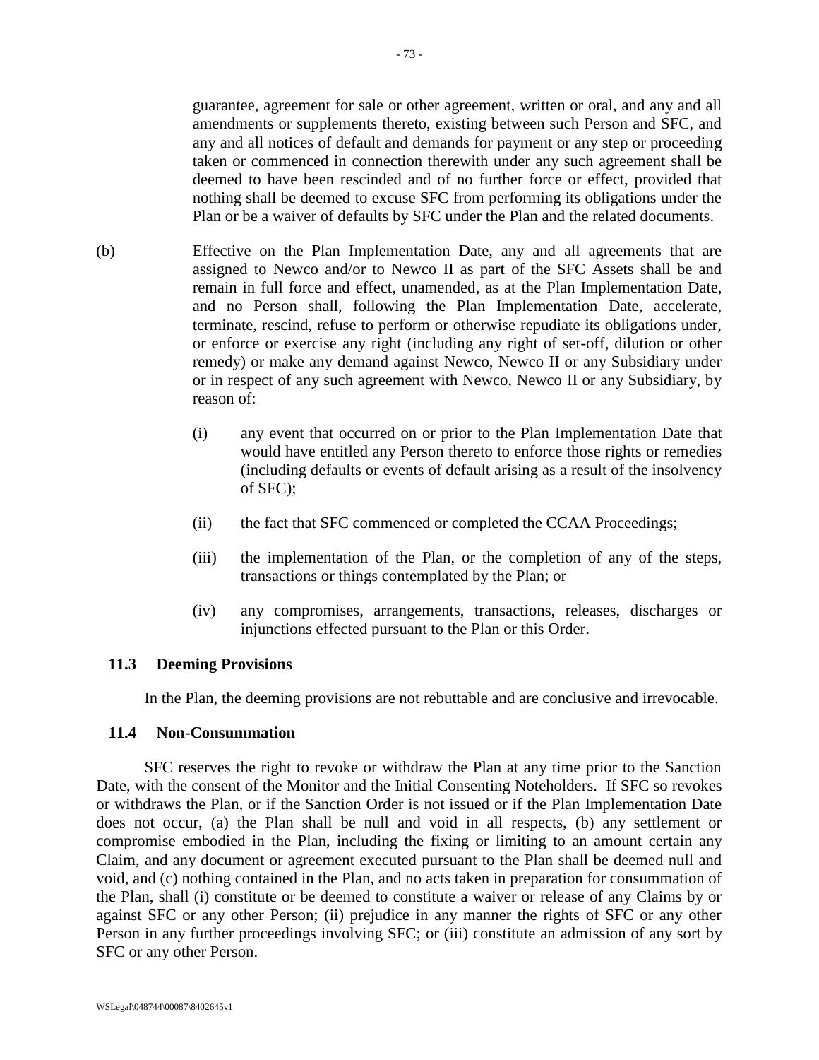guarantee, agreement for sale or other agreement, written or oral, and any and all amendments or supplements thereto, existing between such Person and SFC, and any and all notices of default and demands for payment or any step or proceeding taken or commenced in connection therewith under any such agreement shall be deemed to have been rescinded and of no further force or effect, provided that nothing shall be deemed to excuse SFC from performing its obligations under the Plan or be a waiver of defaults by SFC under the Plan and the related documents.

(b) Effective on the Plan Implementation Date, any and all agreements that are assigned to Newco and/or to Newco II as part of the SFC Assets shall be and remain in full force and effect, unamended, as at the Plan Implementation Date, and no Person shall, following the Plan Implementation Date, accelerate, terminate, rescind, refuse to perform or otherwise repudiate its obligations under, or enforce or exercise any right (including any right of set-off, dilution or other remedy) or make any demand against Newco, Newco II or any Subsidiary under or in respect of any such agreement with Newco, Newco II or any Subsidiary, by reason of:

(i) any event that occurred on or prior to the Plan Implementation Date that would have entitled any Person thereto to enforce those rights or remedies (including defaults or events of default arising as a result of the insolvency of SFC);

(ii) the fact that SFC commenced or completed the CCAA Proceedings;

(iii) the implementation of the Plan, or the completion of any of the steps, transactions or things contemplated by the Plan; or

(iv) any compromises, arrangements, transactions, releases, discharges or injunctions effected pursuant to the Plan or this Order.

### 11.3 Deeming Provisions

In the Plan, the deeming provisions are not rebuttable and are conclusive and irrevocable.

### 11.4 Non-Consummation

SFC reserves the right to revoke or withdraw the Plan at any time prior to the Sanction Date, with the consent of the Monitor and the Initial Consenting Noteholders. If SFC so revokes or withdraws the Plan, or if the Sanction Order is not issued or if the Plan Implementation Date does not occur, (a) the Plan shall be null and void in all respects, (b) any settlement or compromise embodied in the Plan, including the fixing or limiting to an amount certain any Claim, and any document or agreement executed pursuant to the Plan shall be deemed null and void, and (c) nothing contained in the Plan, and no acts taken in preparation for consummation of the Plan, shall (i) constitute or be deemed to constitute a waiver or release of any Claims by or against SFC or any other Person; (ii) prejudice in any manner the rights of SFC or any other Person in any further proceedings involving SFC; or (iii) constitute an admission of any sort by SFC or any other Person.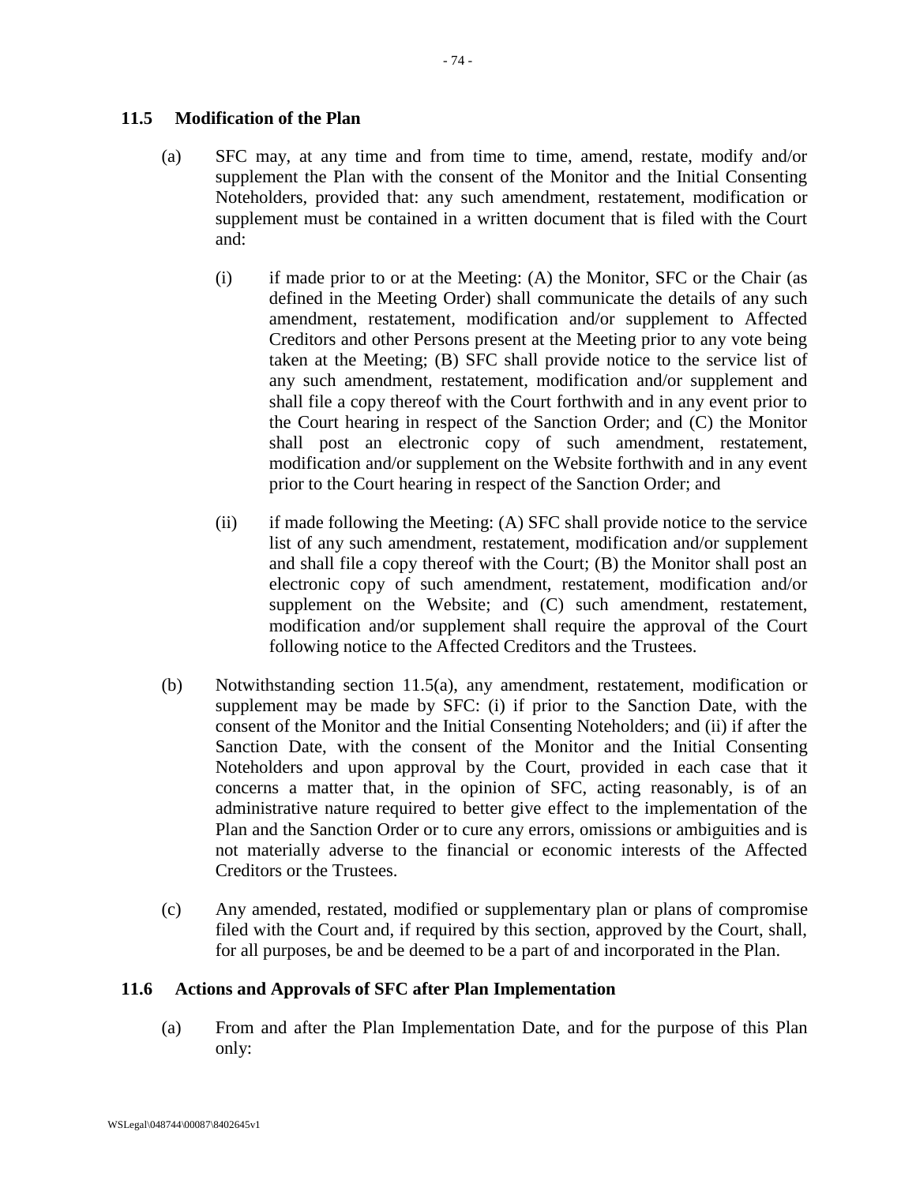### 11.5 Modification of the Plan

(a) SFC may, at any time and from time to time, amend, restate, modify and/or supplement the Plan with the consent of the Monitor and the Initial Consenting Noteholders, provided that: any such amendment, restatement, modification or supplement must be contained in a written document that is filed with the Court and:

(i) if made prior to or at the Meeting: (A) the Monitor, SFC or the Chair (as defined in the Meeting Order) shall communicate the details of any such amendment, restatement, modification and/or supplement to Affected Creditors and other Persons present at the Meeting prior to any vote being taken at the Meeting; (B) SFC shall provide notice to the service list of any such amendment, restatement, modification and/or supplement and shall file a copy thereof with the Court forthwith and in any event prior to the Court hearing in respect of the Sanction Order; and (C) the Monitor shall post an electronic copy of such amendment, restatement, modification and/or supplement on the Website forthwith and in any event prior to the Court hearing in respect of the Sanction Order; and

(ii) if made following the Meeting: (A) SFC shall provide notice to the service list of any such amendment, restatement, modification and/or supplement and shall file a copy thereof with the Court; (B) the Monitor shall post an electronic copy of such amendment, restatement, modification and/or supplement on the Website; and (C) such amendment, restatement, modification and/or supplement shall require the approval of the Court following notice to the Affected Creditors and the Trustees.

(b) Notwithstanding section 11.5(a), any amendment, restatement, modification or supplement may be made by SFC: (i) if prior to the Sanction Date, with the consent of the Monitor and the Initial Consenting Noteholders; and (ii) if after the Sanction Date, with the consent of the Monitor and the Initial Consenting Noteholders and upon approval by the Court, provided in each case that it concerns a matter that, in the opinion of SFC, acting reasonably, is of an administrative nature required to better give effect to the implementation of the Plan and the Sanction Order or to cure any errors, omissions or ambiguities and is not materially adverse to the financial or economic interests of the Affected Creditors or the Trustees.

(c) Any amended, restated, modified or supplementary plan or plans of compromise filed with the Court and, if required by this section, approved by the Court, shall, for all purposes, be and be deemed to be a part of and incorporated in the Plan.

### 11.6 Actions and Approvals of SFC after Plan Implementation

(a) From and after the Plan Implementation Date, and for the purpose of this Plan only: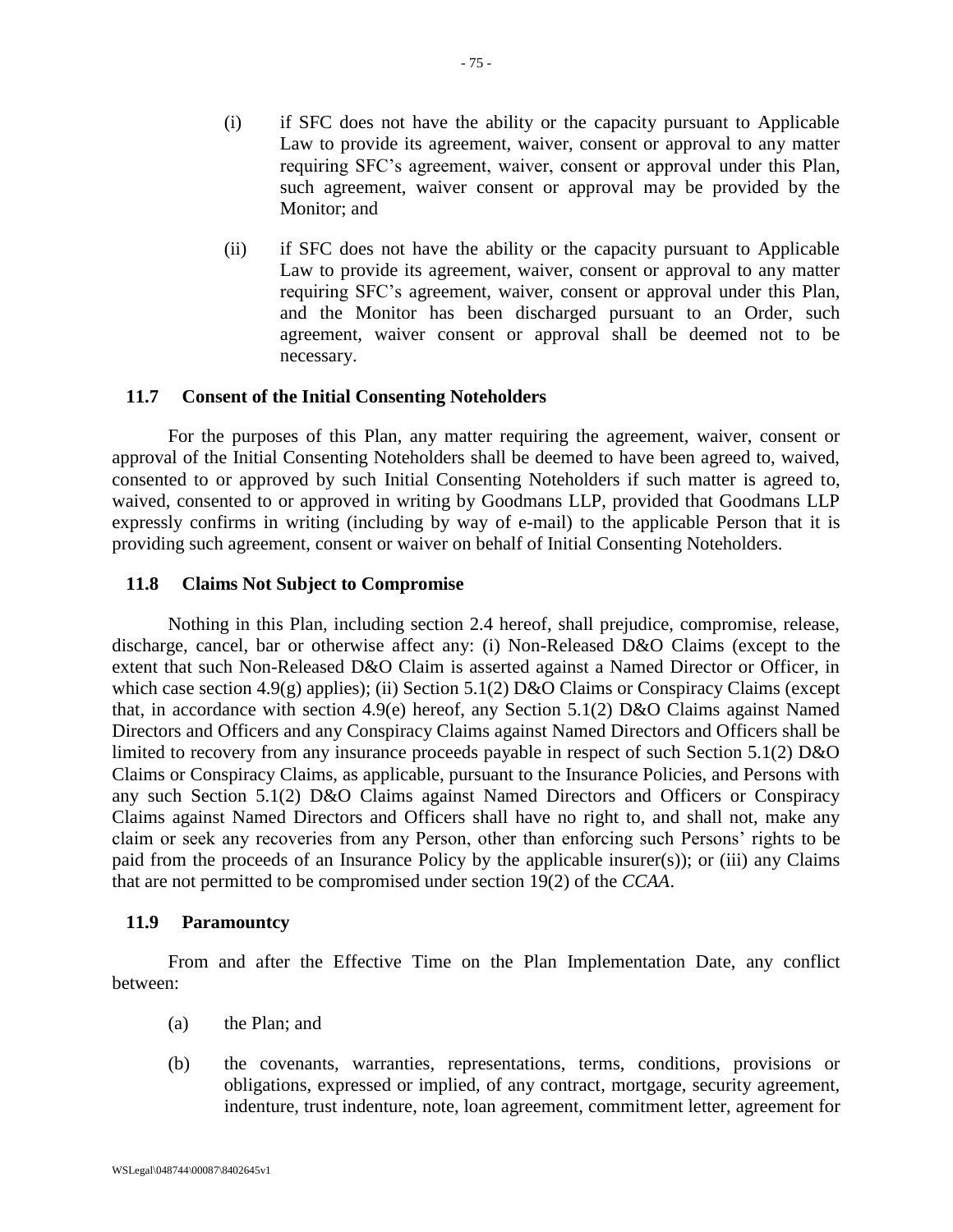(i) if SFC does not have the ability or the capacity pursuant to Applicable Law to provide its agreement, waiver, consent or approval to any matter requiring SFC's agreement, waiver, consent or approval under this Plan, such agreement, waiver consent or approval may be provided by the Monitor; and

(ii) if SFC does not have the ability or the capacity pursuant to Applicable Law to provide its agreement, waiver, consent or approval to any matter requiring SFC's agreement, waiver, consent or approval under this Plan, and the Monitor has been discharged pursuant to an Order, such agreement, waiver consent or approval shall be deemed not to be necessary.

### 11.7 Consent of the Initial Consenting Noteholders

For the purposes of this Plan, any matter requiring the agreement, waiver, consent or approval of the Initial Consenting Noteholders shall be deemed to have been agreed to, waived, consented to or approved by such Initial Consenting Noteholders if such matter is agreed to, waived, consented to or approved in writing by Goodmans LLP, provided that Goodmans LLP expressly confirms in writing (including by way of e-mail) to the applicable Person that it is providing such agreement, consent or waiver on behalf of Initial Consenting Noteholders.

### 11.8 Claims Not Subject to Compromise

Nothing in this Plan, including section 2.4 hereof, shall prejudice, compromise, release, discharge, cancel, bar or otherwise affect any: (i) Non-Released D&O Claims (except to the extent that such Non-Released D&O Claim is asserted against a Named Director or Officer, in which case section 4.9(g) applies); (ii) Section 5.1(2) D&O Claims or Conspiracy Claims (except that, in accordance with section 4.9(e) hereof, any Section 5.1(2) D&O Claims against Named Directors and Officers and any Conspiracy Claims against Named Directors and Officers shall be limited to recovery from any insurance proceeds payable in respect of such Section 5.1(2) D&O Claims or Conspiracy Claims, as applicable, pursuant to the Insurance Policies, and Persons with any such Section 5.1(2) D&O Claims against Named Directors and Officers or Conspiracy Claims against Named Directors and Officers shall have no right to, and shall not, make any claim or seek any recoveries from any Person, other than enforcing such Persons' rights to be paid from the proceeds of an Insurance Policy by the applicable insurer(s)); or (iii) any Claims that are not permitted to be compromised under section 19(2) of the *CCAA*.

### 11.9 Paramountcy

From and after the Effective Time on the Plan Implementation Date, any conflict between:

(a) the Plan; and

(b) the covenants, warranties, representations, terms, conditions, provisions or obligations, expressed or implied, of any contract, mortgage, security agreement, indenture, trust indenture, note, loan agreement, commitment letter, agreement for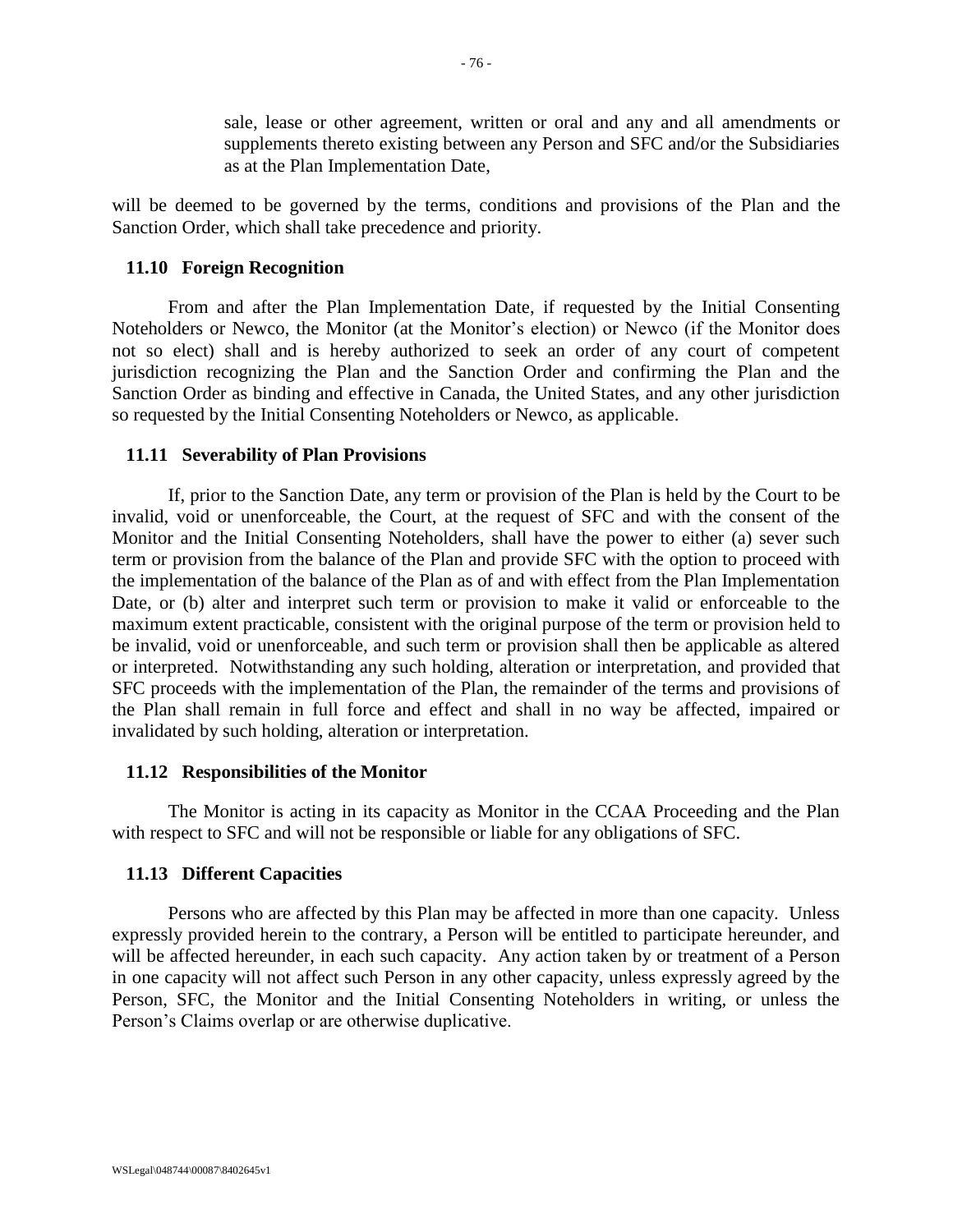sale, lease or other agreement, written or oral and any and all amendments or supplements thereto existing between any Person and SFC and/or the Subsidiaries as at the Plan Implementation Date,

will be deemed to be governed by the terms, conditions and provisions of the Plan and the Sanction Order, which shall take precedence and priority.

### 11.10 Foreign Recognition

From and after the Plan Implementation Date, if requested by the Initial Consenting Noteholders or Newco, the Monitor (at the Monitor's election) or Newco (if the Monitor does not so elect) shall and is hereby authorized to seek an order of any court of competent jurisdiction recognizing the Plan and the Sanction Order and confirming the Plan and the Sanction Order as binding and effective in Canada, the United States, and any other jurisdiction so requested by the Initial Consenting Noteholders or Newco, as applicable.

### 11.11 Severability of Plan Provisions

If, prior to the Sanction Date, any term or provision of the Plan is held by the Court to be invalid, void or unenforceable, the Court, at the request of SFC and with the consent of the Monitor and the Initial Consenting Noteholders, shall have the power to either (a) sever such term or provision from the balance of the Plan and provide SFC with the option to proceed with the implementation of the balance of the Plan as of and with effect from the Plan Implementation Date, or (b) alter and interpret such term or provision to make it valid or enforceable to the maximum extent practicable, consistent with the original purpose of the term or provision held to be invalid, void or unenforceable, and such term or provision shall then be applicable as altered or interpreted. Notwithstanding any such holding, alteration or interpretation, and provided that SFC proceeds with the implementation of the Plan, the remainder of the terms and provisions of the Plan shall remain in full force and effect and shall in no way be affected, impaired or invalidated by such holding, alteration or interpretation.

### 11.12 Responsibilities of the Monitor

The Monitor is acting in its capacity as Monitor in the CCAA Proceeding and the Plan with respect to SFC and will not be responsible or liable for any obligations of SFC.

### 11.13 Different Capacities

Persons who are affected by this Plan may be affected in more than one capacity. Unless expressly provided herein to the contrary, a Person will be entitled to participate hereunder, and will be affected hereunder, in each such capacity. Any action taken by or treatment of a Person in one capacity will not affect such Person in any other capacity, unless expressly agreed by the Person, SFC, the Monitor and the Initial Consenting Noteholders in writing, or unless the Person's Claims overlap or are otherwise duplicative.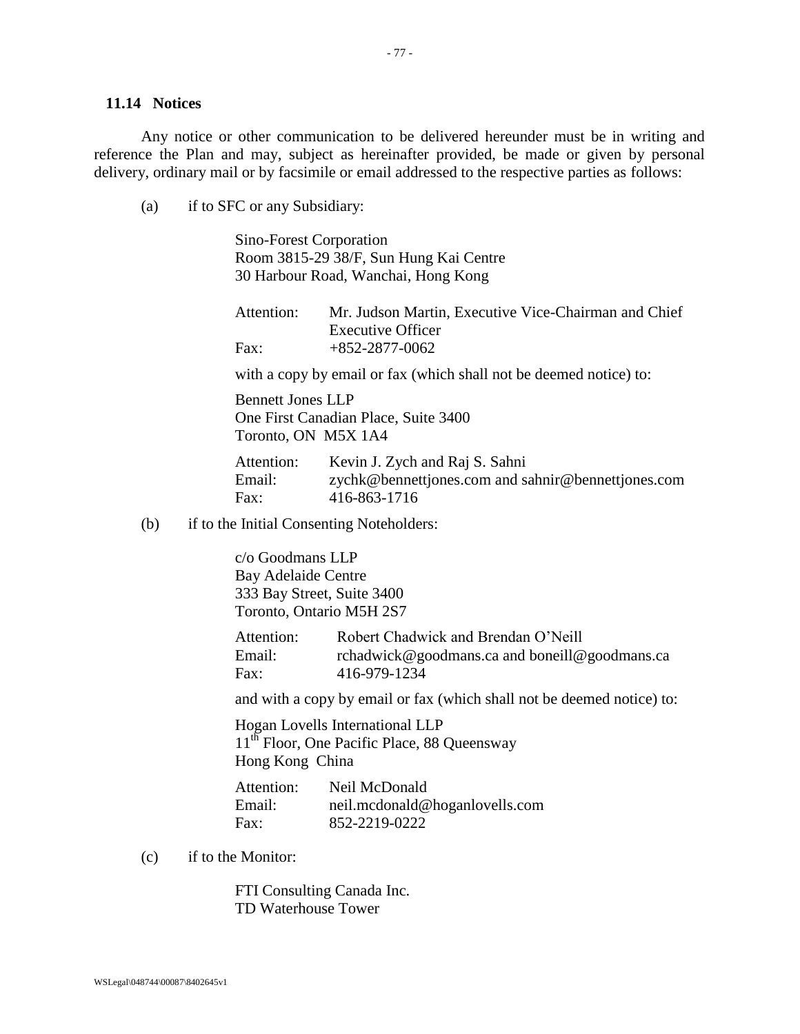### 11.14 Notices

Any notice or other communication to be delivered hereunder must be in writing and reference the Plan and may, subject as hereinafter provided, be made or given by personal delivery, ordinary mail or by facsimile or email addressed to the respective parties as follows:

(a) if to SFC or any Subsidiary:

Sino-Forest Corporation
Room 3815-29 38/F, Sun Hung Kai Centre
30 Harbour Road, Wanchai, Hong Kong

Attention: Mr. Judson Martin, Executive Vice-Chairman and Chief Executive Officer
Fax: +852-2877-0062

with a copy by email or fax (which shall not be deemed notice) to:

Bennett Jones LLP
One First Canadian Place, Suite 3400
Toronto, ON M5X 1A4

Attention: Kevin J. Zych and Raj S. Sahni
Email: zychk@bennettjones.com and sahnir@bennettjones.com
Fax: 416-863-1716

(b) if to the Initial Consenting Noteholders:

c/o Goodmans LLP
Bay Adelaide Centre
333 Bay Street, Suite 3400
Toronto, Ontario M5H 2S7

Attention: Robert Chadwick and Brendan O'Neill
Email: rchadwick@goodmans.ca and boneill@goodmans.ca
Fax: 416-979-1234

and with a copy by email or fax (which shall not be deemed notice) to:

Hogan Lovells International LLP
11th Floor, One Pacific Place, 88 Queensway
Hong Kong China

Attention: Neil McDonald
Email: neil.mcdonald@hoganlovells.com
Fax: 852-2219-0222

(c) if to the Monitor:

FTI Consulting Canada Inc.
TD Waterhouse Tower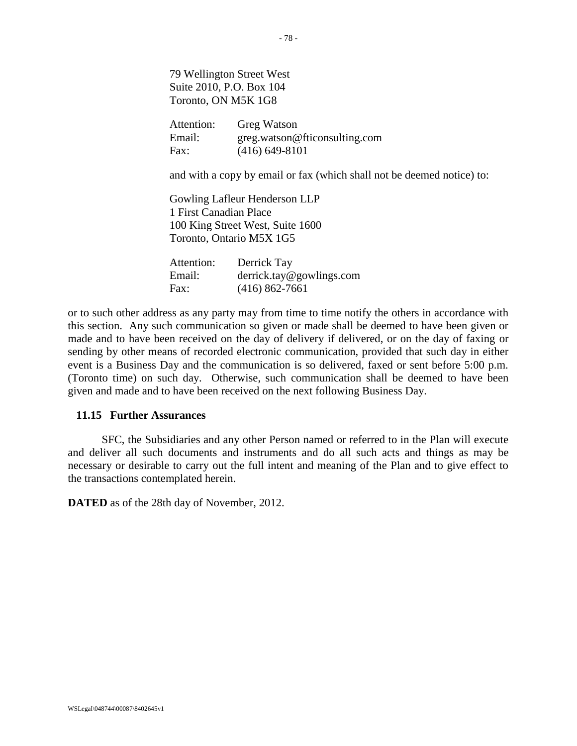79 Wellington Street West
Suite 2010, P.O. Box 104
Toronto, ON M5K 1G8

| | |
|---|---|
| Attention: | Greg Watson |
| Email: | greg.watson@fticonsulting.com |
| Fax: | (416) 649-8101 |

and with a copy by email or fax (which shall not be deemed notice) to:

Gowling Lafleur Henderson LLP
1 First Canadian Place
100 King Street West, Suite 1600
Toronto, Ontario M5X 1G5

| | |
|---|---|
| Attention: | Derrick Tay |
| Email: | derrick.tay@gowlings.com |
| Fax: | (416) 862-7661 |

or to such other address as any party may from time to time notify the others in accordance with this section. Any such communication so given or made shall be deemed to have been given or made and to have been received on the day of delivery if delivered, or on the day of faxing or sending by other means of recorded electronic communication, provided that such day in either event is a Business Day and the communication is so delivered, faxed or sent before 5:00 p.m. (Toronto time) on such day. Otherwise, such communication shall be deemed to have been given and made and to have been received on the next following Business Day.

### 11.15 Further Assurances

SFC, the Subsidiaries and any other Person named or referred to in the Plan will execute and deliver all such documents and instruments and do all such acts and things as may be necessary or desirable to carry out the full intent and meaning of the Plan and to give effect to the transactions contemplated herein.

**DATED** as of the 28th day of November, 2012.